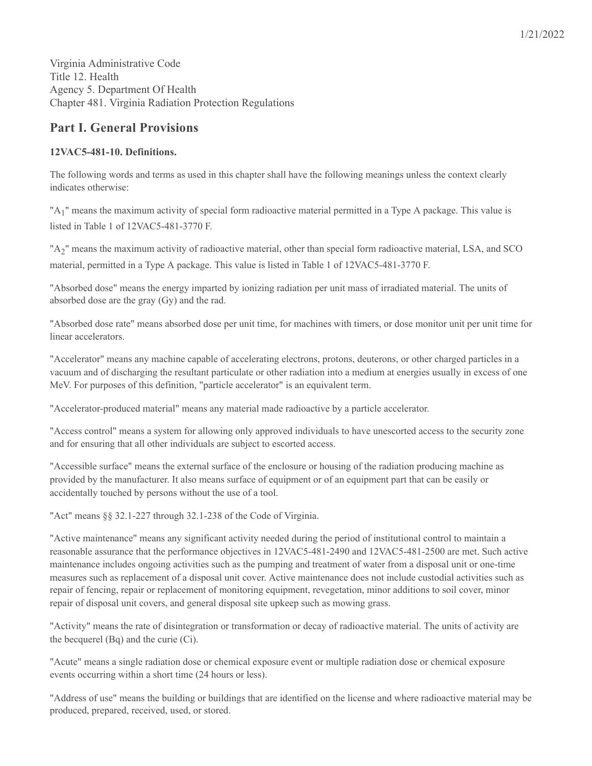Virginia Administrative Code
Title 12. Health
Agency 5. Department Of Health
Chapter 481. Virginia Radiation Protection Regulations

## Part I. General Provisions

**12VAC5-481-10. Definitions.**

The following words and terms as used in this chapter shall have the following meanings unless the context clearly indicates otherwise:

"$A_1$" means the maximum activity of special form radioactive material permitted in a Type A package. This value is listed in Table 1 of 12VAC5-481-3770 F.

"$A_2$" means the maximum activity of radioactive material, other than special form radioactive material, LSA, and SCO material, permitted in a Type A package. This value is listed in Table 1 of 12VAC5-481-3770 F.

"Absorbed dose" means the energy imparted by ionizing radiation per unit mass of irradiated material. The units of absorbed dose are the gray (Gy) and the rad.

"Absorbed dose rate" means absorbed dose per unit time, for machines with timers, or dose monitor unit per unit time for linear accelerators.

"Accelerator" means any machine capable of accelerating electrons, protons, deuterons, or other charged particles in a vacuum and of discharging the resultant particulate or other radiation into a medium at energies usually in excess of one MeV. For purposes of this definition, "particle accelerator" is an equivalent term.

"Accelerator-produced material" means any material made radioactive by a particle accelerator.

"Access control" means a system for allowing only approved individuals to have unescorted access to the security zone and for ensuring that all other individuals are subject to escorted access.

"Accessible surface" means the external surface of the enclosure or housing of the radiation producing machine as provided by the manufacturer. It also means surface of equipment or of an equipment part that can be easily or accidentally touched by persons without the use of a tool.

"Act" means §§ 32.1-227 through 32.1-238 of the Code of Virginia.

"Active maintenance" means any significant activity needed during the period of institutional control to maintain a reasonable assurance that the performance objectives in 12VAC5-481-2490 and 12VAC5-481-2500 are met. Such active maintenance includes ongoing activities such as the pumping and treatment of water from a disposal unit or one-time measures such as replacement of a disposal unit cover. Active maintenance does not include custodial activities such as repair of fencing, repair or replacement of monitoring equipment, revegetation, minor additions to soil cover, minor repair of disposal unit covers, and general disposal site upkeep such as mowing grass.

"Activity" means the rate of disintegration or transformation or decay of radioactive material. The units of activity are the becquerel (Bq) and the curie (Ci).

"Acute" means a single radiation dose or chemical exposure event or multiple radiation dose or chemical exposure events occurring within a short time (24 hours or less).

"Address of use" means the building or buildings that are identified on the license and where radioactive material may be produced, prepared, received, used, or stored.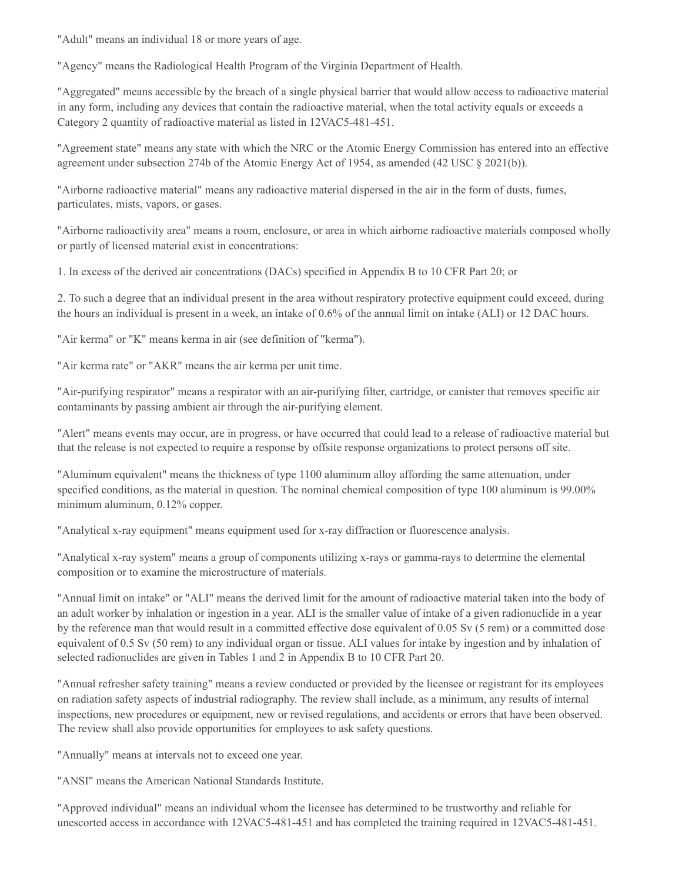"Adult" means an individual 18 or more years of age.

"Agency" means the Radiological Health Program of the Virginia Department of Health.

"Aggregated" means accessible by the breach of a single physical barrier that would allow access to radioactive material in any form, including any devices that contain the radioactive material, when the total activity equals or exceeds a Category 2 quantity of radioactive material as listed in 12VAC5-481-451.

"Agreement state" means any state with which the NRC or the Atomic Energy Commission has entered into an effective agreement under subsection 274b of the Atomic Energy Act of 1954, as amended (42 USC § 2021(b)).

"Airborne radioactive material" means any radioactive material dispersed in the air in the form of dusts, fumes, particulates, mists, vapors, or gases.

"Airborne radioactivity area" means a room, enclosure, or area in which airborne radioactive materials composed wholly or partly of licensed material exist in concentrations:

1. In excess of the derived air concentrations (DACs) specified in Appendix B to 10 CFR Part 20; or

2. To such a degree that an individual present in the area without respiratory protective equipment could exceed, during the hours an individual is present in a week, an intake of 0.6% of the annual limit on intake (ALI) or 12 DAC hours.

"Air kerma" or "K" means kerma in air (see definition of "kerma").

"Air kerma rate" or "AKR" means the air kerma per unit time.

"Air-purifying respirator" means a respirator with an air-purifying filter, cartridge, or canister that removes specific air contaminants by passing ambient air through the air-purifying element.

"Alert" means events may occur, are in progress, or have occurred that could lead to a release of radioactive material but that the release is not expected to require a response by offsite response organizations to protect persons off site.

"Aluminum equivalent" means the thickness of type 1100 aluminum alloy affording the same attenuation, under specified conditions, as the material in question. The nominal chemical composition of type 100 aluminum is 99.00% minimum aluminum, 0.12% copper.

"Analytical x-ray equipment" means equipment used for x-ray diffraction or fluorescence analysis.

"Analytical x-ray system" means a group of components utilizing x-rays or gamma-rays to determine the elemental composition or to examine the microstructure of materials.

"Annual limit on intake" or "ALI" means the derived limit for the amount of radioactive material taken into the body of an adult worker by inhalation or ingestion in a year. ALI is the smaller value of intake of a given radionuclide in a year by the reference man that would result in a committed effective dose equivalent of 0.05 Sv (5 rem) or a committed dose equivalent of 0.5 Sv (50 rem) to any individual organ or tissue. ALI values for intake by ingestion and by inhalation of selected radionuclides are given in Tables 1 and 2 in Appendix B to 10 CFR Part 20.

"Annual refresher safety training" means a review conducted or provided by the licensee or registrant for its employees on radiation safety aspects of industrial radiography. The review shall include, as a minimum, any results of internal inspections, new procedures or equipment, new or revised regulations, and accidents or errors that have been observed. The review shall also provide opportunities for employees to ask safety questions.

"Annually" means at intervals not to exceed one year.

"ANSI" means the American National Standards Institute.

"Approved individual" means an individual whom the licensee has determined to be trustworthy and reliable for unescorted access in accordance with 12VAC5-481-451 and has completed the training required in 12VAC5-481-451.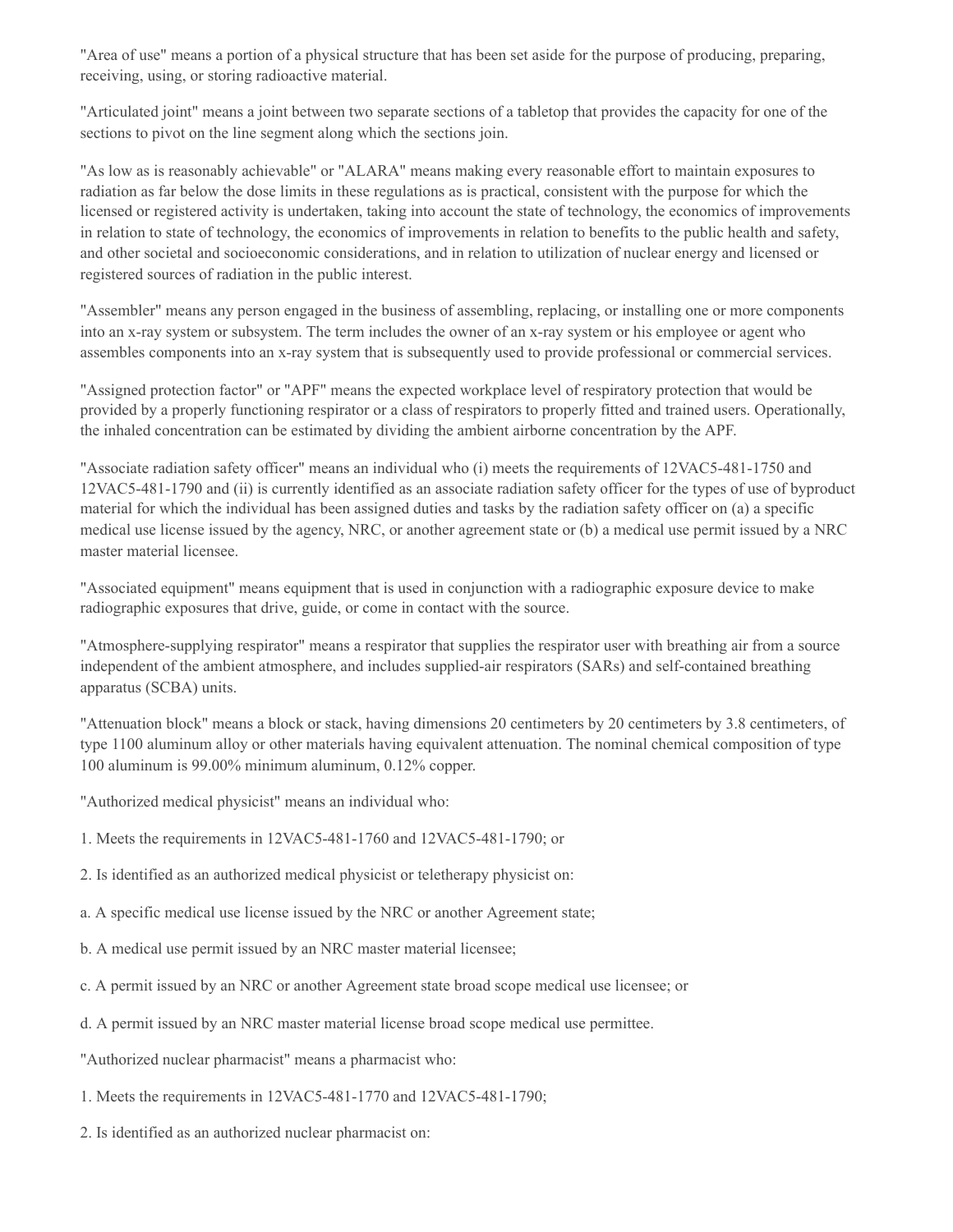"Area of use" means a portion of a physical structure that has been set aside for the purpose of producing, preparing, receiving, using, or storing radioactive material.

"Articulated joint" means a joint between two separate sections of a tabletop that provides the capacity for one of the sections to pivot on the line segment along which the sections join.

"As low as is reasonably achievable" or "ALARA" means making every reasonable effort to maintain exposures to radiation as far below the dose limits in these regulations as is practical, consistent with the purpose for which the licensed or registered activity is undertaken, taking into account the state of technology, the economics of improvements in relation to state of technology, the economics of improvements in relation to benefits to the public health and safety, and other societal and socioeconomic considerations, and in relation to utilization of nuclear energy and licensed or registered sources of radiation in the public interest.

"Assembler" means any person engaged in the business of assembling, replacing, or installing one or more components into an x-ray system or subsystem. The term includes the owner of an x-ray system or his employee or agent who assembles components into an x-ray system that is subsequently used to provide professional or commercial services.

"Assigned protection factor" or "APF" means the expected workplace level of respiratory protection that would be provided by a properly functioning respirator or a class of respirators to properly fitted and trained users. Operationally, the inhaled concentration can be estimated by dividing the ambient airborne concentration by the APF.

"Associate radiation safety officer" means an individual who (i) meets the requirements of 12VAC5-481-1750 and 12VAC5-481-1790 and (ii) is currently identified as an associate radiation safety officer for the types of use of byproduct material for which the individual has been assigned duties and tasks by the radiation safety officer on (a) a specific medical use license issued by the agency, NRC, or another agreement state or (b) a medical use permit issued by a NRC master material licensee.

"Associated equipment" means equipment that is used in conjunction with a radiographic exposure device to make radiographic exposures that drive, guide, or come in contact with the source.

"Atmosphere-supplying respirator" means a respirator that supplies the respirator user with breathing air from a source independent of the ambient atmosphere, and includes supplied-air respirators (SARs) and self-contained breathing apparatus (SCBA) units.

"Attenuation block" means a block or stack, having dimensions 20 centimeters by 20 centimeters by 3.8 centimeters, of type 1100 aluminum alloy or other materials having equivalent attenuation. The nominal chemical composition of type 100 aluminum is 99.00% minimum aluminum, 0.12% copper.

"Authorized medical physicist" means an individual who:

1. Meets the requirements in 12VAC5-481-1760 and 12VAC5-481-1790; or

2. Is identified as an authorized medical physicist or teletherapy physicist on:

a. A specific medical use license issued by the NRC or another Agreement state;

b. A medical use permit issued by an NRC master material licensee;

c. A permit issued by an NRC or another Agreement state broad scope medical use licensee; or

d. A permit issued by an NRC master material license broad scope medical use permittee.

"Authorized nuclear pharmacist" means a pharmacist who:

1. Meets the requirements in 12VAC5-481-1770 and 12VAC5-481-1790;

2. Is identified as an authorized nuclear pharmacist on: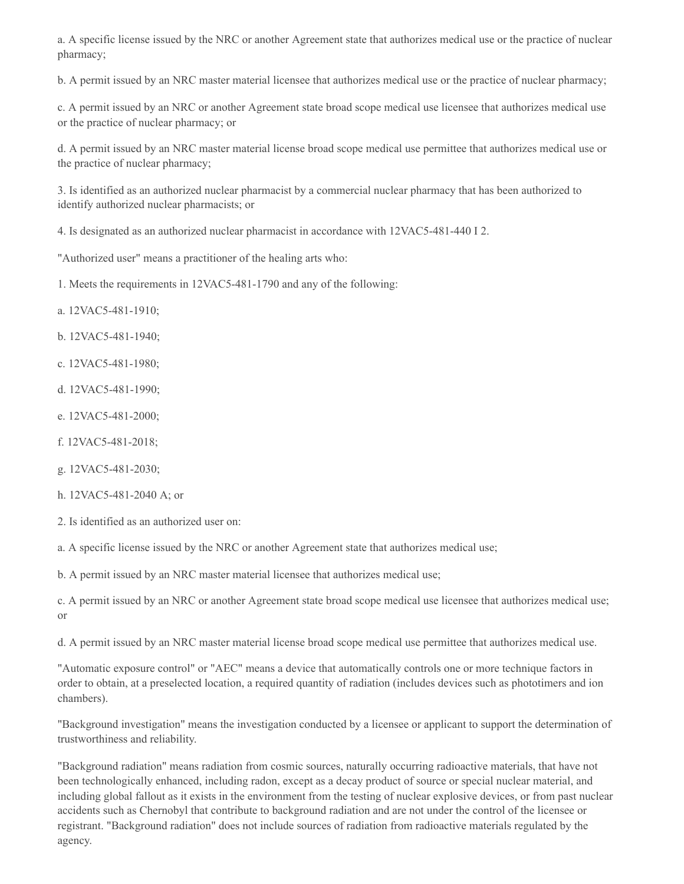a. A specific license issued by the NRC or another Agreement state that authorizes medical use or the practice of nuclear pharmacy;

b. A permit issued by an NRC master material licensee that authorizes medical use or the practice of nuclear pharmacy;

c. A permit issued by an NRC or another Agreement state broad scope medical use licensee that authorizes medical use or the practice of nuclear pharmacy; or

d. A permit issued by an NRC master material license broad scope medical use permittee that authorizes medical use or the practice of nuclear pharmacy;

3. Is identified as an authorized nuclear pharmacist by a commercial nuclear pharmacy that has been authorized to identify authorized nuclear pharmacists; or

4. Is designated as an authorized nuclear pharmacist in accordance with 12VAC5-481-440 I 2.

"Authorized user" means a practitioner of the healing arts who:

1. Meets the requirements in 12VAC5-481-1790 and any of the following:

a. 12VAC5-481-1910;

b. 12VAC5-481-1940;

c. 12VAC5-481-1980;

d. 12VAC5-481-1990;

e. 12VAC5-481-2000;

f. 12VAC5-481-2018;

g. 12VAC5-481-2030;

h. 12VAC5-481-2040 A; or

2. Is identified as an authorized user on:

a. A specific license issued by the NRC or another Agreement state that authorizes medical use;

b. A permit issued by an NRC master material licensee that authorizes medical use;

c. A permit issued by an NRC or another Agreement state broad scope medical use licensee that authorizes medical use; or

d. A permit issued by an NRC master material license broad scope medical use permittee that authorizes medical use.

"Automatic exposure control" or "AEC" means a device that automatically controls one or more technique factors in order to obtain, at a preselected location, a required quantity of radiation (includes devices such as phototimers and ion chambers).

"Background investigation" means the investigation conducted by a licensee or applicant to support the determination of trustworthiness and reliability.

"Background radiation" means radiation from cosmic sources, naturally occurring radioactive materials, that have not been technologically enhanced, including radon, except as a decay product of source or special nuclear material, and including global fallout as it exists in the environment from the testing of nuclear explosive devices, or from past nuclear accidents such as Chernobyl that contribute to background radiation and are not under the control of the licensee or registrant. "Background radiation" does not include sources of radiation from radioactive materials regulated by the agency.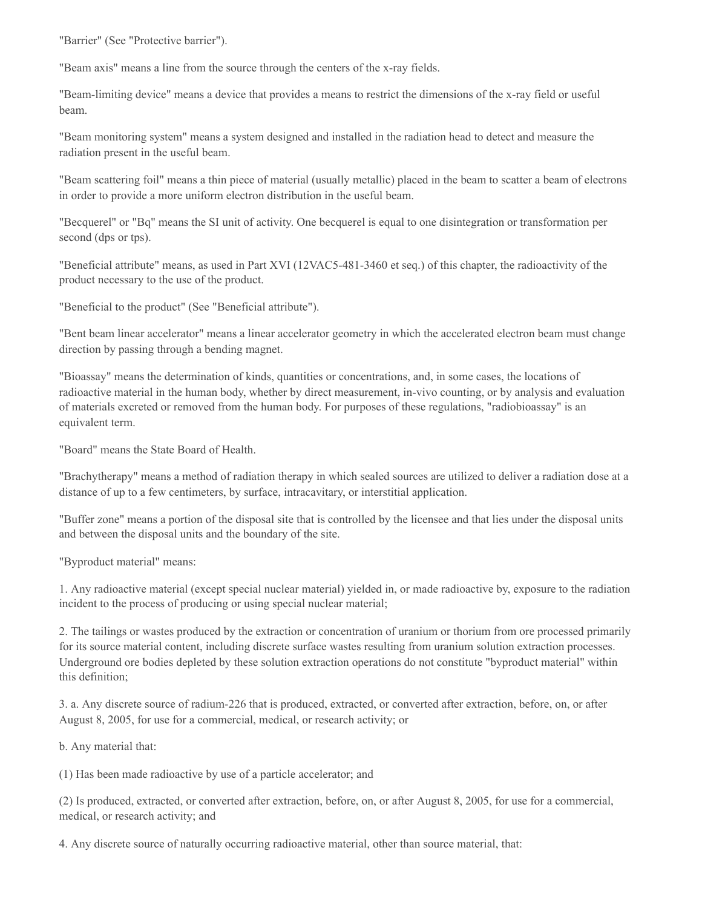"Barrier" (See "Protective barrier").

"Beam axis" means a line from the source through the centers of the x-ray fields.

"Beam-limiting device" means a device that provides a means to restrict the dimensions of the x-ray field or useful beam.

"Beam monitoring system" means a system designed and installed in the radiation head to detect and measure the radiation present in the useful beam.

"Beam scattering foil" means a thin piece of material (usually metallic) placed in the beam to scatter a beam of electrons in order to provide a more uniform electron distribution in the useful beam.

"Becquerel" or "Bq" means the SI unit of activity. One becquerel is equal to one disintegration or transformation per second (dps or tps).

"Beneficial attribute" means, as used in Part XVI (12VAC5-481-3460 et seq.) of this chapter, the radioactivity of the product necessary to the use of the product.

"Beneficial to the product" (See "Beneficial attribute").

"Bent beam linear accelerator" means a linear accelerator geometry in which the accelerated electron beam must change direction by passing through a bending magnet.

"Bioassay" means the determination of kinds, quantities or concentrations, and, in some cases, the locations of radioactive material in the human body, whether by direct measurement, in-vivo counting, or by analysis and evaluation of materials excreted or removed from the human body. For purposes of these regulations, "radiobioassay" is an equivalent term.

"Board" means the State Board of Health.

"Brachytherapy" means a method of radiation therapy in which sealed sources are utilized to deliver a radiation dose at a distance of up to a few centimeters, by surface, intracavitary, or interstitial application.

"Buffer zone" means a portion of the disposal site that is controlled by the licensee and that lies under the disposal units and between the disposal units and the boundary of the site.

"Byproduct material" means:

1. Any radioactive material (except special nuclear material) yielded in, or made radioactive by, exposure to the radiation incident to the process of producing or using special nuclear material;

2. The tailings or wastes produced by the extraction or concentration of uranium or thorium from ore processed primarily for its source material content, including discrete surface wastes resulting from uranium solution extraction processes. Underground ore bodies depleted by these solution extraction operations do not constitute "byproduct material" within this definition;

3. a. Any discrete source of radium-226 that is produced, extracted, or converted after extraction, before, on, or after August 8, 2005, for use for a commercial, medical, or research activity; or

b. Any material that:

(1) Has been made radioactive by use of a particle accelerator; and

(2) Is produced, extracted, or converted after extraction, before, on, or after August 8, 2005, for use for a commercial, medical, or research activity; and

4. Any discrete source of naturally occurring radioactive material, other than source material, that: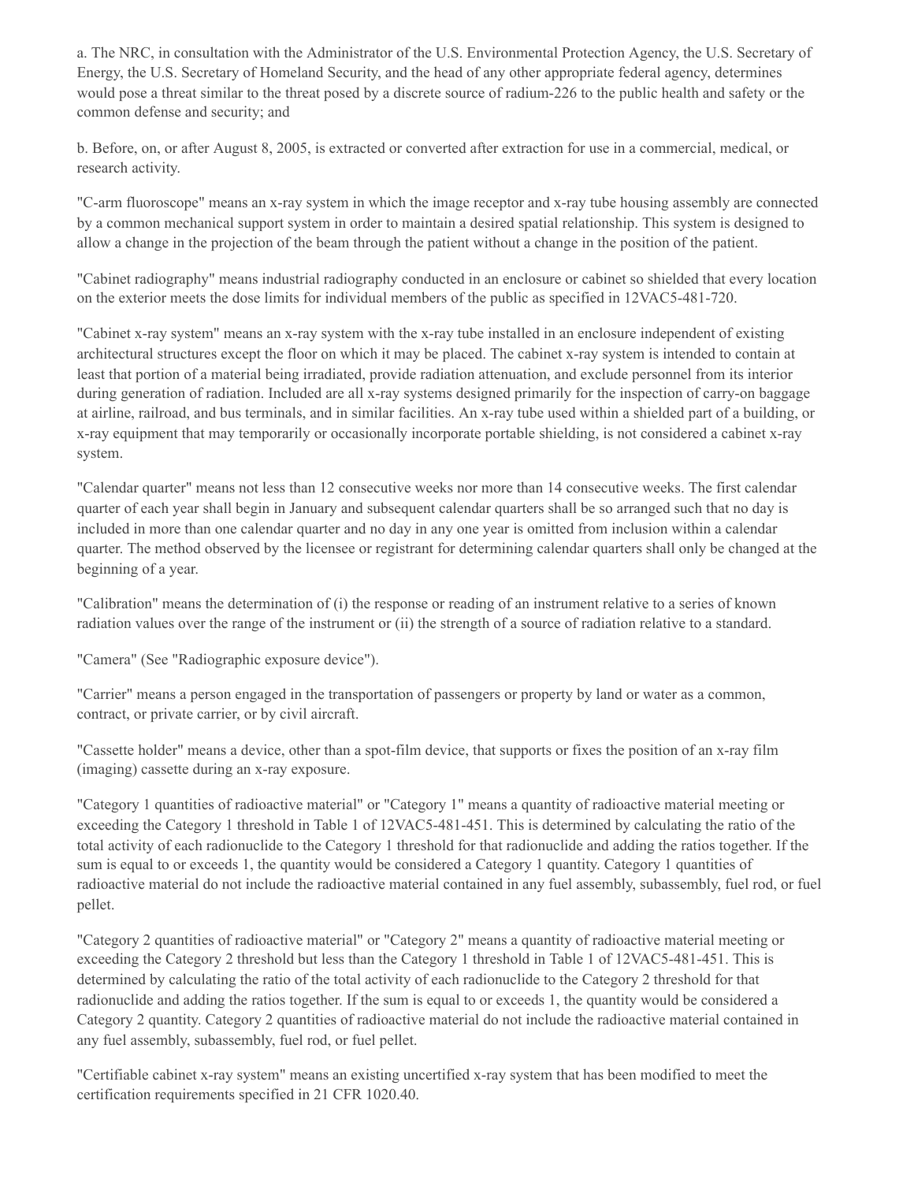a. The NRC, in consultation with the Administrator of the U.S. Environmental Protection Agency, the U.S. Secretary of Energy, the U.S. Secretary of Homeland Security, and the head of any other appropriate federal agency, determines would pose a threat similar to the threat posed by a discrete source of radium-226 to the public health and safety or the common defense and security; and

b. Before, on, or after August 8, 2005, is extracted or converted after extraction for use in a commercial, medical, or research activity.

"C-arm fluoroscope" means an x-ray system in which the image receptor and x-ray tube housing assembly are connected by a common mechanical support system in order to maintain a desired spatial relationship. This system is designed to allow a change in the projection of the beam through the patient without a change in the position of the patient.

"Cabinet radiography" means industrial radiography conducted in an enclosure or cabinet so shielded that every location on the exterior meets the dose limits for individual members of the public as specified in 12VAC5-481-720.

"Cabinet x-ray system" means an x-ray system with the x-ray tube installed in an enclosure independent of existing architectural structures except the floor on which it may be placed. The cabinet x-ray system is intended to contain at least that portion of a material being irradiated, provide radiation attenuation, and exclude personnel from its interior during generation of radiation. Included are all x-ray systems designed primarily for the inspection of carry-on baggage at airline, railroad, and bus terminals, and in similar facilities. An x-ray tube used within a shielded part of a building, or x-ray equipment that may temporarily or occasionally incorporate portable shielding, is not considered a cabinet x-ray system.

"Calendar quarter" means not less than 12 consecutive weeks nor more than 14 consecutive weeks. The first calendar quarter of each year shall begin in January and subsequent calendar quarters shall be so arranged such that no day is included in more than one calendar quarter and no day in any one year is omitted from inclusion within a calendar quarter. The method observed by the licensee or registrant for determining calendar quarters shall only be changed at the beginning of a year.

"Calibration" means the determination of (i) the response or reading of an instrument relative to a series of known radiation values over the range of the instrument or (ii) the strength of a source of radiation relative to a standard.

"Camera" (See "Radiographic exposure device").

"Carrier" means a person engaged in the transportation of passengers or property by land or water as a common, contract, or private carrier, or by civil aircraft.

"Cassette holder" means a device, other than a spot-film device, that supports or fixes the position of an x-ray film (imaging) cassette during an x-ray exposure.

"Category 1 quantities of radioactive material" or "Category 1" means a quantity of radioactive material meeting or exceeding the Category 1 threshold in Table 1 of 12VAC5-481-451. This is determined by calculating the ratio of the total activity of each radionuclide to the Category 1 threshold for that radionuclide and adding the ratios together. If the sum is equal to or exceeds 1, the quantity would be considered a Category 1 quantity. Category 1 quantities of radioactive material do not include the radioactive material contained in any fuel assembly, subassembly, fuel rod, or fuel pellet.

"Category 2 quantities of radioactive material" or "Category 2" means a quantity of radioactive material meeting or exceeding the Category 2 threshold but less than the Category 1 threshold in Table 1 of 12VAC5-481-451. This is determined by calculating the ratio of the total activity of each radionuclide to the Category 2 threshold for that radionuclide and adding the ratios together. If the sum is equal to or exceeds 1, the quantity would be considered a Category 2 quantity. Category 2 quantities of radioactive material do not include the radioactive material contained in any fuel assembly, subassembly, fuel rod, or fuel pellet.

"Certifiable cabinet x-ray system" means an existing uncertified x-ray system that has been modified to meet the certification requirements specified in 21 CFR 1020.40.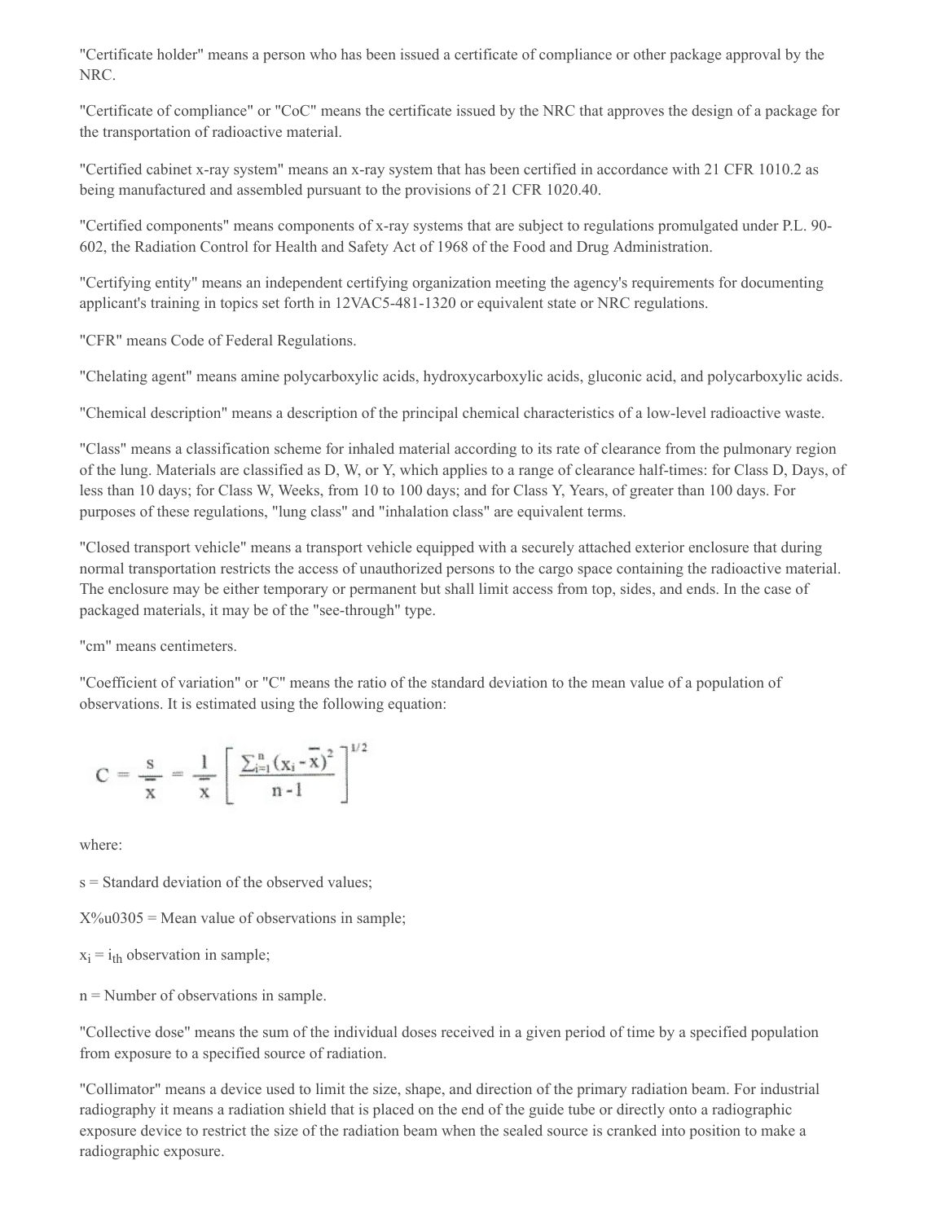"Certificate holder" means a person who has been issued a certificate of compliance or other package approval by the NRC.

"Certificate of compliance" or "CoC" means the certificate issued by the NRC that approves the design of a package for the transportation of radioactive material.

"Certified cabinet x-ray system" means an x-ray system that has been certified in accordance with 21 CFR 1010.2 as being manufactured and assembled pursuant to the provisions of 21 CFR 1020.40.

"Certified components" means components of x-ray systems that are subject to regulations promulgated under P.L. 90-602, the Radiation Control for Health and Safety Act of 1968 of the Food and Drug Administration.

"Certifying entity" means an independent certifying organization meeting the agency's requirements for documenting applicant's training in topics set forth in 12VAC5-481-1320 or equivalent state or NRC regulations.

"CFR" means Code of Federal Regulations.

"Chelating agent" means amine polycarboxylic acids, hydroxycarboxylic acids, gluconic acid, and polycarboxylic acids.

"Chemical description" means a description of the principal chemical characteristics of a low-level radioactive waste.

"Class" means a classification scheme for inhaled material according to its rate of clearance from the pulmonary region of the lung. Materials are classified as D, W, or Y, which applies to a range of clearance half-times: for Class D, Days, of less than 10 days; for Class W, Weeks, from 10 to 100 days; and for Class Y, Years, of greater than 100 days. For purposes of these regulations, "lung class" and "inhalation class" are equivalent terms.

"Closed transport vehicle" means a transport vehicle equipped with a securely attached exterior enclosure that during normal transportation restricts the access of unauthorized persons to the cargo space containing the radioactive material. The enclosure may be either temporary or permanent but shall limit access from top, sides, and ends. In the case of packaged materials, it may be of the "see-through" type.

"cm" means centimeters.

"Coefficient of variation" or "C" means the ratio of the standard deviation to the mean value of a population of observations. It is estimated using the following equation:

$$C = \frac{s}{\bar{x}} = \frac{1}{\bar{x}} \left[ \frac{\sum_{i=1}^{n} (x_i - \bar{x})^2}{n - 1} \right]^{1/2}$$

where:

s = Standard deviation of the observed values;

X%u0305 = Mean value of observations in sample;

$x_i$ = $i_{th}$ observation in sample;

n = Number of observations in sample.

"Collective dose" means the sum of the individual doses received in a given period of time by a specified population from exposure to a specified source of radiation.

"Collimator" means a device used to limit the size, shape, and direction of the primary radiation beam. For industrial radiography it means a radiation shield that is placed on the end of the guide tube or directly onto a radiographic exposure device to restrict the size of the radiation beam when the sealed source is cranked into position to make a radiographic exposure.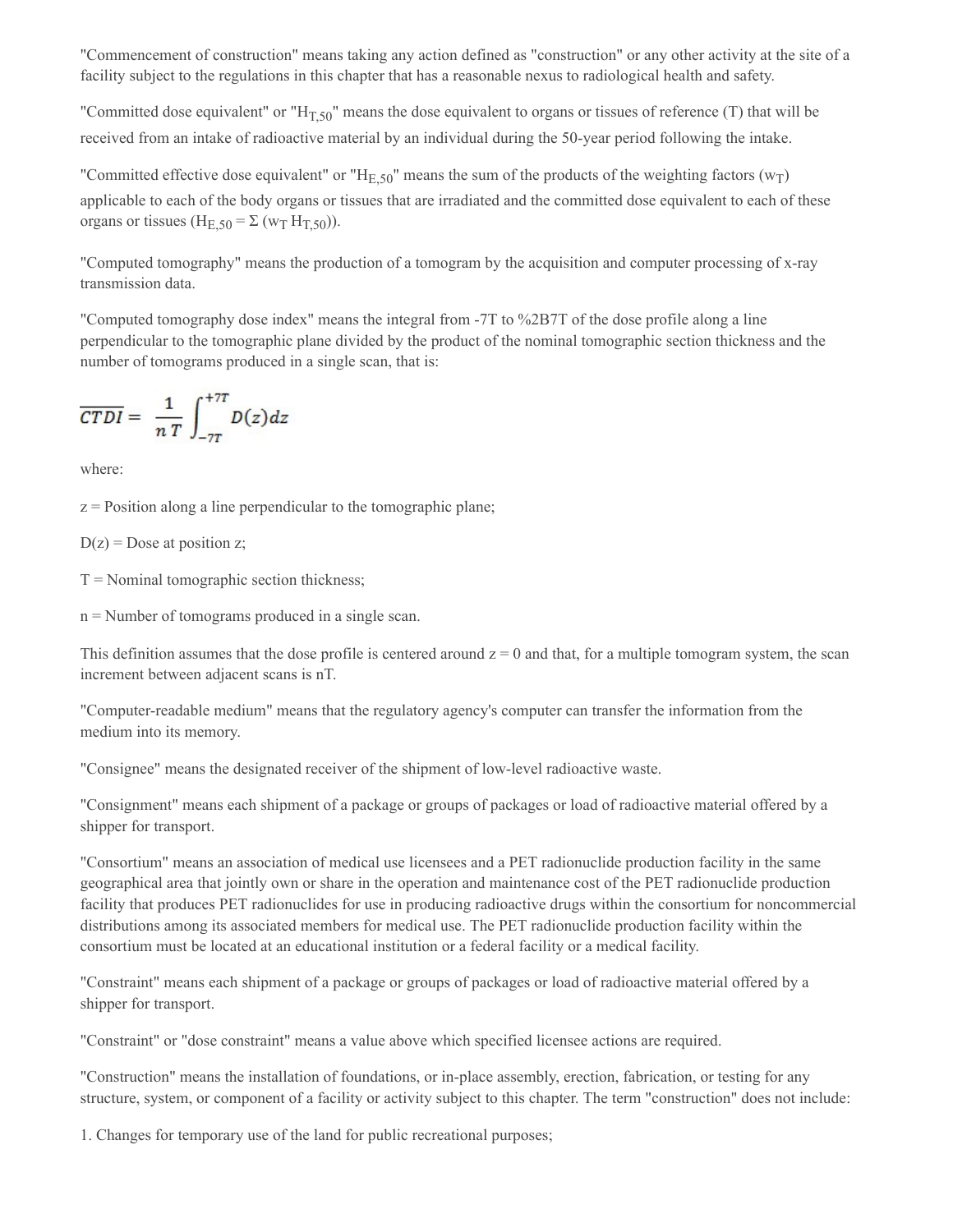"Commencement of construction" means taking any action defined as "construction" or any other activity at the site of a facility subject to the regulations in this chapter that has a reasonable nexus to radiological health and safety.

"Committed dose equivalent" or "$H_{T,50}$" means the dose equivalent to organs or tissues of reference (T) that will be received from an intake of radioactive material by an individual during the 50-year period following the intake.

"Committed effective dose equivalent" or "$H_{E,50}$" means the sum of the products of the weighting factors ($w_T$) applicable to each of the body organs or tissues that are irradiated and the committed dose equivalent to each of these organs or tissues ($H_{E,50} = \Sigma (w_T H_{T,50})$).

"Computed tomography" means the production of a tomogram by the acquisition and computer processing of x-ray transmission data.

"Computed tomography dose index" means the integral from -7T to %2B7T of the dose profile along a line perpendicular to the tomographic plane divided by the product of the nominal tomographic section thickness and the number of tomograms produced in a single scan, that is:

$$\overline{CTDI} = \frac{1}{nT}\int_{-7T}^{+7T} D(z)dz$$

where:

z = Position along a line perpendicular to the tomographic plane;

D(z) = Dose at position z;

T = Nominal tomographic section thickness;

n = Number of tomograms produced in a single scan.

This definition assumes that the dose profile is centered around z = 0 and that, for a multiple tomogram system, the scan increment between adjacent scans is nT.

"Computer-readable medium" means that the regulatory agency's computer can transfer the information from the medium into its memory.

"Consignee" means the designated receiver of the shipment of low-level radioactive waste.

"Consignment" means each shipment of a package or groups of packages or load of radioactive material offered by a shipper for transport.

"Consortium" means an association of medical use licensees and a PET radionuclide production facility in the same geographical area that jointly own or share in the operation and maintenance cost of the PET radionuclide production facility that produces PET radionuclides for use in producing radioactive drugs within the consortium for noncommercial distributions among its associated members for medical use. The PET radionuclide production facility within the consortium must be located at an educational institution or a federal facility or a medical facility.

"Constraint" means each shipment of a package or groups of packages or load of radioactive material offered by a shipper for transport.

"Constraint" or "dose constraint" means a value above which specified licensee actions are required.

"Construction" means the installation of foundations, or in-place assembly, erection, fabrication, or testing for any structure, system, or component of a facility or activity subject to this chapter. The term "construction" does not include:

1. Changes for temporary use of the land for public recreational purposes;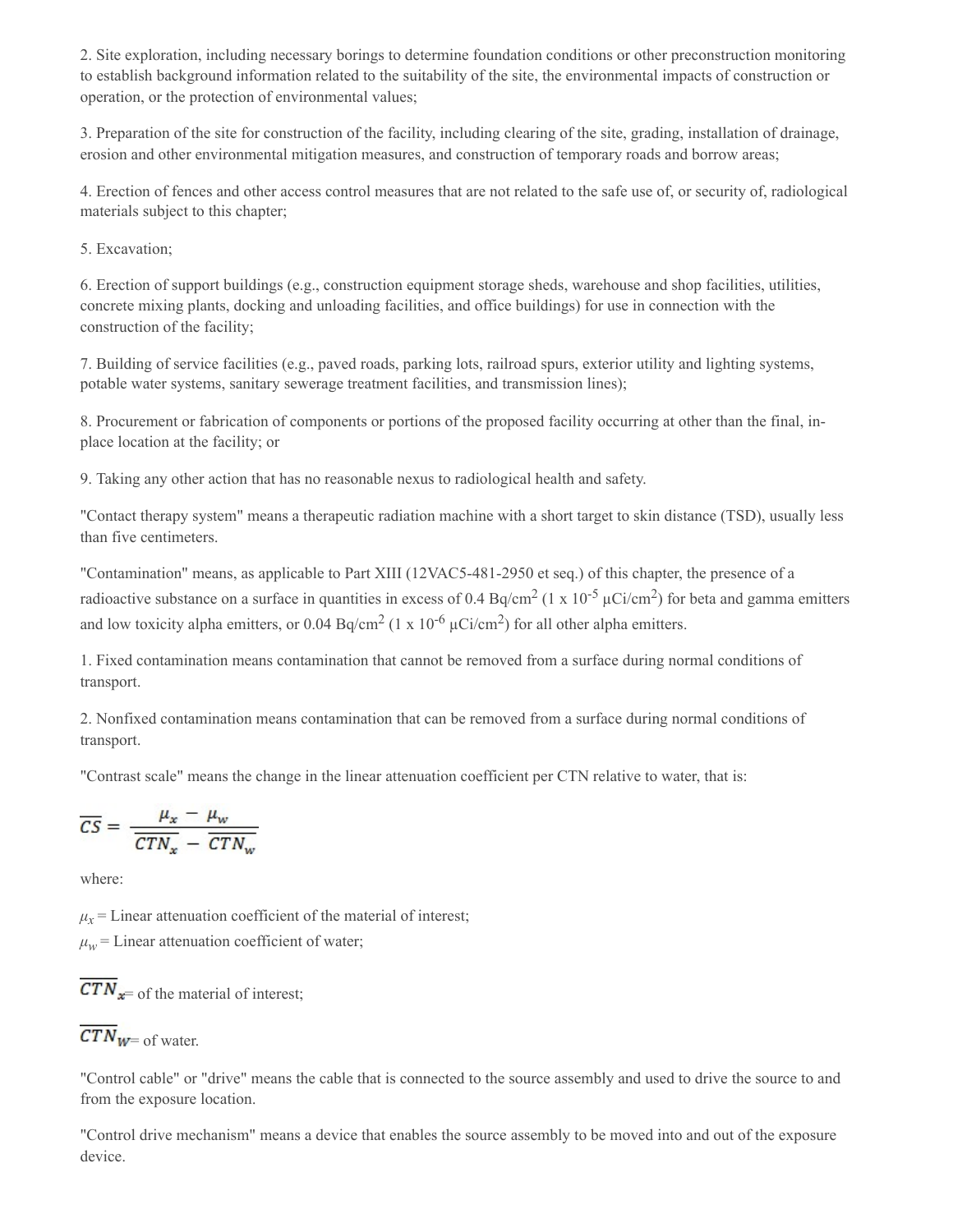2. Site exploration, including necessary borings to determine foundation conditions or other preconstruction monitoring to establish background information related to the suitability of the site, the environmental impacts of construction or operation, or the protection of environmental values;

3. Preparation of the site for construction of the facility, including clearing of the site, grading, installation of drainage, erosion and other environmental mitigation measures, and construction of temporary roads and borrow areas;

4. Erection of fences and other access control measures that are not related to the safe use of, or security of, radiological materials subject to this chapter;

5. Excavation;

6. Erection of support buildings (e.g., construction equipment storage sheds, warehouse and shop facilities, utilities, concrete mixing plants, docking and unloading facilities, and office buildings) for use in connection with the construction of the facility;

7. Building of service facilities (e.g., paved roads, parking lots, railroad spurs, exterior utility and lighting systems, potable water systems, sanitary sewerage treatment facilities, and transmission lines);

8. Procurement or fabrication of components or portions of the proposed facility occurring at other than the final, in-place location at the facility; or

9. Taking any other action that has no reasonable nexus to radiological health and safety.

"Contact therapy system" means a therapeutic radiation machine with a short target to skin distance (TSD), usually less than five centimeters.

"Contamination" means, as applicable to Part XIII (12VAC5-481-2950 et seq.) of this chapter, the presence of a radioactive substance on a surface in quantities in excess of 0.4 Bq/cm$^2$ (1 x 10$^{-5}$ μCi/cm$^2$) for beta and gamma emitters and low toxicity alpha emitters, or 0.04 Bq/cm$^2$ (1 x 10$^{-6}$ μCi/cm$^2$) for all other alpha emitters.

1. Fixed contamination means contamination that cannot be removed from a surface during normal conditions of transport.

2. Nonfixed contamination means contamination that can be removed from a surface during normal conditions of transport.

"Contrast scale" means the change in the linear attenuation coefficient per CTN relative to water, that is:

$$\overline{CS} = \frac{\mu_x - \mu_w}{\overline{CTN_x} - \overline{CTN_w}}$$

where:

$\mu_x$ = Linear attenuation coefficient of the material of interest;
$\mu_w$ = Linear attenuation coefficient of water;

$\overline{CTN_x}$ = of the material of interest;

$\overline{CTN_W}$ = of water.

"Control cable" or "drive" means the cable that is connected to the source assembly and used to drive the source to and from the exposure location.

"Control drive mechanism" means a device that enables the source assembly to be moved into and out of the exposure device.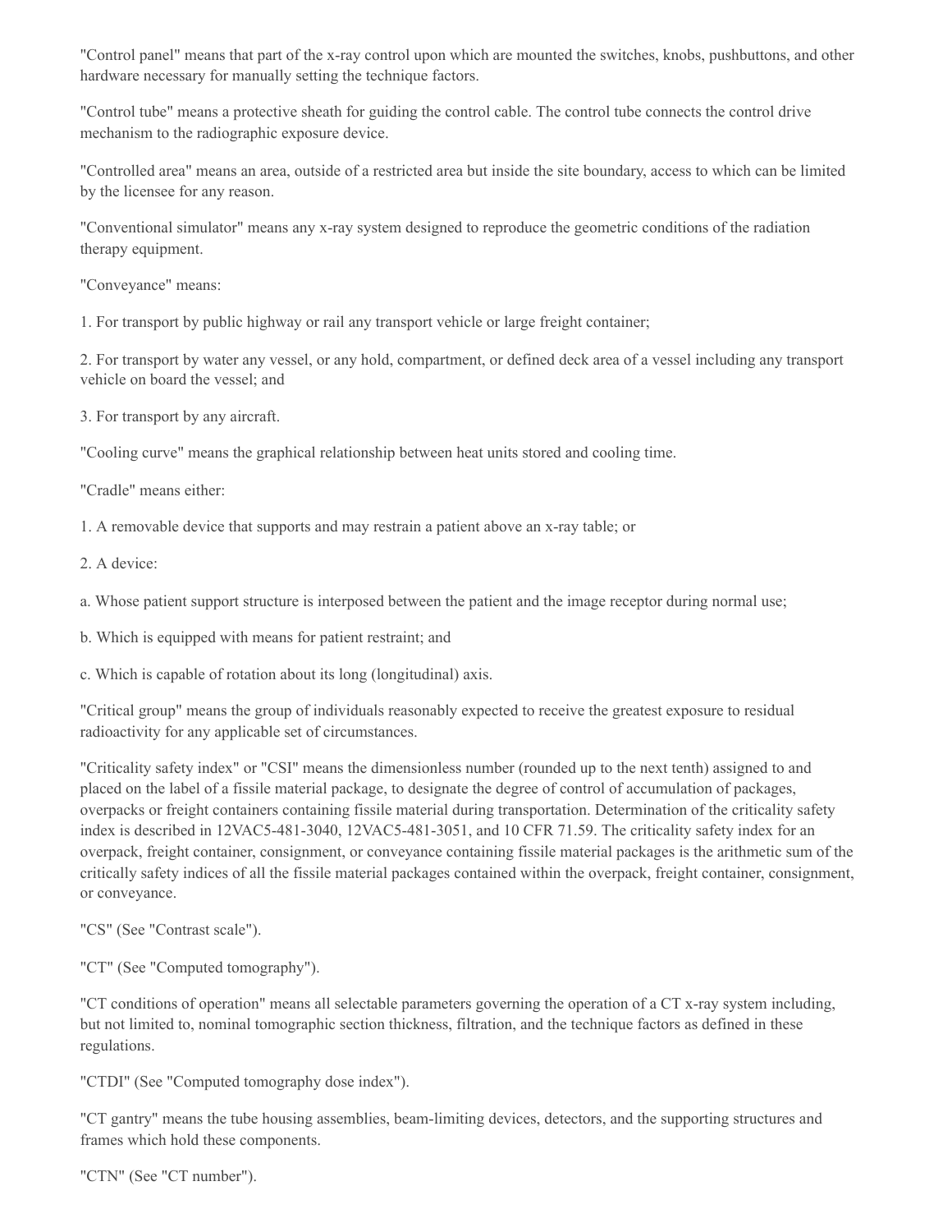"Control panel" means that part of the x-ray control upon which are mounted the switches, knobs, pushbuttons, and other hardware necessary for manually setting the technique factors.

"Control tube" means a protective sheath for guiding the control cable. The control tube connects the control drive mechanism to the radiographic exposure device.

"Controlled area" means an area, outside of a restricted area but inside the site boundary, access to which can be limited by the licensee for any reason.

"Conventional simulator" means any x-ray system designed to reproduce the geometric conditions of the radiation therapy equipment.

"Conveyance" means:

1. For transport by public highway or rail any transport vehicle or large freight container;

2. For transport by water any vessel, or any hold, compartment, or defined deck area of a vessel including any transport vehicle on board the vessel; and

3. For transport by any aircraft.

"Cooling curve" means the graphical relationship between heat units stored and cooling time.

"Cradle" means either:

1. A removable device that supports and may restrain a patient above an x-ray table; or

2. A device:

a. Whose patient support structure is interposed between the patient and the image receptor during normal use;

b. Which is equipped with means for patient restraint; and

c. Which is capable of rotation about its long (longitudinal) axis.

"Critical group" means the group of individuals reasonably expected to receive the greatest exposure to residual radioactivity for any applicable set of circumstances.

"Criticality safety index" or "CSI" means the dimensionless number (rounded up to the next tenth) assigned to and placed on the label of a fissile material package, to designate the degree of control of accumulation of packages, overpacks or freight containers containing fissile material during transportation. Determination of the criticality safety index is described in 12VAC5-481-3040, 12VAC5-481-3051, and 10 CFR 71.59. The criticality safety index for an overpack, freight container, consignment, or conveyance containing fissile material packages is the arithmetic sum of the critically safety indices of all the fissile material packages contained within the overpack, freight container, consignment, or conveyance.

"CS" (See "Contrast scale").

"CT" (See "Computed tomography").

"CT conditions of operation" means all selectable parameters governing the operation of a CT x-ray system including, but not limited to, nominal tomographic section thickness, filtration, and the technique factors as defined in these regulations.

"CTDI" (See "Computed tomography dose index").

"CT gantry" means the tube housing assemblies, beam-limiting devices, detectors, and the supporting structures and frames which hold these components.

"CTN" (See "CT number").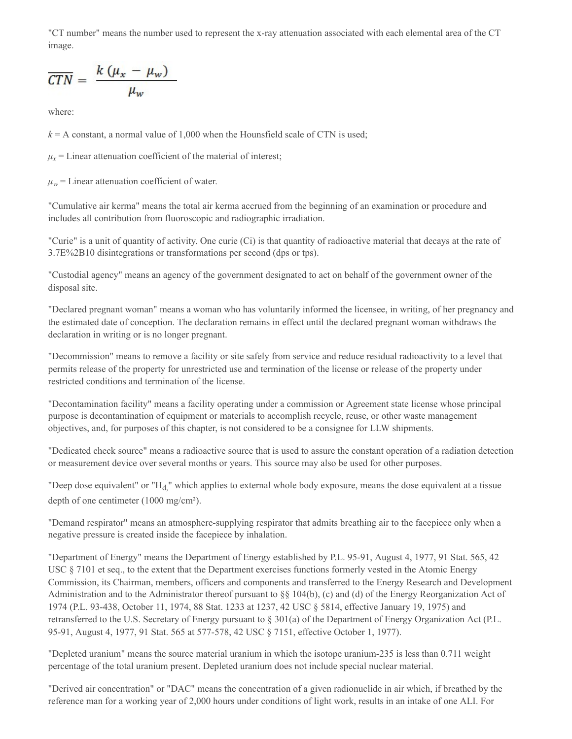"CT number" means the number used to represent the x-ray attenuation associated with each elemental area of the CT image.

$$\overline{CTN} = \frac{k\,(\mu_x - \mu_w)}{\mu_w}$$

where:

$k$ = A constant, a normal value of 1,000 when the Hounsfield scale of CTN is used;

$\mu_x$ = Linear attenuation coefficient of the material of interest;

$\mu_w$ = Linear attenuation coefficient of water.

"Cumulative air kerma" means the total air kerma accrued from the beginning of an examination or procedure and includes all contribution from fluoroscopic and radiographic irradiation.

"Curie" is a unit of quantity of activity. One curie (Ci) is that quantity of radioactive material that decays at the rate of 3.7E%2B10 disintegrations or transformations per second (dps or tps).

"Custodial agency" means an agency of the government designated to act on behalf of the government owner of the disposal site.

"Declared pregnant woman" means a woman who has voluntarily informed the licensee, in writing, of her pregnancy and the estimated date of conception. The declaration remains in effect until the declared pregnant woman withdraws the declaration in writing or is no longer pregnant.

"Decommission" means to remove a facility or site safely from service and reduce residual radioactivity to a level that permits release of the property for unrestricted use and termination of the license or release of the property under restricted conditions and termination of the license.

"Decontamination facility" means a facility operating under a commission or Agreement state license whose principal purpose is decontamination of equipment or materials to accomplish recycle, reuse, or other waste management objectives, and, for purposes of this chapter, is not considered to be a consignee for LLW shipments.

"Dedicated check source" means a radioactive source that is used to assure the constant operation of a radiation detection or measurement device over several months or years. This source may also be used for other purposes.

"Deep dose equivalent" or "$H_d$," which applies to external whole body exposure, means the dose equivalent at a tissue depth of one centimeter (1000 mg/cm²).

"Demand respirator" means an atmosphere-supplying respirator that admits breathing air to the facepiece only when a negative pressure is created inside the facepiece by inhalation.

"Department of Energy" means the Department of Energy established by P.L. 95-91, August 4, 1977, 91 Stat. 565, 42 USC § 7101 et seq., to the extent that the Department exercises functions formerly vested in the Atomic Energy Commission, its Chairman, members, officers and components and transferred to the Energy Research and Development Administration and to the Administrator thereof pursuant to §§ 104(b), (c) and (d) of the Energy Reorganization Act of 1974 (P.L. 93-438, October 11, 1974, 88 Stat. 1233 at 1237, 42 USC § 5814, effective January 19, 1975) and retransferred to the U.S. Secretary of Energy pursuant to § 301(a) of the Department of Energy Organization Act (P.L. 95-91, August 4, 1977, 91 Stat. 565 at 577-578, 42 USC § 7151, effective October 1, 1977).

"Depleted uranium" means the source material uranium in which the isotope uranium-235 is less than 0.711 weight percentage of the total uranium present. Depleted uranium does not include special nuclear material.

"Derived air concentration" or "DAC" means the concentration of a given radionuclide in air which, if breathed by the reference man for a working year of 2,000 hours under conditions of light work, results in an intake of one ALI. For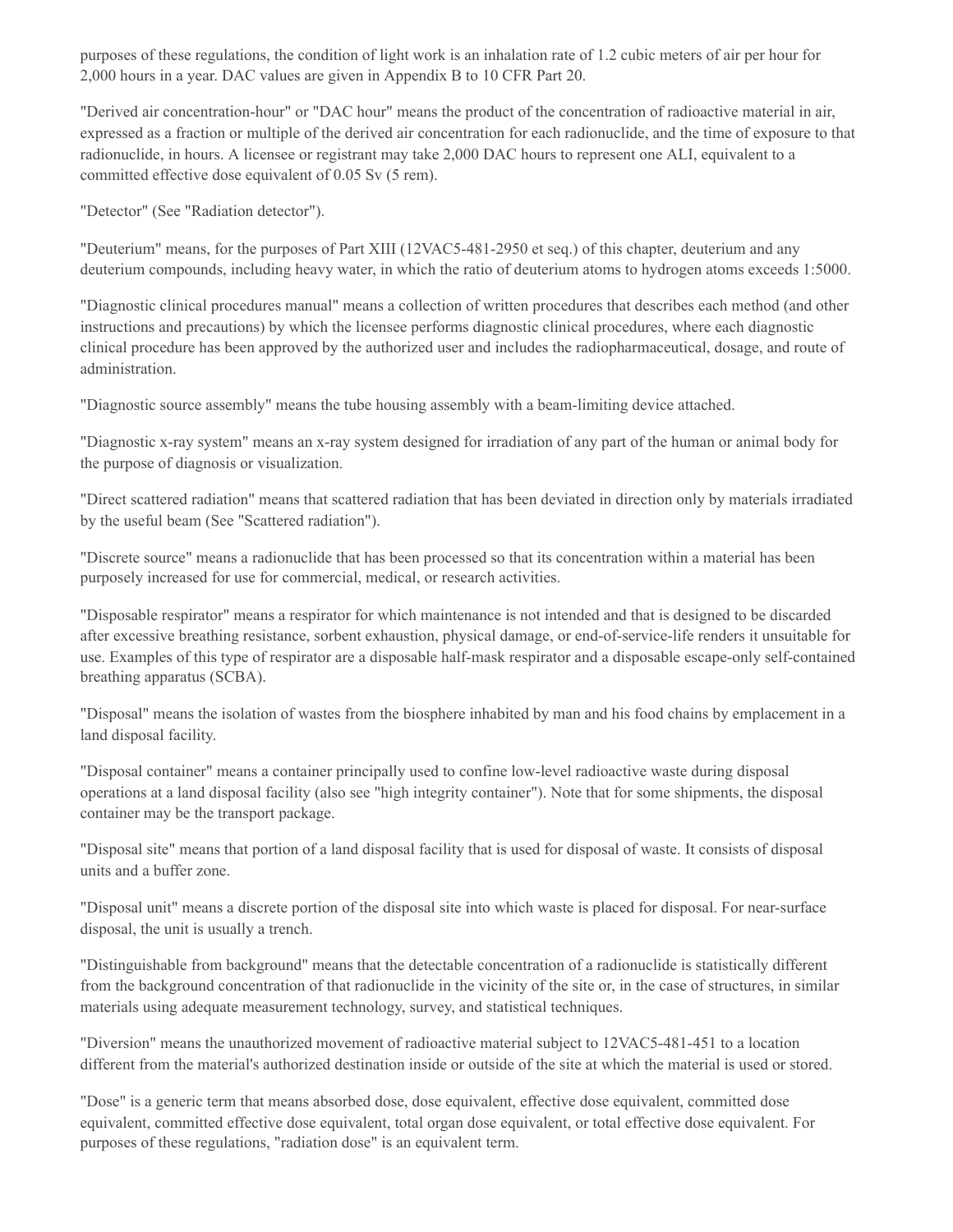purposes of these regulations, the condition of light work is an inhalation rate of 1.2 cubic meters of air per hour for 2,000 hours in a year. DAC values are given in Appendix B to 10 CFR Part 20.

"Derived air concentration-hour" or "DAC hour" means the product of the concentration of radioactive material in air, expressed as a fraction or multiple of the derived air concentration for each radionuclide, and the time of exposure to that radionuclide, in hours. A licensee or registrant may take 2,000 DAC hours to represent one ALI, equivalent to a committed effective dose equivalent of 0.05 Sv (5 rem).

"Detector" (See "Radiation detector").

"Deuterium" means, for the purposes of Part XIII (12VAC5-481-2950 et seq.) of this chapter, deuterium and any deuterium compounds, including heavy water, in which the ratio of deuterium atoms to hydrogen atoms exceeds 1:5000.

"Diagnostic clinical procedures manual" means a collection of written procedures that describes each method (and other instructions and precautions) by which the licensee performs diagnostic clinical procedures, where each diagnostic clinical procedure has been approved by the authorized user and includes the radiopharmaceutical, dosage, and route of administration.

"Diagnostic source assembly" means the tube housing assembly with a beam-limiting device attached.

"Diagnostic x-ray system" means an x-ray system designed for irradiation of any part of the human or animal body for the purpose of diagnosis or visualization.

"Direct scattered radiation" means that scattered radiation that has been deviated in direction only by materials irradiated by the useful beam (See "Scattered radiation").

"Discrete source" means a radionuclide that has been processed so that its concentration within a material has been purposely increased for use for commercial, medical, or research activities.

"Disposable respirator" means a respirator for which maintenance is not intended and that is designed to be discarded after excessive breathing resistance, sorbent exhaustion, physical damage, or end-of-service-life renders it unsuitable for use. Examples of this type of respirator are a disposable half-mask respirator and a disposable escape-only self-contained breathing apparatus (SCBA).

"Disposal" means the isolation of wastes from the biosphere inhabited by man and his food chains by emplacement in a land disposal facility.

"Disposal container" means a container principally used to confine low-level radioactive waste during disposal operations at a land disposal facility (also see "high integrity container"). Note that for some shipments, the disposal container may be the transport package.

"Disposal site" means that portion of a land disposal facility that is used for disposal of waste. It consists of disposal units and a buffer zone.

"Disposal unit" means a discrete portion of the disposal site into which waste is placed for disposal. For near-surface disposal, the unit is usually a trench.

"Distinguishable from background" means that the detectable concentration of a radionuclide is statistically different from the background concentration of that radionuclide in the vicinity of the site or, in the case of structures, in similar materials using adequate measurement technology, survey, and statistical techniques.

"Diversion" means the unauthorized movement of radioactive material subject to 12VAC5-481-451 to a location different from the material's authorized destination inside or outside of the site at which the material is used or stored.

"Dose" is a generic term that means absorbed dose, dose equivalent, effective dose equivalent, committed dose equivalent, committed effective dose equivalent, total organ dose equivalent, or total effective dose equivalent. For purposes of these regulations, "radiation dose" is an equivalent term.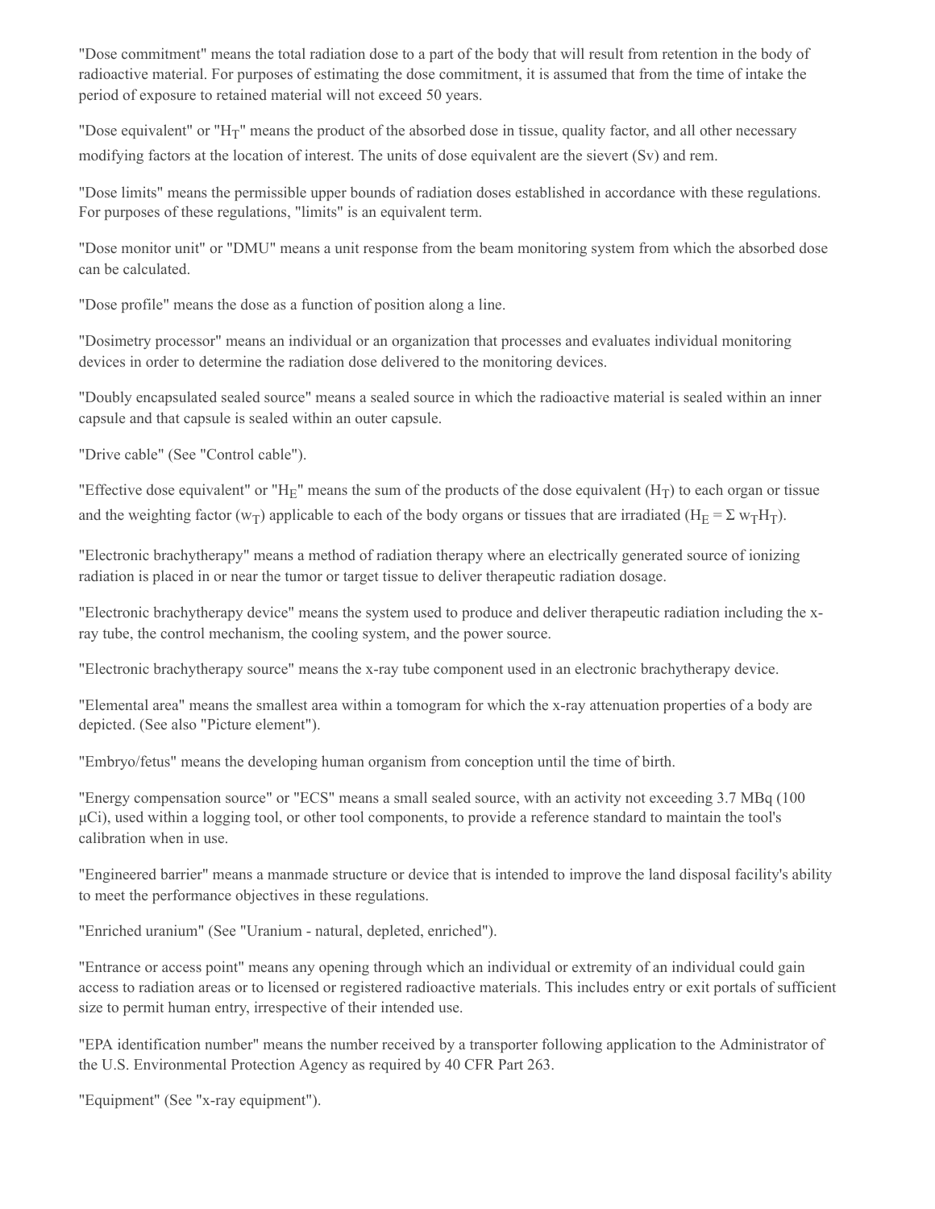"Dose commitment" means the total radiation dose to a part of the body that will result from retention in the body of radioactive material. For purposes of estimating the dose commitment, it is assumed that from the time of intake the period of exposure to retained material will not exceed 50 years.

"Dose equivalent" or "$H_T$" means the product of the absorbed dose in tissue, quality factor, and all other necessary modifying factors at the location of interest. The units of dose equivalent are the sievert (Sv) and rem.

"Dose limits" means the permissible upper bounds of radiation doses established in accordance with these regulations. For purposes of these regulations, "limits" is an equivalent term.

"Dose monitor unit" or "DMU" means a unit response from the beam monitoring system from which the absorbed dose can be calculated.

"Dose profile" means the dose as a function of position along a line.

"Dosimetry processor" means an individual or an organization that processes and evaluates individual monitoring devices in order to determine the radiation dose delivered to the monitoring devices.

"Doubly encapsulated sealed source" means a sealed source in which the radioactive material is sealed within an inner capsule and that capsule is sealed within an outer capsule.

"Drive cable" (See "Control cable").

"Effective dose equivalent" or "$H_E$" means the sum of the products of the dose equivalent ($H_T$) to each organ or tissue and the weighting factor ($w_T$) applicable to each of the body organs or tissues that are irradiated ($H_E = \Sigma\, w_T H_T$).

"Electronic brachytherapy" means a method of radiation therapy where an electrically generated source of ionizing radiation is placed in or near the tumor or target tissue to deliver therapeutic radiation dosage.

"Electronic brachytherapy device" means the system used to produce and deliver therapeutic radiation including the x-ray tube, the control mechanism, the cooling system, and the power source.

"Electronic brachytherapy source" means the x-ray tube component used in an electronic brachytherapy device.

"Elemental area" means the smallest area within a tomogram for which the x-ray attenuation properties of a body are depicted. (See also "Picture element").

"Embryo/fetus" means the developing human organism from conception until the time of birth.

"Energy compensation source" or "ECS" means a small sealed source, with an activity not exceeding 3.7 MBq (100 µCi), used within a logging tool, or other tool components, to provide a reference standard to maintain the tool's calibration when in use.

"Engineered barrier" means a manmade structure or device that is intended to improve the land disposal facility's ability to meet the performance objectives in these regulations.

"Enriched uranium" (See "Uranium - natural, depleted, enriched").

"Entrance or access point" means any opening through which an individual or extremity of an individual could gain access to radiation areas or to licensed or registered radioactive materials. This includes entry or exit portals of sufficient size to permit human entry, irrespective of their intended use.

"EPA identification number" means the number received by a transporter following application to the Administrator of the U.S. Environmental Protection Agency as required by 40 CFR Part 263.

"Equipment" (See "x-ray equipment").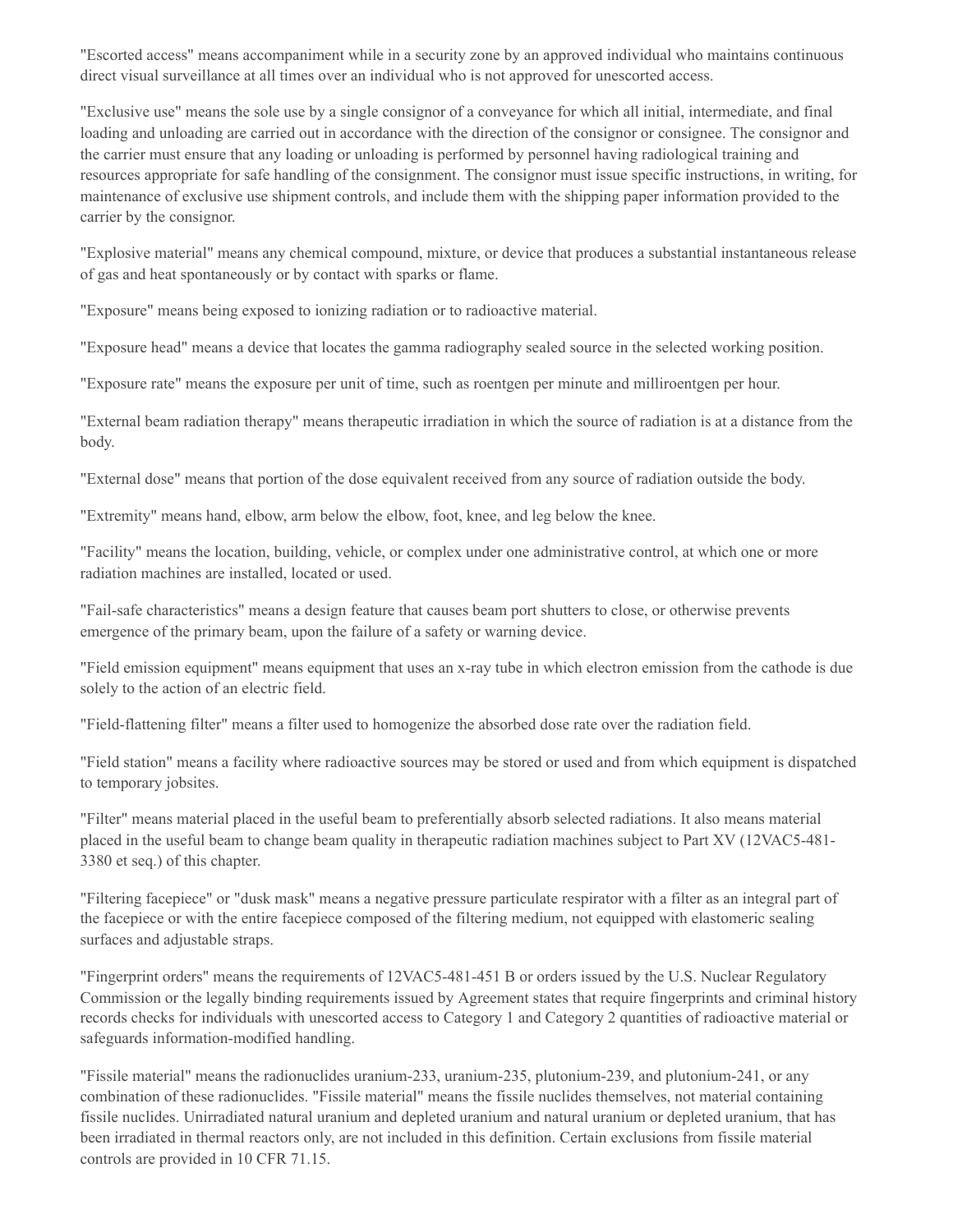"Escorted access" means accompaniment while in a security zone by an approved individual who maintains continuous direct visual surveillance at all times over an individual who is not approved for unescorted access.

"Exclusive use" means the sole use by a single consignor of a conveyance for which all initial, intermediate, and final loading and unloading are carried out in accordance with the direction of the consignor or consignee. The consignor and the carrier must ensure that any loading or unloading is performed by personnel having radiological training and resources appropriate for safe handling of the consignment. The consignor must issue specific instructions, in writing, for maintenance of exclusive use shipment controls, and include them with the shipping paper information provided to the carrier by the consignor.

"Explosive material" means any chemical compound, mixture, or device that produces a substantial instantaneous release of gas and heat spontaneously or by contact with sparks or flame.

"Exposure" means being exposed to ionizing radiation or to radioactive material.

"Exposure head" means a device that locates the gamma radiography sealed source in the selected working position.

"Exposure rate" means the exposure per unit of time, such as roentgen per minute and milliroentgen per hour.

"External beam radiation therapy" means therapeutic irradiation in which the source of radiation is at a distance from the body.

"External dose" means that portion of the dose equivalent received from any source of radiation outside the body.

"Extremity" means hand, elbow, arm below the elbow, foot, knee, and leg below the knee.

"Facility" means the location, building, vehicle, or complex under one administrative control, at which one or more radiation machines are installed, located or used.

"Fail-safe characteristics" means a design feature that causes beam port shutters to close, or otherwise prevents emergence of the primary beam, upon the failure of a safety or warning device.

"Field emission equipment" means equipment that uses an x-ray tube in which electron emission from the cathode is due solely to the action of an electric field.

"Field-flattening filter" means a filter used to homogenize the absorbed dose rate over the radiation field.

"Field station" means a facility where radioactive sources may be stored or used and from which equipment is dispatched to temporary jobsites.

"Filter" means material placed in the useful beam to preferentially absorb selected radiations. It also means material placed in the useful beam to change beam quality in therapeutic radiation machines subject to Part XV (12VAC5-481-3380 et seq.) of this chapter.

"Filtering facepiece" or "dusk mask" means a negative pressure particulate respirator with a filter as an integral part of the facepiece or with the entire facepiece composed of the filtering medium, not equipped with elastomeric sealing surfaces and adjustable straps.

"Fingerprint orders" means the requirements of 12VAC5-481-451 B or orders issued by the U.S. Nuclear Regulatory Commission or the legally binding requirements issued by Agreement states that require fingerprints and criminal history records checks for individuals with unescorted access to Category 1 and Category 2 quantities of radioactive material or safeguards information-modified handling.

"Fissile material" means the radionuclides uranium-233, uranium-235, plutonium-239, and plutonium-241, or any combination of these radionuclides. "Fissile material" means the fissile nuclides themselves, not material containing fissile nuclides. Unirradiated natural uranium and depleted uranium and natural uranium or depleted uranium, that has been irradiated in thermal reactors only, are not included in this definition. Certain exclusions from fissile material controls are provided in 10 CFR 71.15.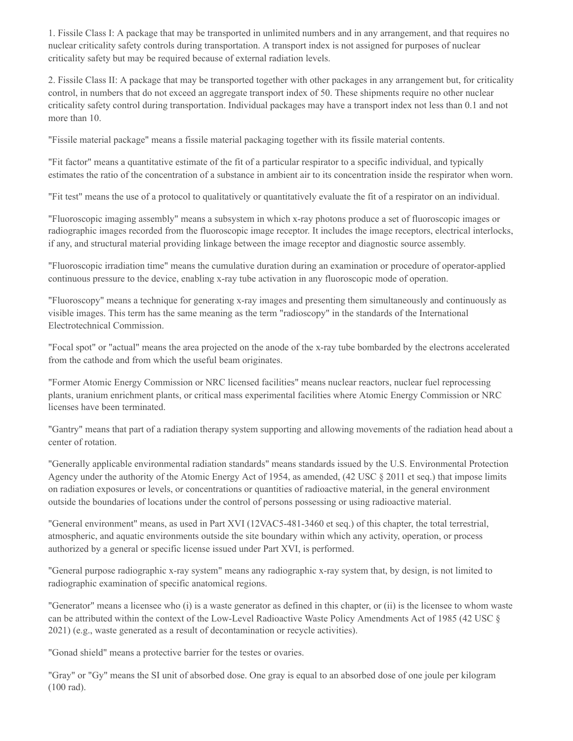1. Fissile Class I: A package that may be transported in unlimited numbers and in any arrangement, and that requires no nuclear criticality safety controls during transportation. A transport index is not assigned for purposes of nuclear criticality safety but may be required because of external radiation levels.

2. Fissile Class II: A package that may be transported together with other packages in any arrangement but, for criticality control, in numbers that do not exceed an aggregate transport index of 50. These shipments require no other nuclear criticality safety control during transportation. Individual packages may have a transport index not less than 0.1 and not more than 10.

"Fissile material package" means a fissile material packaging together with its fissile material contents.

"Fit factor" means a quantitative estimate of the fit of a particular respirator to a specific individual, and typically estimates the ratio of the concentration of a substance in ambient air to its concentration inside the respirator when worn.

"Fit test" means the use of a protocol to qualitatively or quantitatively evaluate the fit of a respirator on an individual.

"Fluoroscopic imaging assembly" means a subsystem in which x-ray photons produce a set of fluoroscopic images or radiographic images recorded from the fluoroscopic image receptor. It includes the image receptors, electrical interlocks, if any, and structural material providing linkage between the image receptor and diagnostic source assembly.

"Fluoroscopic irradiation time" means the cumulative duration during an examination or procedure of operator-applied continuous pressure to the device, enabling x-ray tube activation in any fluoroscopic mode of operation.

"Fluoroscopy" means a technique for generating x-ray images and presenting them simultaneously and continuously as visible images. This term has the same meaning as the term "radioscopy" in the standards of the International Electrotechnical Commission.

"Focal spot" or "actual" means the area projected on the anode of the x-ray tube bombarded by the electrons accelerated from the cathode and from which the useful beam originates.

"Former Atomic Energy Commission or NRC licensed facilities" means nuclear reactors, nuclear fuel reprocessing plants, uranium enrichment plants, or critical mass experimental facilities where Atomic Energy Commission or NRC licenses have been terminated.

"Gantry" means that part of a radiation therapy system supporting and allowing movements of the radiation head about a center of rotation.

"Generally applicable environmental radiation standards" means standards issued by the U.S. Environmental Protection Agency under the authority of the Atomic Energy Act of 1954, as amended, (42 USC § 2011 et seq.) that impose limits on radiation exposures or levels, or concentrations or quantities of radioactive material, in the general environment outside the boundaries of locations under the control of persons possessing or using radioactive material.

"General environment" means, as used in Part XVI (12VAC5-481-3460 et seq.) of this chapter, the total terrestrial, atmospheric, and aquatic environments outside the site boundary within which any activity, operation, or process authorized by a general or specific license issued under Part XVI, is performed.

"General purpose radiographic x-ray system" means any radiographic x-ray system that, by design, is not limited to radiographic examination of specific anatomical regions.

"Generator" means a licensee who (i) is a waste generator as defined in this chapter, or (ii) is the licensee to whom waste can be attributed within the context of the Low-Level Radioactive Waste Policy Amendments Act of 1985 (42 USC § 2021) (e.g., waste generated as a result of decontamination or recycle activities).

"Gonad shield" means a protective barrier for the testes or ovaries.

"Gray" or "Gy" means the SI unit of absorbed dose. One gray is equal to an absorbed dose of one joule per kilogram (100 rad).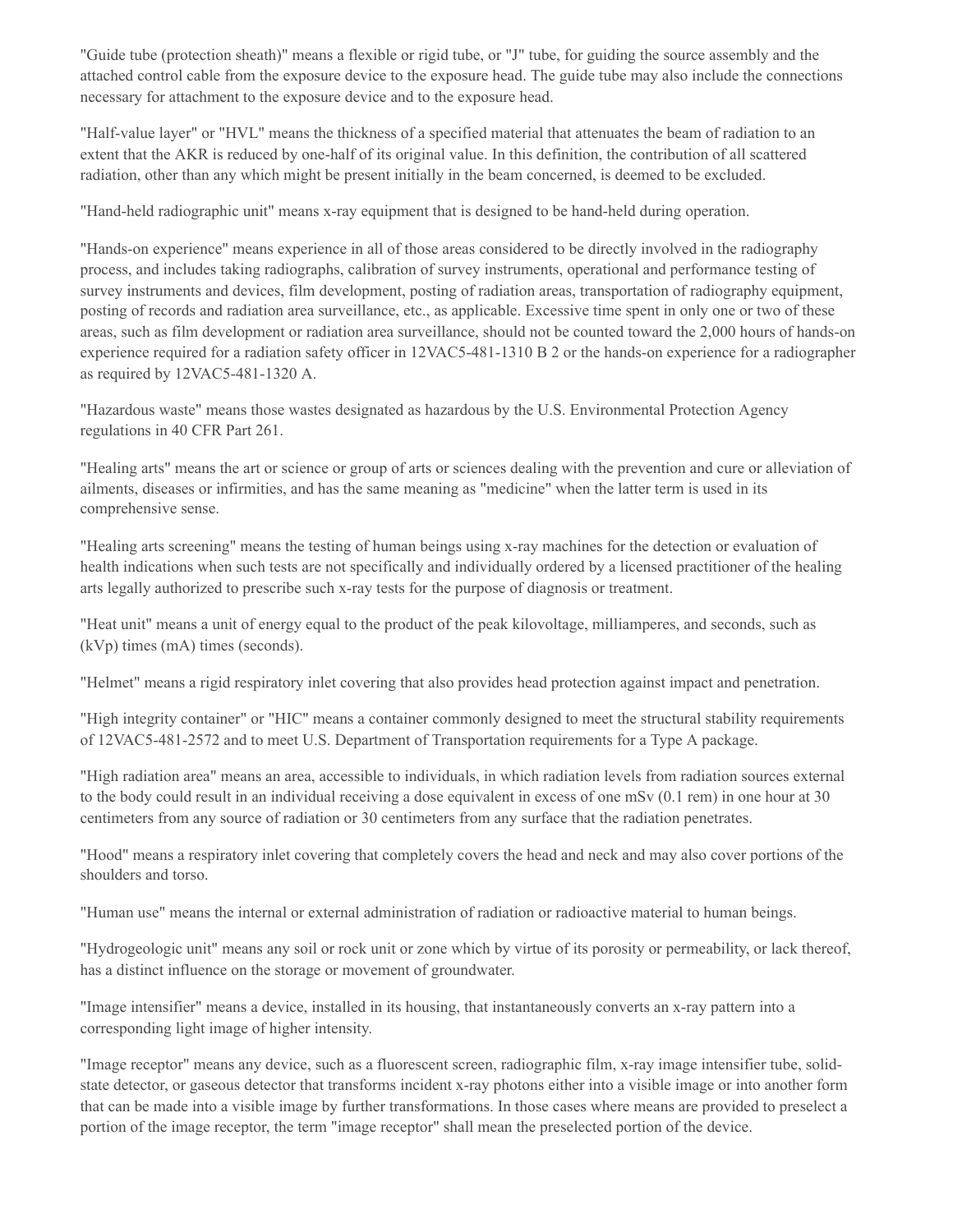"Guide tube (protection sheath)" means a flexible or rigid tube, or "J" tube, for guiding the source assembly and the attached control cable from the exposure device to the exposure head. The guide tube may also include the connections necessary for attachment to the exposure device and to the exposure head.

"Half-value layer" or "HVL" means the thickness of a specified material that attenuates the beam of radiation to an extent that the AKR is reduced by one-half of its original value. In this definition, the contribution of all scattered radiation, other than any which might be present initially in the beam concerned, is deemed to be excluded.

"Hand-held radiographic unit" means x-ray equipment that is designed to be hand-held during operation.

"Hands-on experience" means experience in all of those areas considered to be directly involved in the radiography process, and includes taking radiographs, calibration of survey instruments, operational and performance testing of survey instruments and devices, film development, posting of radiation areas, transportation of radiography equipment, posting of records and radiation area surveillance, etc., as applicable. Excessive time spent in only one or two of these areas, such as film development or radiation area surveillance, should not be counted toward the 2,000 hours of hands-on experience required for a radiation safety officer in 12VAC5-481-1310 B 2 or the hands-on experience for a radiographer as required by 12VAC5-481-1320 A.

"Hazardous waste" means those wastes designated as hazardous by the U.S. Environmental Protection Agency regulations in 40 CFR Part 261.

"Healing arts" means the art or science or group of arts or sciences dealing with the prevention and cure or alleviation of ailments, diseases or infirmities, and has the same meaning as "medicine" when the latter term is used in its comprehensive sense.

"Healing arts screening" means the testing of human beings using x-ray machines for the detection or evaluation of health indications when such tests are not specifically and individually ordered by a licensed practitioner of the healing arts legally authorized to prescribe such x-ray tests for the purpose of diagnosis or treatment.

"Heat unit" means a unit of energy equal to the product of the peak kilovoltage, milliamperes, and seconds, such as (kVp) times (mA) times (seconds).

"Helmet" means a rigid respiratory inlet covering that also provides head protection against impact and penetration.

"High integrity container" or "HIC" means a container commonly designed to meet the structural stability requirements of 12VAC5-481-2572 and to meet U.S. Department of Transportation requirements for a Type A package.

"High radiation area" means an area, accessible to individuals, in which radiation levels from radiation sources external to the body could result in an individual receiving a dose equivalent in excess of one mSv (0.1 rem) in one hour at 30 centimeters from any source of radiation or 30 centimeters from any surface that the radiation penetrates.

"Hood" means a respiratory inlet covering that completely covers the head and neck and may also cover portions of the shoulders and torso.

"Human use" means the internal or external administration of radiation or radioactive material to human beings.

"Hydrogeologic unit" means any soil or rock unit or zone which by virtue of its porosity or permeability, or lack thereof, has a distinct influence on the storage or movement of groundwater.

"Image intensifier" means a device, installed in its housing, that instantaneously converts an x-ray pattern into a corresponding light image of higher intensity.

"Image receptor" means any device, such as a fluorescent screen, radiographic film, x-ray image intensifier tube, solid-state detector, or gaseous detector that transforms incident x-ray photons either into a visible image or into another form that can be made into a visible image by further transformations. In those cases where means are provided to preselect a portion of the image receptor, the term "image receptor" shall mean the preselected portion of the device.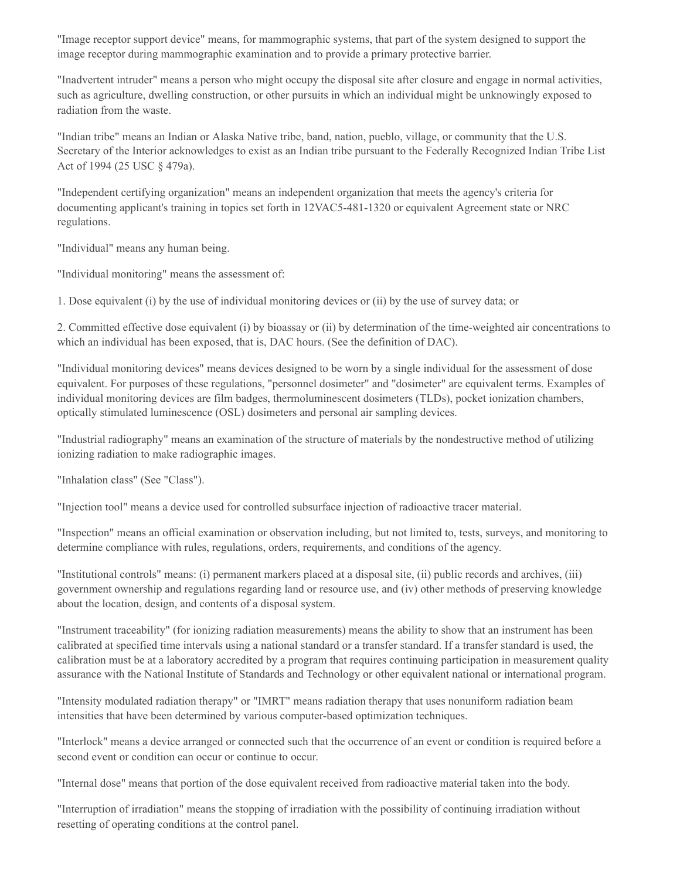"Image receptor support device" means, for mammographic systems, that part of the system designed to support the image receptor during mammographic examination and to provide a primary protective barrier.

"Inadvertent intruder" means a person who might occupy the disposal site after closure and engage in normal activities, such as agriculture, dwelling construction, or other pursuits in which an individual might be unknowingly exposed to radiation from the waste.

"Indian tribe" means an Indian or Alaska Native tribe, band, nation, pueblo, village, or community that the U.S. Secretary of the Interior acknowledges to exist as an Indian tribe pursuant to the Federally Recognized Indian Tribe List Act of 1994 (25 USC § 479a).

"Independent certifying organization" means an independent organization that meets the agency's criteria for documenting applicant's training in topics set forth in 12VAC5-481-1320 or equivalent Agreement state or NRC regulations.

"Individual" means any human being.

"Individual monitoring" means the assessment of:

1. Dose equivalent (i) by the use of individual monitoring devices or (ii) by the use of survey data; or

2. Committed effective dose equivalent (i) by bioassay or (ii) by determination of the time-weighted air concentrations to which an individual has been exposed, that is, DAC hours. (See the definition of DAC).

"Individual monitoring devices" means devices designed to be worn by a single individual for the assessment of dose equivalent. For purposes of these regulations, "personnel dosimeter" and "dosimeter" are equivalent terms. Examples of individual monitoring devices are film badges, thermoluminescent dosimeters (TLDs), pocket ionization chambers, optically stimulated luminescence (OSL) dosimeters and personal air sampling devices.

"Industrial radiography" means an examination of the structure of materials by the nondestructive method of utilizing ionizing radiation to make radiographic images.

"Inhalation class" (See "Class").

"Injection tool" means a device used for controlled subsurface injection of radioactive tracer material.

"Inspection" means an official examination or observation including, but not limited to, tests, surveys, and monitoring to determine compliance with rules, regulations, orders, requirements, and conditions of the agency.

"Institutional controls" means: (i) permanent markers placed at a disposal site, (ii) public records and archives, (iii) government ownership and regulations regarding land or resource use, and (iv) other methods of preserving knowledge about the location, design, and contents of a disposal system.

"Instrument traceability" (for ionizing radiation measurements) means the ability to show that an instrument has been calibrated at specified time intervals using a national standard or a transfer standard. If a transfer standard is used, the calibration must be at a laboratory accredited by a program that requires continuing participation in measurement quality assurance with the National Institute of Standards and Technology or other equivalent national or international program.

"Intensity modulated radiation therapy" or "IMRT" means radiation therapy that uses nonuniform radiation beam intensities that have been determined by various computer-based optimization techniques.

"Interlock" means a device arranged or connected such that the occurrence of an event or condition is required before a second event or condition can occur or continue to occur.

"Internal dose" means that portion of the dose equivalent received from radioactive material taken into the body.

"Interruption of irradiation" means the stopping of irradiation with the possibility of continuing irradiation without resetting of operating conditions at the control panel.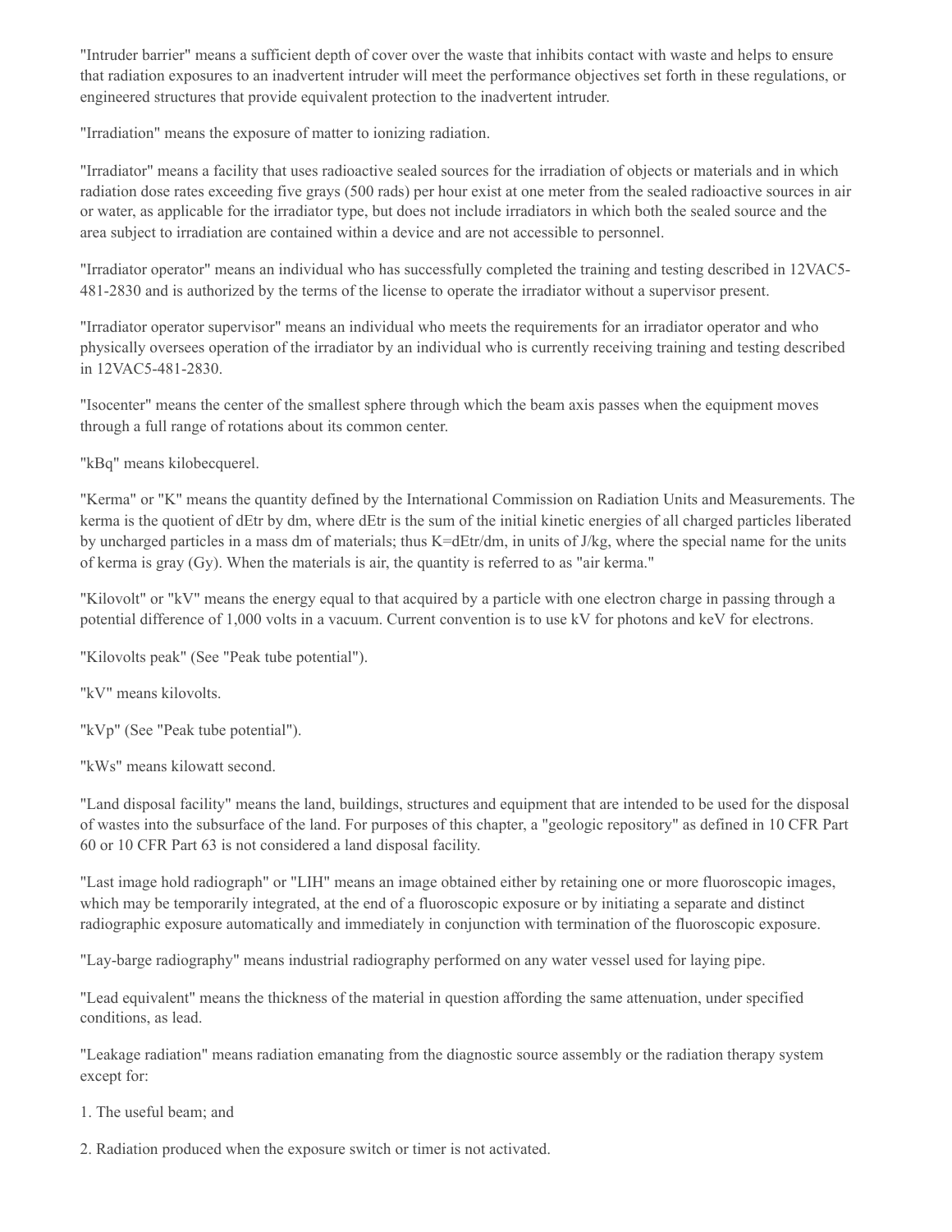"Intruder barrier" means a sufficient depth of cover over the waste that inhibits contact with waste and helps to ensure that radiation exposures to an inadvertent intruder will meet the performance objectives set forth in these regulations, or engineered structures that provide equivalent protection to the inadvertent intruder.

"Irradiation" means the exposure of matter to ionizing radiation.

"Irradiator" means a facility that uses radioactive sealed sources for the irradiation of objects or materials and in which radiation dose rates exceeding five grays (500 rads) per hour exist at one meter from the sealed radioactive sources in air or water, as applicable for the irradiator type, but does not include irradiators in which both the sealed source and the area subject to irradiation are contained within a device and are not accessible to personnel.

"Irradiator operator" means an individual who has successfully completed the training and testing described in 12VAC5-481-2830 and is authorized by the terms of the license to operate the irradiator without a supervisor present.

"Irradiator operator supervisor" means an individual who meets the requirements for an irradiator operator and who physically oversees operation of the irradiator by an individual who is currently receiving training and testing described in 12VAC5-481-2830.

"Isocenter" means the center of the smallest sphere through which the beam axis passes when the equipment moves through a full range of rotations about its common center.

"kBq" means kilobecquerel.

"Kerma" or "K" means the quantity defined by the International Commission on Radiation Units and Measurements. The kerma is the quotient of $dE_{tr}$ by dm, where $dE_{tr}$ is the sum of the initial kinetic energies of all charged particles liberated by uncharged particles in a mass dm of materials; thus $K=dE_{tr}/dm$, in units of J/kg, where the special name for the units of kerma is gray (Gy). When the materials is air, the quantity is referred to as "air kerma."

"Kilovolt" or "kV" means the energy equal to that acquired by a particle with one electron charge in passing through a potential difference of 1,000 volts in a vacuum. Current convention is to use kV for photons and keV for electrons.

"Kilovolts peak" (See "Peak tube potential").

"kV" means kilovolts.

"kVp" (See "Peak tube potential").

"kWs" means kilowatt second.

"Land disposal facility" means the land, buildings, structures and equipment that are intended to be used for the disposal of wastes into the subsurface of the land. For purposes of this chapter, a "geologic repository" as defined in 10 CFR Part 60 or 10 CFR Part 63 is not considered a land disposal facility.

"Last image hold radiograph" or "LIH" means an image obtained either by retaining one or more fluoroscopic images, which may be temporarily integrated, at the end of a fluoroscopic exposure or by initiating a separate and distinct radiographic exposure automatically and immediately in conjunction with termination of the fluoroscopic exposure.

"Lay-barge radiography" means industrial radiography performed on any water vessel used for laying pipe.

"Lead equivalent" means the thickness of the material in question affording the same attenuation, under specified conditions, as lead.

"Leakage radiation" means radiation emanating from the diagnostic source assembly or the radiation therapy system except for:

1. The useful beam; and

2. Radiation produced when the exposure switch or timer is not activated.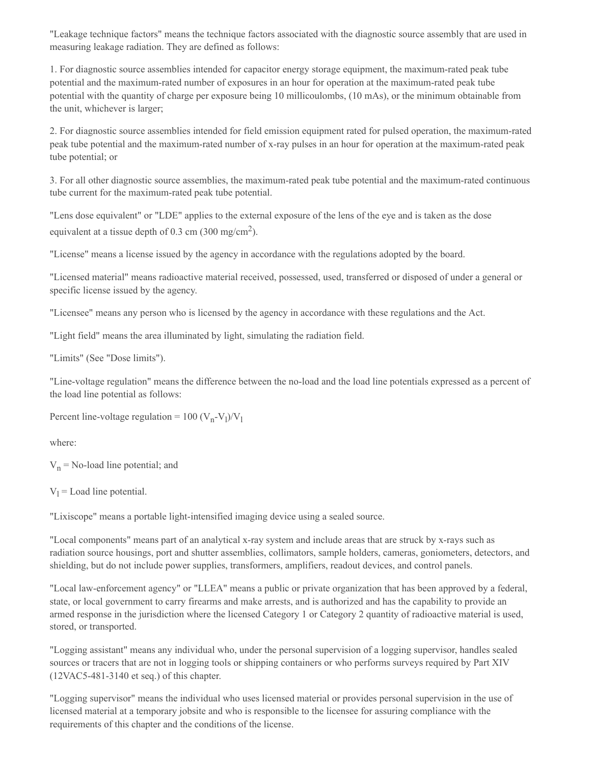"Leakage technique factors" means the technique factors associated with the diagnostic source assembly that are used in measuring leakage radiation. They are defined as follows:

1. For diagnostic source assemblies intended for capacitor energy storage equipment, the maximum-rated peak tube potential and the maximum-rated number of exposures in an hour for operation at the maximum-rated peak tube potential with the quantity of charge per exposure being 10 millicoulombs, (10 mAs), or the minimum obtainable from the unit, whichever is larger;

2. For diagnostic source assemblies intended for field emission equipment rated for pulsed operation, the maximum-rated peak tube potential and the maximum-rated number of x-ray pulses in an hour for operation at the maximum-rated peak tube potential; or

3. For all other diagnostic source assemblies, the maximum-rated peak tube potential and the maximum-rated continuous tube current for the maximum-rated peak tube potential.

"Lens dose equivalent" or "LDE" applies to the external exposure of the lens of the eye and is taken as the dose equivalent at a tissue depth of 0.3 cm (300 mg/cm$^2$).

"License" means a license issued by the agency in accordance with the regulations adopted by the board.

"Licensed material" means radioactive material received, possessed, used, transferred or disposed of under a general or specific license issued by the agency.

"Licensee" means any person who is licensed by the agency in accordance with these regulations and the Act.

"Light field" means the area illuminated by light, simulating the radiation field.

"Limits" (See "Dose limits").

"Line-voltage regulation" means the difference between the no-load and the load line potentials expressed as a percent of the load line potential as follows:

Percent line-voltage regulation = $100 (V_n - V_l)/V_l$

where:

$V_n$ = No-load line potential; and

$V_l$ = Load line potential.

"Lixiscope" means a portable light-intensified imaging device using a sealed source.

"Local components" means part of an analytical x-ray system and include areas that are struck by x-rays such as radiation source housings, port and shutter assemblies, collimators, sample holders, cameras, goniometers, detectors, and shielding, but do not include power supplies, transformers, amplifiers, readout devices, and control panels.

"Local law-enforcement agency" or "LLEA" means a public or private organization that has been approved by a federal, state, or local government to carry firearms and make arrests, and is authorized and has the capability to provide an armed response in the jurisdiction where the licensed Category 1 or Category 2 quantity of radioactive material is used, stored, or transported.

"Logging assistant" means any individual who, under the personal supervision of a logging supervisor, handles sealed sources or tracers that are not in logging tools or shipping containers or who performs surveys required by Part XIV (12VAC5-481-3140 et seq.) of this chapter.

"Logging supervisor" means the individual who uses licensed material or provides personal supervision in the use of licensed material at a temporary jobsite and who is responsible to the licensee for assuring compliance with the requirements of this chapter and the conditions of the license.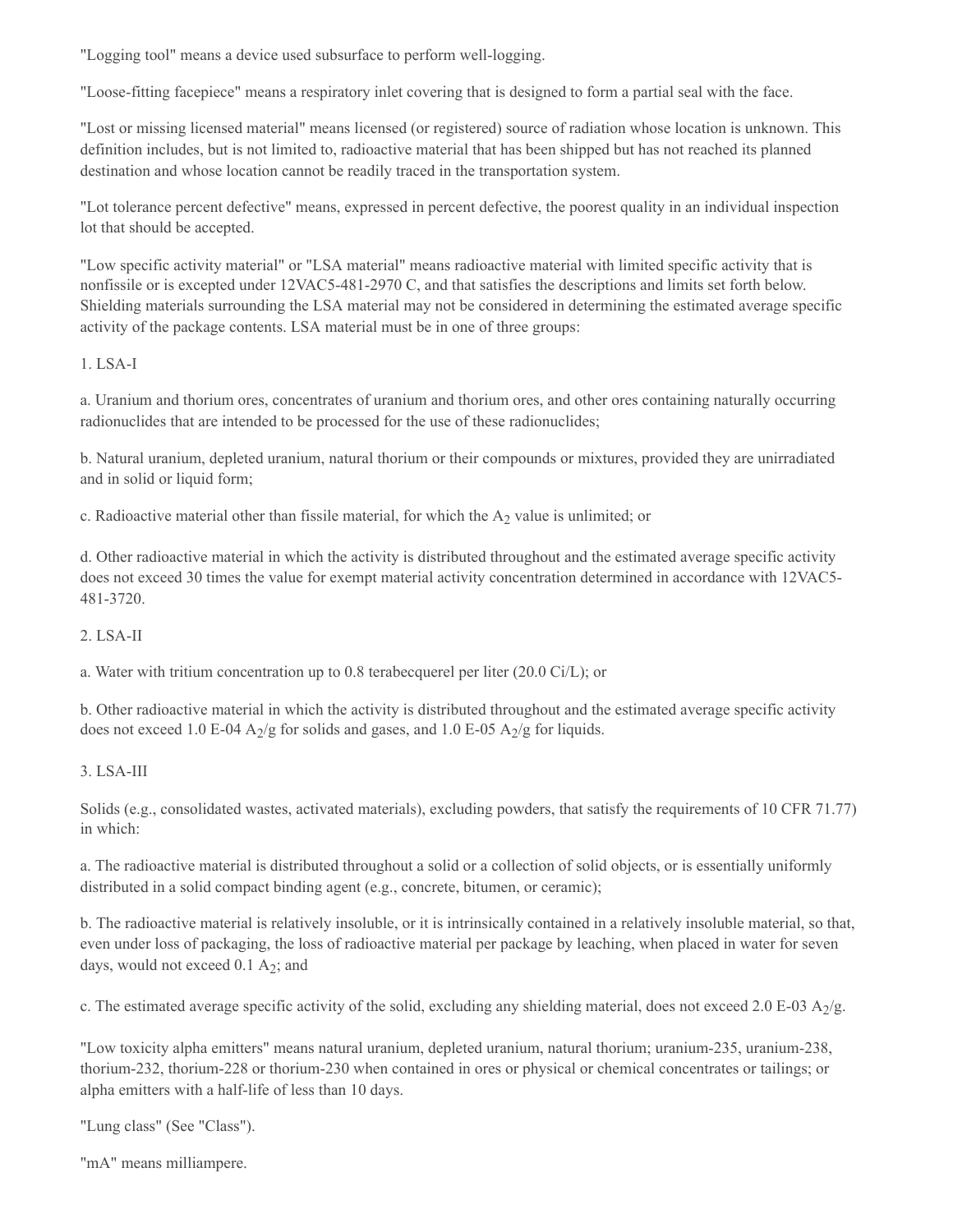"Logging tool" means a device used subsurface to perform well-logging.

"Loose-fitting facepiece" means a respiratory inlet covering that is designed to form a partial seal with the face.

"Lost or missing licensed material" means licensed (or registered) source of radiation whose location is unknown. This definition includes, but is not limited to, radioactive material that has been shipped but has not reached its planned destination and whose location cannot be readily traced in the transportation system.

"Lot tolerance percent defective" means, expressed in percent defective, the poorest quality in an individual inspection lot that should be accepted.

"Low specific activity material" or "LSA material" means radioactive material with limited specific activity that is nonfissile or is excepted under 12VAC5-481-2970 C, and that satisfies the descriptions and limits set forth below. Shielding materials surrounding the LSA material may not be considered in determining the estimated average specific activity of the package contents. LSA material must be in one of three groups:

1. LSA-I

a. Uranium and thorium ores, concentrates of uranium and thorium ores, and other ores containing naturally occurring radionuclides that are intended to be processed for the use of these radionuclides;

b. Natural uranium, depleted uranium, natural thorium or their compounds or mixtures, provided they are unirradiated and in solid or liquid form;

c. Radioactive material other than fissile material, for which the $A_2$ value is unlimited; or

d. Other radioactive material in which the activity is distributed throughout and the estimated average specific activity does not exceed 30 times the value for exempt material activity concentration determined in accordance with 12VAC5-481-3720.

2. LSA-II

a. Water with tritium concentration up to 0.8 terabecquerel per liter (20.0 Ci/L); or

b. Other radioactive material in which the activity is distributed throughout and the estimated average specific activity does not exceed 1.0 E-04 $A_2$/g for solids and gases, and 1.0 E-05 $A_2$/g for liquids.

3. LSA-III

Solids (e.g., consolidated wastes, activated materials), excluding powders, that satisfy the requirements of 10 CFR 71.77) in which:

a. The radioactive material is distributed throughout a solid or a collection of solid objects, or is essentially uniformly distributed in a solid compact binding agent (e.g., concrete, bitumen, or ceramic);

b. The radioactive material is relatively insoluble, or it is intrinsically contained in a relatively insoluble material, so that, even under loss of packaging, the loss of radioactive material per package by leaching, when placed in water for seven days, would not exceed 0.1 $A_2$; and

c. The estimated average specific activity of the solid, excluding any shielding material, does not exceed 2.0 E-03 $A_2$/g.

"Low toxicity alpha emitters" means natural uranium, depleted uranium, natural thorium; uranium-235, uranium-238, thorium-232, thorium-228 or thorium-230 when contained in ores or physical or chemical concentrates or tailings; or alpha emitters with a half-life of less than 10 days.

"Lung class" (See "Class").

"mA" means milliampere.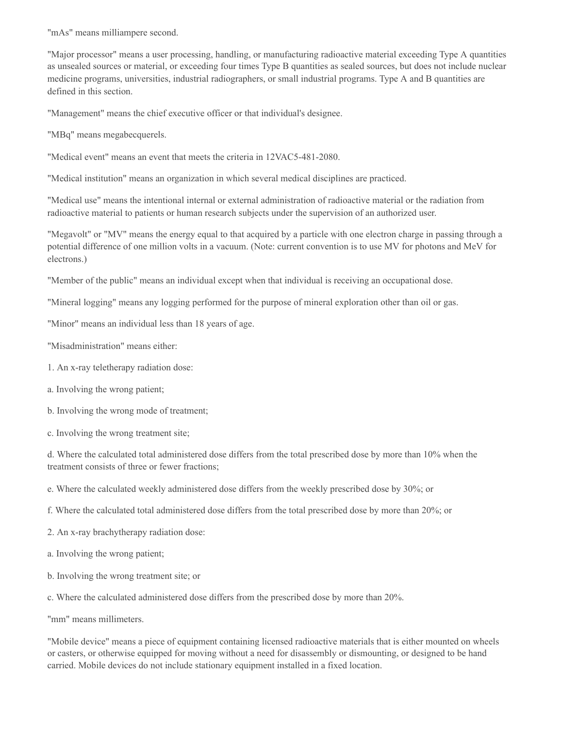"mAs" means milliampere second.

"Major processor" means a user processing, handling, or manufacturing radioactive material exceeding Type A quantities as unsealed sources or material, or exceeding four times Type B quantities as sealed sources, but does not include nuclear medicine programs, universities, industrial radiographers, or small industrial programs. Type A and B quantities are defined in this section.

"Management" means the chief executive officer or that individual's designee.

"MBq" means megabecquerels.

"Medical event" means an event that meets the criteria in 12VAC5-481-2080.

"Medical institution" means an organization in which several medical disciplines are practiced.

"Medical use" means the intentional internal or external administration of radioactive material or the radiation from radioactive material to patients or human research subjects under the supervision of an authorized user.

"Megavolt" or "MV" means the energy equal to that acquired by a particle with one electron charge in passing through a potential difference of one million volts in a vacuum. (Note: current convention is to use MV for photons and MeV for electrons.)

"Member of the public" means an individual except when that individual is receiving an occupational dose.

"Mineral logging" means any logging performed for the purpose of mineral exploration other than oil or gas.

"Minor" means an individual less than 18 years of age.

"Misadministration" means either:

1. An x-ray teletherapy radiation dose:

a. Involving the wrong patient;

b. Involving the wrong mode of treatment;

c. Involving the wrong treatment site;

d. Where the calculated total administered dose differs from the total prescribed dose by more than 10% when the treatment consists of three or fewer fractions;

e. Where the calculated weekly administered dose differs from the weekly prescribed dose by 30%; or

f. Where the calculated total administered dose differs from the total prescribed dose by more than 20%; or

2. An x-ray brachytherapy radiation dose:

a. Involving the wrong patient;

b. Involving the wrong treatment site; or

c. Where the calculated administered dose differs from the prescribed dose by more than 20%.

"mm" means millimeters.

"Mobile device" means a piece of equipment containing licensed radioactive materials that is either mounted on wheels or casters, or otherwise equipped for moving without a need for disassembly or dismounting, or designed to be hand carried. Mobile devices do not include stationary equipment installed in a fixed location.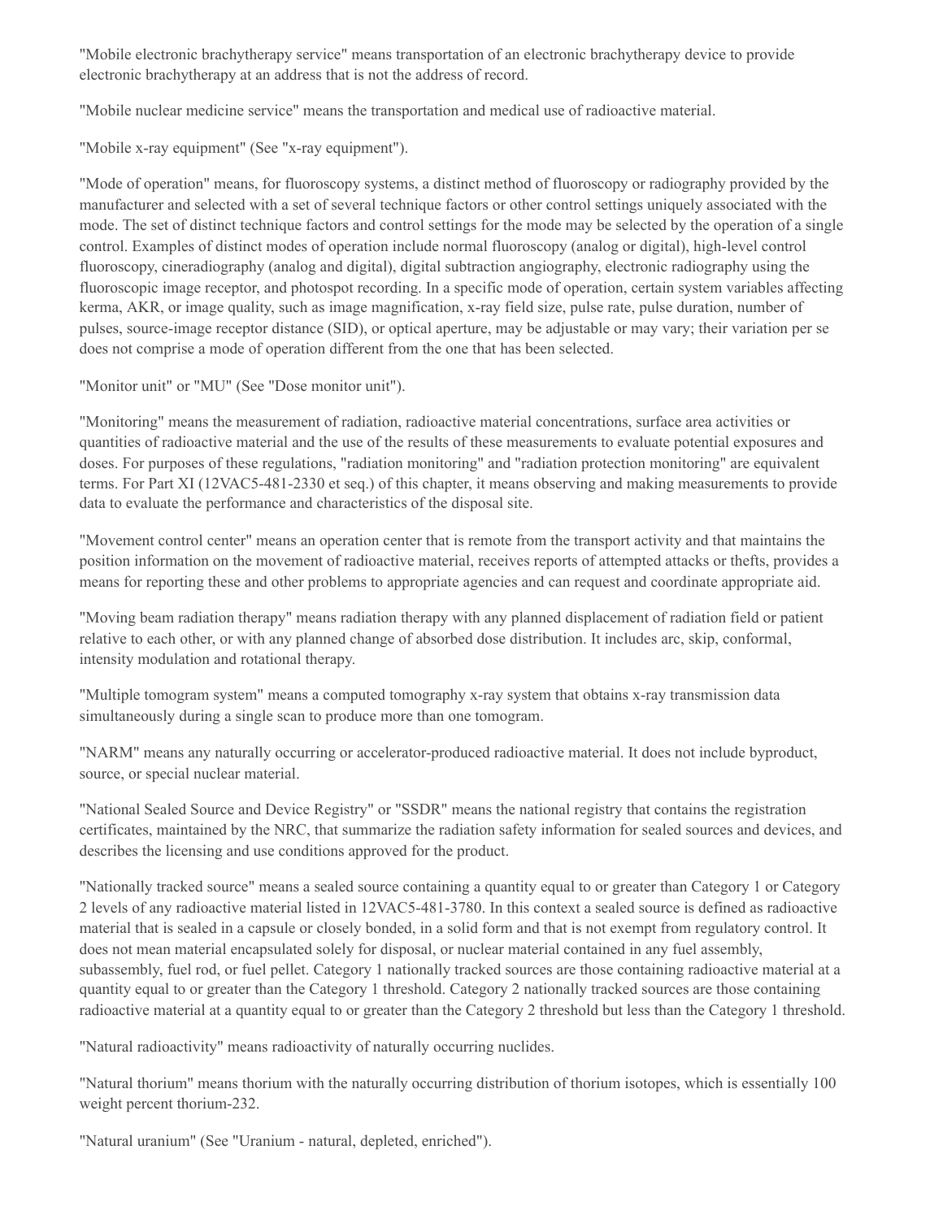"Mobile electronic brachytherapy service" means transportation of an electronic brachytherapy device to provide electronic brachytherapy at an address that is not the address of record.

"Mobile nuclear medicine service" means the transportation and medical use of radioactive material.

"Mobile x-ray equipment" (See "x-ray equipment").

"Mode of operation" means, for fluoroscopy systems, a distinct method of fluoroscopy or radiography provided by the manufacturer and selected with a set of several technique factors or other control settings uniquely associated with the mode. The set of distinct technique factors and control settings for the mode may be selected by the operation of a single control. Examples of distinct modes of operation include normal fluoroscopy (analog or digital), high-level control fluoroscopy, cineradiography (analog and digital), digital subtraction angiography, electronic radiography using the fluoroscopic image receptor, and photospot recording. In a specific mode of operation, certain system variables affecting kerma, AKR, or image quality, such as image magnification, x-ray field size, pulse rate, pulse duration, number of pulses, source-image receptor distance (SID), or optical aperture, may be adjustable or may vary; their variation per se does not comprise a mode of operation different from the one that has been selected.

"Monitor unit" or "MU" (See "Dose monitor unit").

"Monitoring" means the measurement of radiation, radioactive material concentrations, surface area activities or quantities of radioactive material and the use of the results of these measurements to evaluate potential exposures and doses. For purposes of these regulations, "radiation monitoring" and "radiation protection monitoring" are equivalent terms. For Part XI (12VAC5-481-2330 et seq.) of this chapter, it means observing and making measurements to provide data to evaluate the performance and characteristics of the disposal site.

"Movement control center" means an operation center that is remote from the transport activity and that maintains the position information on the movement of radioactive material, receives reports of attempted attacks or thefts, provides a means for reporting these and other problems to appropriate agencies and can request and coordinate appropriate aid.

"Moving beam radiation therapy" means radiation therapy with any planned displacement of radiation field or patient relative to each other, or with any planned change of absorbed dose distribution. It includes arc, skip, conformal, intensity modulation and rotational therapy.

"Multiple tomogram system" means a computed tomography x-ray system that obtains x-ray transmission data simultaneously during a single scan to produce more than one tomogram.

"NARM" means any naturally occurring or accelerator-produced radioactive material. It does not include byproduct, source, or special nuclear material.

"National Sealed Source and Device Registry" or "SSDR" means the national registry that contains the registration certificates, maintained by the NRC, that summarize the radiation safety information for sealed sources and devices, and describes the licensing and use conditions approved for the product.

"Nationally tracked source" means a sealed source containing a quantity equal to or greater than Category 1 or Category 2 levels of any radioactive material listed in 12VAC5-481-3780. In this context a sealed source is defined as radioactive material that is sealed in a capsule or closely bonded, in a solid form and that is not exempt from regulatory control. It does not mean material encapsulated solely for disposal, or nuclear material contained in any fuel assembly, subassembly, fuel rod, or fuel pellet. Category 1 nationally tracked sources are those containing radioactive material at a quantity equal to or greater than the Category 1 threshold. Category 2 nationally tracked sources are those containing radioactive material at a quantity equal to or greater than the Category 2 threshold but less than the Category 1 threshold.

"Natural radioactivity" means radioactivity of naturally occurring nuclides.

"Natural thorium" means thorium with the naturally occurring distribution of thorium isotopes, which is essentially 100 weight percent thorium-232.

"Natural uranium" (See "Uranium - natural, depleted, enriched").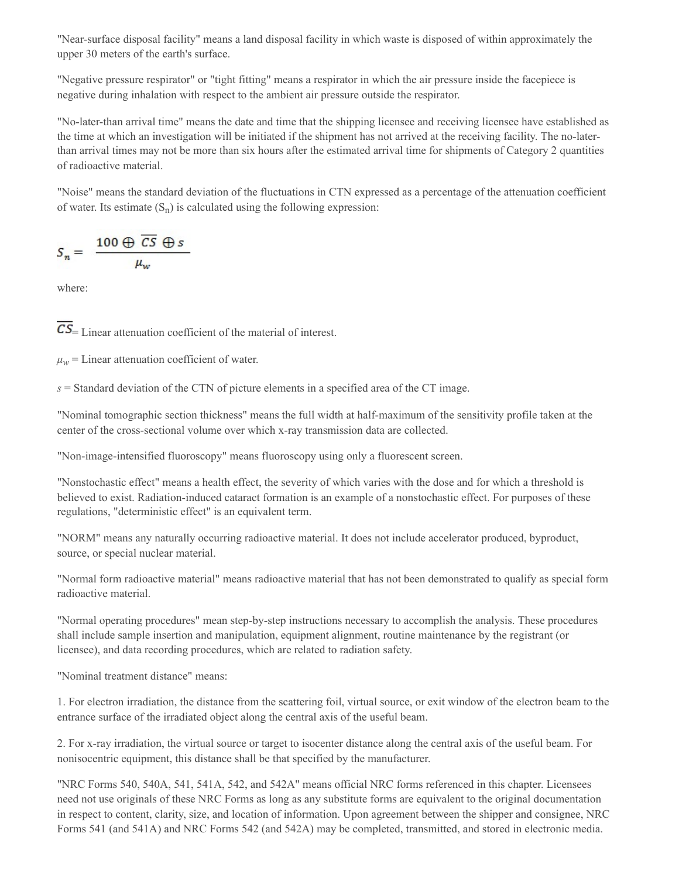"Near-surface disposal facility" means a land disposal facility in which waste is disposed of within approximately the upper 30 meters of the earth's surface.

"Negative pressure respirator" or "tight fitting" means a respirator in which the air pressure inside the facepiece is negative during inhalation with respect to the ambient air pressure outside the respirator.

"No-later-than arrival time" means the date and time that the shipping licensee and receiving licensee have established as the time at which an investigation will be initiated if the shipment has not arrived at the receiving facility. The no-later-than arrival times may not be more than six hours after the estimated arrival time for shipments of Category 2 quantities of radioactive material.

"Noise" means the standard deviation of the fluctuations in CTN expressed as a percentage of the attenuation coefficient of water. Its estimate ($S_n$) is calculated using the following expression:

$$S_n = \frac{100 \oplus \overline{CS} \oplus s}{\mu_w}$$

where:

$\overline{CS}$= Linear attenuation coefficient of the material of interest.

$\mu_w$ = Linear attenuation coefficient of water.

$s$ = Standard deviation of the CTN of picture elements in a specified area of the CT image.

"Nominal tomographic section thickness" means the full width at half-maximum of the sensitivity profile taken at the center of the cross-sectional volume over which x-ray transmission data are collected.

"Non-image-intensified fluoroscopy" means fluoroscopy using only a fluorescent screen.

"Nonstochastic effect" means a health effect, the severity of which varies with the dose and for which a threshold is believed to exist. Radiation-induced cataract formation is an example of a nonstochastic effect. For purposes of these regulations, "deterministic effect" is an equivalent term.

"NORM" means any naturally occurring radioactive material. It does not include accelerator produced, byproduct, source, or special nuclear material.

"Normal form radioactive material" means radioactive material that has not been demonstrated to qualify as special form radioactive material.

"Normal operating procedures" mean step-by-step instructions necessary to accomplish the analysis. These procedures shall include sample insertion and manipulation, equipment alignment, routine maintenance by the registrant (or licensee), and data recording procedures, which are related to radiation safety.

"Nominal treatment distance" means:

1. For electron irradiation, the distance from the scattering foil, virtual source, or exit window of the electron beam to the entrance surface of the irradiated object along the central axis of the useful beam.

2. For x-ray irradiation, the virtual source or target to isocenter distance along the central axis of the useful beam. For nonisocentric equipment, this distance shall be that specified by the manufacturer.

"NRC Forms 540, 540A, 541, 541A, 542, and 542A" means official NRC forms referenced in this chapter. Licensees need not use originals of these NRC Forms as long as any substitute forms are equivalent to the original documentation in respect to content, clarity, size, and location of information. Upon agreement between the shipper and consignee, NRC Forms 541 (and 541A) and NRC Forms 542 (and 542A) may be completed, transmitted, and stored in electronic media.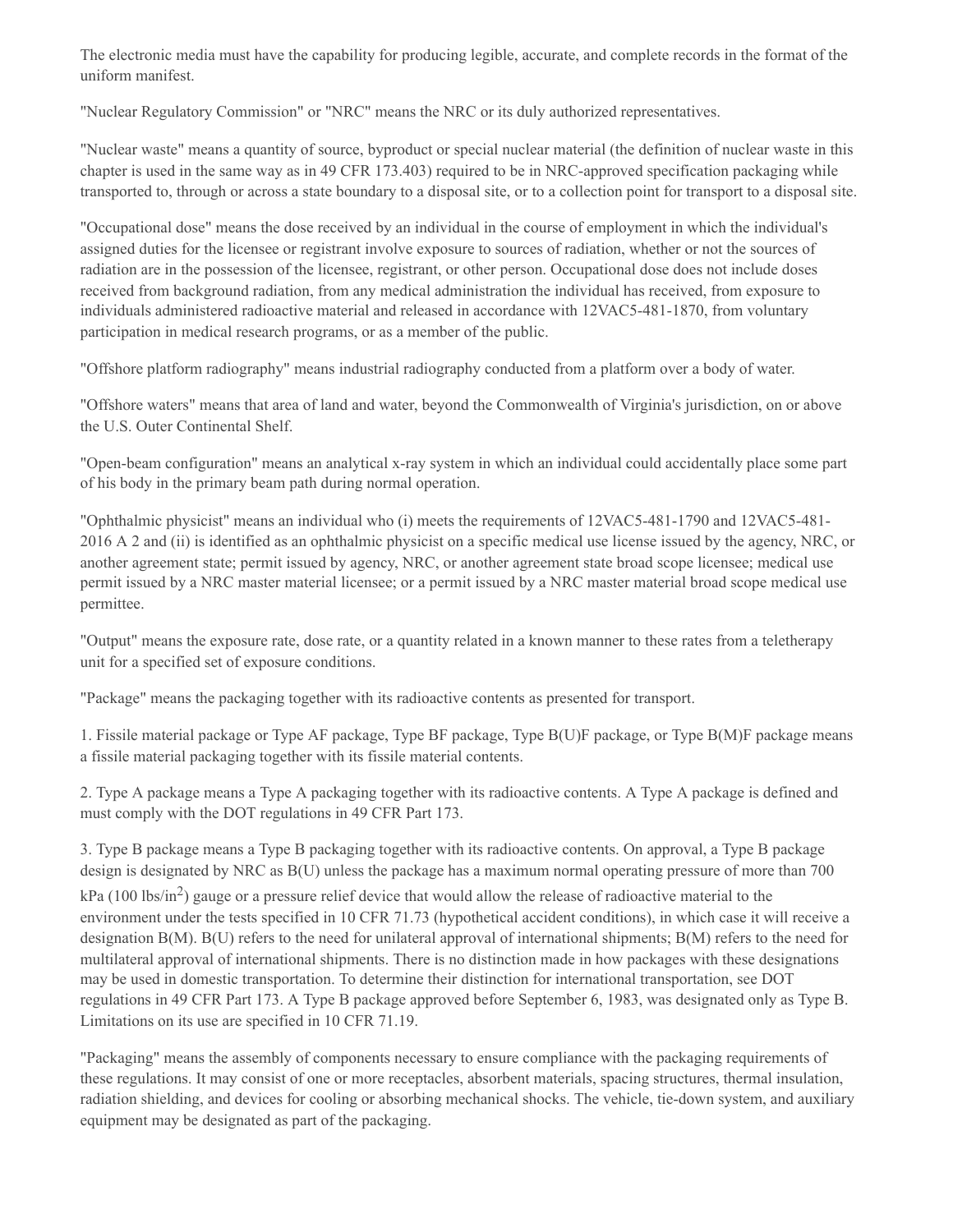The electronic media must have the capability for producing legible, accurate, and complete records in the format of the uniform manifest.

"Nuclear Regulatory Commission" or "NRC" means the NRC or its duly authorized representatives.

"Nuclear waste" means a quantity of source, byproduct or special nuclear material (the definition of nuclear waste in this chapter is used in the same way as in 49 CFR 173.403) required to be in NRC-approved specification packaging while transported to, through or across a state boundary to a disposal site, or to a collection point for transport to a disposal site.

"Occupational dose" means the dose received by an individual in the course of employment in which the individual's assigned duties for the licensee or registrant involve exposure to sources of radiation, whether or not the sources of radiation are in the possession of the licensee, registrant, or other person. Occupational dose does not include doses received from background radiation, from any medical administration the individual has received, from exposure to individuals administered radioactive material and released in accordance with 12VAC5-481-1870, from voluntary participation in medical research programs, or as a member of the public.

"Offshore platform radiography" means industrial radiography conducted from a platform over a body of water.

"Offshore waters" means that area of land and water, beyond the Commonwealth of Virginia's jurisdiction, on or above the U.S. Outer Continental Shelf.

"Open-beam configuration" means an analytical x-ray system in which an individual could accidentally place some part of his body in the primary beam path during normal operation.

"Ophthalmic physicist" means an individual who (i) meets the requirements of 12VAC5-481-1790 and 12VAC5-481-2016 A 2 and (ii) is identified as an ophthalmic physicist on a specific medical use license issued by the agency, NRC, or another agreement state; permit issued by agency, NRC, or another agreement state broad scope licensee; medical use permit issued by a NRC master material licensee; or a permit issued by a NRC master material broad scope medical use permittee.

"Output" means the exposure rate, dose rate, or a quantity related in a known manner to these rates from a teletherapy unit for a specified set of exposure conditions.

"Package" means the packaging together with its radioactive contents as presented for transport.

1. Fissile material package or Type AF package, Type BF package, Type B(U)F package, or Type B(M)F package means a fissile material packaging together with its fissile material contents.

2. Type A package means a Type A packaging together with its radioactive contents. A Type A package is defined and must comply with the DOT regulations in 49 CFR Part 173.

3. Type B package means a Type B packaging together with its radioactive contents. On approval, a Type B package design is designated by NRC as B(U) unless the package has a maximum normal operating pressure of more than 700 kPa (100 lbs/in$^2$) gauge or a pressure relief device that would allow the release of radioactive material to the environment under the tests specified in 10 CFR 71.73 (hypothetical accident conditions), in which case it will receive a designation B(M). B(U) refers to the need for unilateral approval of international shipments; B(M) refers to the need for multilateral approval of international shipments. There is no distinction made in how packages with these designations may be used in domestic transportation. To determine their distinction for international transportation, see DOT regulations in 49 CFR Part 173. A Type B package approved before September 6, 1983, was designated only as Type B. Limitations on its use are specified in 10 CFR 71.19.

"Packaging" means the assembly of components necessary to ensure compliance with the packaging requirements of these regulations. It may consist of one or more receptacles, absorbent materials, spacing structures, thermal insulation, radiation shielding, and devices for cooling or absorbing mechanical shocks. The vehicle, tie-down system, and auxiliary equipment may be designated as part of the packaging.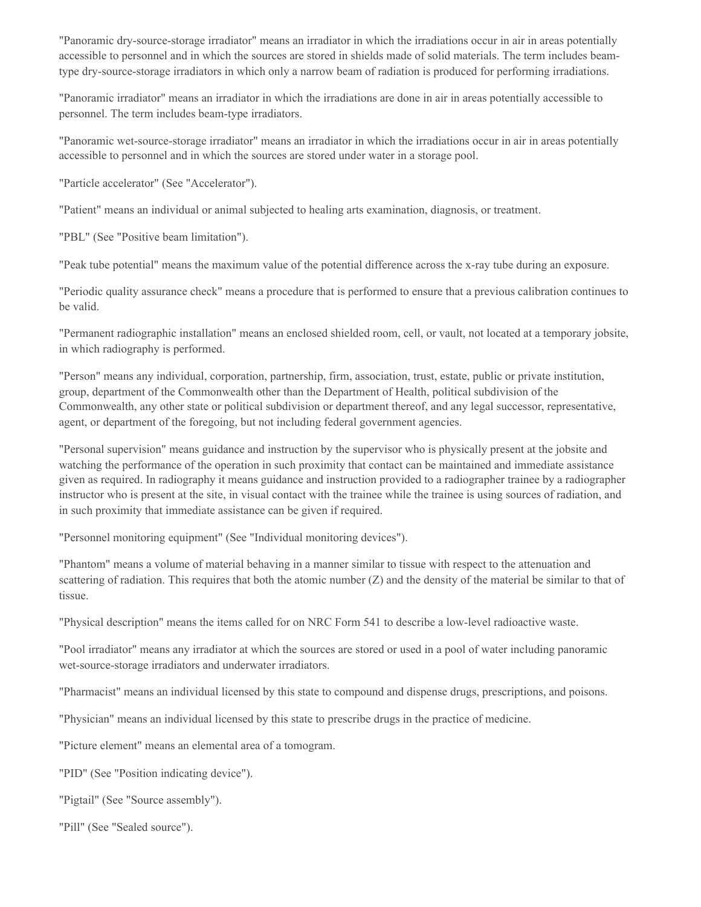"Panoramic dry-source-storage irradiator" means an irradiator in which the irradiations occur in air in areas potentially accessible to personnel and in which the sources are stored in shields made of solid materials. The term includes beam-type dry-source-storage irradiators in which only a narrow beam of radiation is produced for performing irradiations.

"Panoramic irradiator" means an irradiator in which the irradiations are done in air in areas potentially accessible to personnel. The term includes beam-type irradiators.

"Panoramic wet-source-storage irradiator" means an irradiator in which the irradiations occur in air in areas potentially accessible to personnel and in which the sources are stored under water in a storage pool.

"Particle accelerator" (See "Accelerator").

"Patient" means an individual or animal subjected to healing arts examination, diagnosis, or treatment.

"PBL" (See "Positive beam limitation").

"Peak tube potential" means the maximum value of the potential difference across the x-ray tube during an exposure.

"Periodic quality assurance check" means a procedure that is performed to ensure that a previous calibration continues to be valid.

"Permanent radiographic installation" means an enclosed shielded room, cell, or vault, not located at a temporary jobsite, in which radiography is performed.

"Person" means any individual, corporation, partnership, firm, association, trust, estate, public or private institution, group, department of the Commonwealth other than the Department of Health, political subdivision of the Commonwealth, any other state or political subdivision or department thereof, and any legal successor, representative, agent, or department of the foregoing, but not including federal government agencies.

"Personal supervision" means guidance and instruction by the supervisor who is physically present at the jobsite and watching the performance of the operation in such proximity that contact can be maintained and immediate assistance given as required. In radiography it means guidance and instruction provided to a radiographer trainee by a radiographer instructor who is present at the site, in visual contact with the trainee while the trainee is using sources of radiation, and in such proximity that immediate assistance can be given if required.

"Personnel monitoring equipment" (See "Individual monitoring devices").

"Phantom" means a volume of material behaving in a manner similar to tissue with respect to the attenuation and scattering of radiation. This requires that both the atomic number (Z) and the density of the material be similar to that of tissue.

"Physical description" means the items called for on NRC Form 541 to describe a low-level radioactive waste.

"Pool irradiator" means any irradiator at which the sources are stored or used in a pool of water including panoramic wet-source-storage irradiators and underwater irradiators.

"Pharmacist" means an individual licensed by this state to compound and dispense drugs, prescriptions, and poisons.

"Physician" means an individual licensed by this state to prescribe drugs in the practice of medicine.

"Picture element" means an elemental area of a tomogram.

"PID" (See "Position indicating device").

"Pigtail" (See "Source assembly").

"Pill" (See "Sealed source").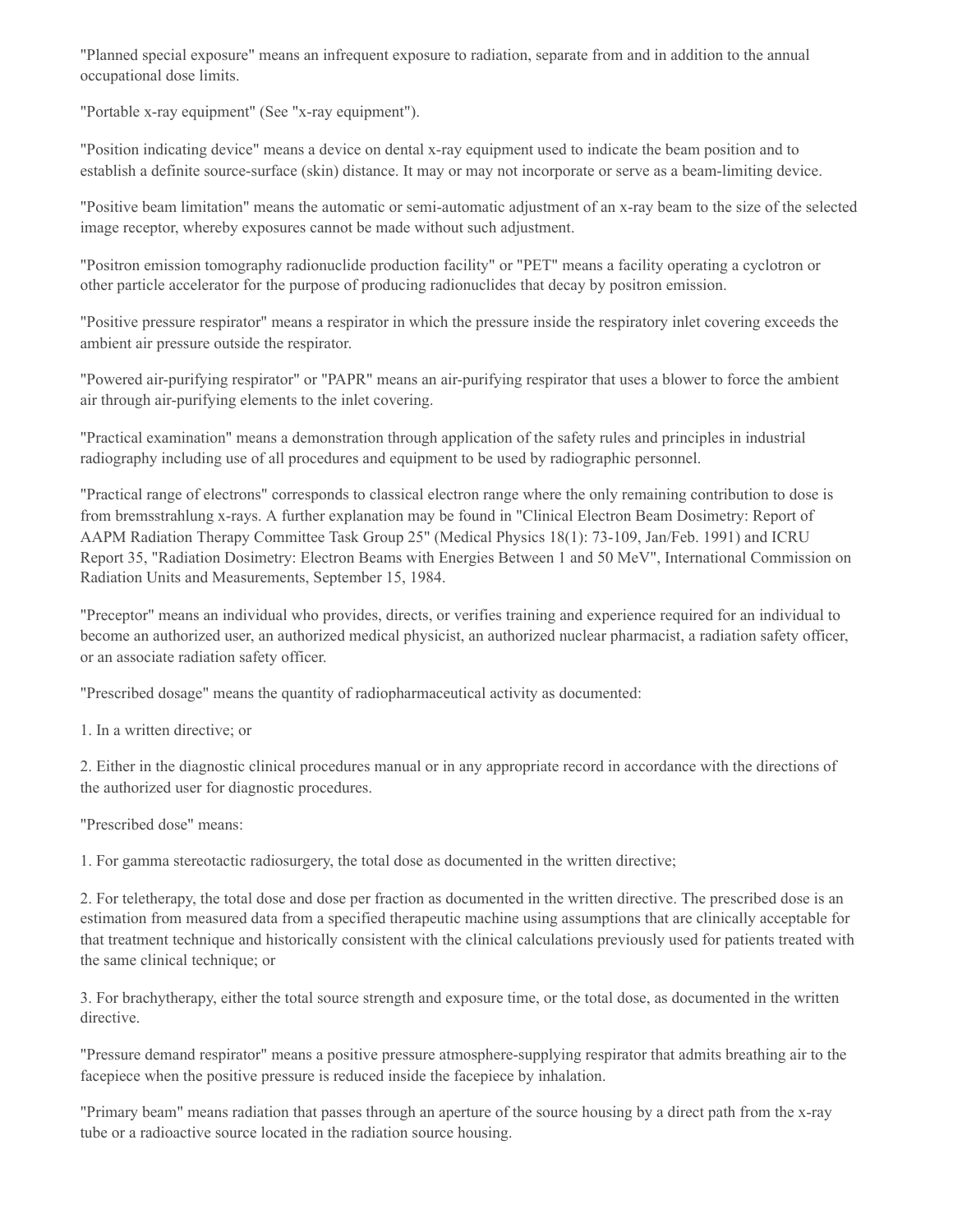"Planned special exposure" means an infrequent exposure to radiation, separate from and in addition to the annual occupational dose limits.

"Portable x-ray equipment" (See "x-ray equipment").

"Position indicating device" means a device on dental x-ray equipment used to indicate the beam position and to establish a definite source-surface (skin) distance. It may or may not incorporate or serve as a beam-limiting device.

"Positive beam limitation" means the automatic or semi-automatic adjustment of an x-ray beam to the size of the selected image receptor, whereby exposures cannot be made without such adjustment.

"Positron emission tomography radionuclide production facility" or "PET" means a facility operating a cyclotron or other particle accelerator for the purpose of producing radionuclides that decay by positron emission.

"Positive pressure respirator" means a respirator in which the pressure inside the respiratory inlet covering exceeds the ambient air pressure outside the respirator.

"Powered air-purifying respirator" or "PAPR" means an air-purifying respirator that uses a blower to force the ambient air through air-purifying elements to the inlet covering.

"Practical examination" means a demonstration through application of the safety rules and principles in industrial radiography including use of all procedures and equipment to be used by radiographic personnel.

"Practical range of electrons" corresponds to classical electron range where the only remaining contribution to dose is from bremsstrahlung x-rays. A further explanation may be found in "Clinical Electron Beam Dosimetry: Report of AAPM Radiation Therapy Committee Task Group 25" (Medical Physics 18(1): 73-109, Jan/Feb. 1991) and ICRU Report 35, "Radiation Dosimetry: Electron Beams with Energies Between 1 and 50 MeV", International Commission on Radiation Units and Measurements, September 15, 1984.

"Preceptor" means an individual who provides, directs, or verifies training and experience required for an individual to become an authorized user, an authorized medical physicist, an authorized nuclear pharmacist, a radiation safety officer, or an associate radiation safety officer.

"Prescribed dosage" means the quantity of radiopharmaceutical activity as documented:

1. In a written directive; or

2. Either in the diagnostic clinical procedures manual or in any appropriate record in accordance with the directions of the authorized user for diagnostic procedures.

"Prescribed dose" means:

1. For gamma stereotactic radiosurgery, the total dose as documented in the written directive;

2. For teletherapy, the total dose and dose per fraction as documented in the written directive. The prescribed dose is an estimation from measured data from a specified therapeutic machine using assumptions that are clinically acceptable for that treatment technique and historically consistent with the clinical calculations previously used for patients treated with the same clinical technique; or

3. For brachytherapy, either the total source strength and exposure time, or the total dose, as documented in the written directive.

"Pressure demand respirator" means a positive pressure atmosphere-supplying respirator that admits breathing air to the facepiece when the positive pressure is reduced inside the facepiece by inhalation.

"Primary beam" means radiation that passes through an aperture of the source housing by a direct path from the x-ray tube or a radioactive source located in the radiation source housing.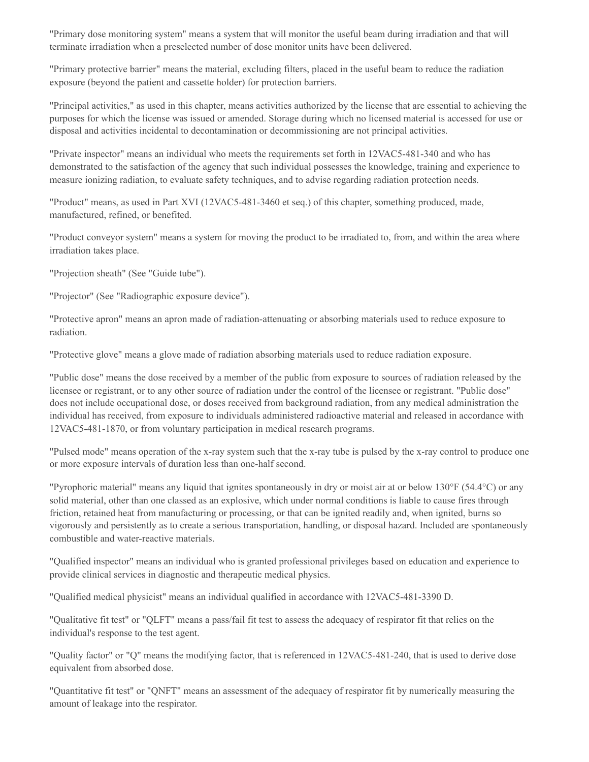"Primary dose monitoring system" means a system that will monitor the useful beam during irradiation and that will terminate irradiation when a preselected number of dose monitor units have been delivered.

"Primary protective barrier" means the material, excluding filters, placed in the useful beam to reduce the radiation exposure (beyond the patient and cassette holder) for protection barriers.

"Principal activities," as used in this chapter, means activities authorized by the license that are essential to achieving the purposes for which the license was issued or amended. Storage during which no licensed material is accessed for use or disposal and activities incidental to decontamination or decommissioning are not principal activities.

"Private inspector" means an individual who meets the requirements set forth in 12VAC5-481-340 and who has demonstrated to the satisfaction of the agency that such individual possesses the knowledge, training and experience to measure ionizing radiation, to evaluate safety techniques, and to advise regarding radiation protection needs.

"Product" means, as used in Part XVI (12VAC5-481-3460 et seq.) of this chapter, something produced, made, manufactured, refined, or benefited.

"Product conveyor system" means a system for moving the product to be irradiated to, from, and within the area where irradiation takes place.

"Projection sheath" (See "Guide tube").

"Projector" (See "Radiographic exposure device").

"Protective apron" means an apron made of radiation-attenuating or absorbing materials used to reduce exposure to radiation.

"Protective glove" means a glove made of radiation absorbing materials used to reduce radiation exposure.

"Public dose" means the dose received by a member of the public from exposure to sources of radiation released by the licensee or registrant, or to any other source of radiation under the control of the licensee or registrant. "Public dose" does not include occupational dose, or doses received from background radiation, from any medical administration the individual has received, from exposure to individuals administered radioactive material and released in accordance with 12VAC5-481-1870, or from voluntary participation in medical research programs.

"Pulsed mode" means operation of the x-ray system such that the x-ray tube is pulsed by the x-ray control to produce one or more exposure intervals of duration less than one-half second.

"Pyrophoric material" means any liquid that ignites spontaneously in dry or moist air at or below 130°F (54.4°C) or any solid material, other than one classed as an explosive, which under normal conditions is liable to cause fires through friction, retained heat from manufacturing or processing, or that can be ignited readily and, when ignited, burns so vigorously and persistently as to create a serious transportation, handling, or disposal hazard. Included are spontaneously combustible and water-reactive materials.

"Qualified inspector" means an individual who is granted professional privileges based on education and experience to provide clinical services in diagnostic and therapeutic medical physics.

"Qualified medical physicist" means an individual qualified in accordance with 12VAC5-481-3390 D.

"Qualitative fit test" or "QLFT" means a pass/fail fit test to assess the adequacy of respirator fit that relies on the individual's response to the test agent.

"Quality factor" or "Q" means the modifying factor, that is referenced in 12VAC5-481-240, that is used to derive dose equivalent from absorbed dose.

"Quantitative fit test" or "QNFT" means an assessment of the adequacy of respirator fit by numerically measuring the amount of leakage into the respirator.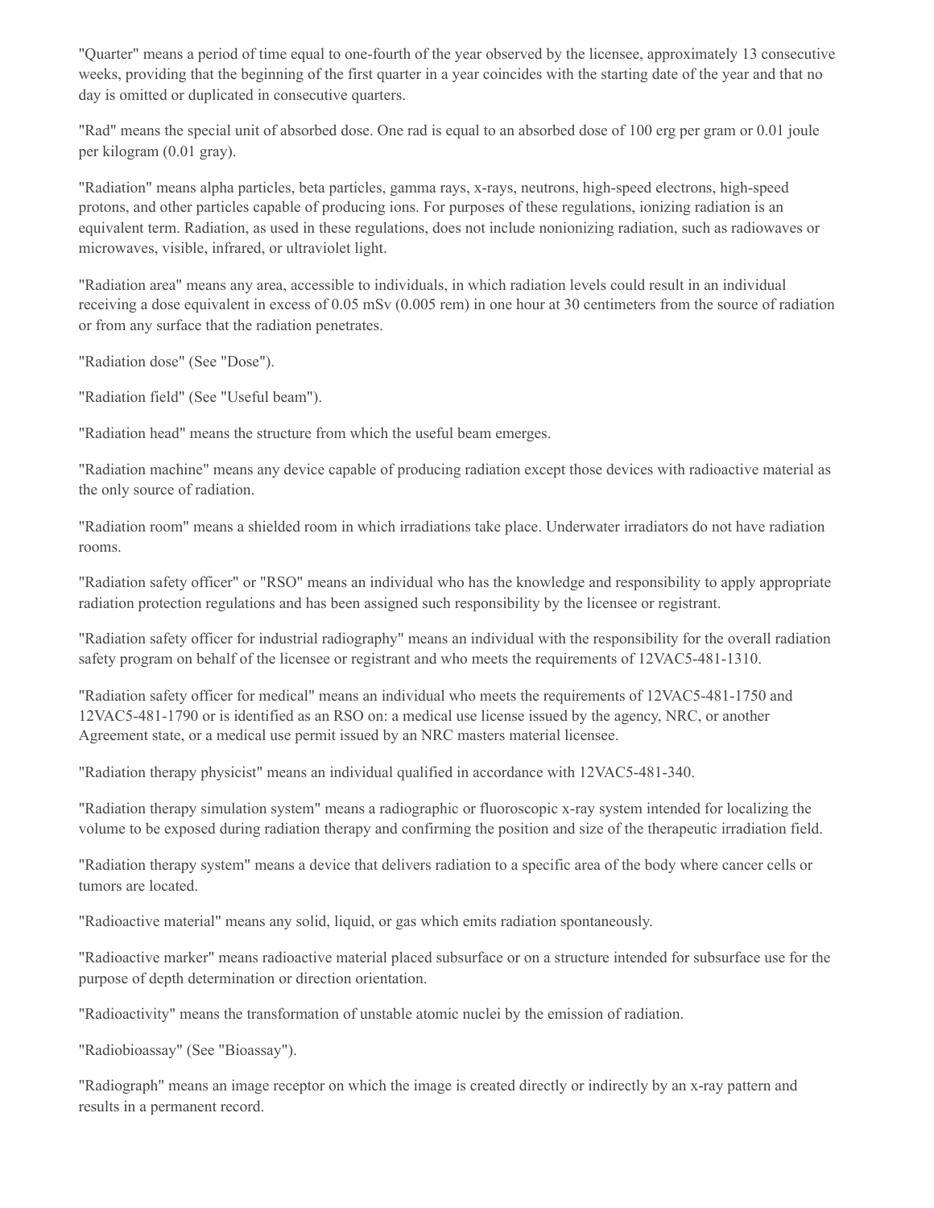"Quarter" means a period of time equal to one-fourth of the year observed by the licensee, approximately 13 consecutive weeks, providing that the beginning of the first quarter in a year coincides with the starting date of the year and that no day is omitted or duplicated in consecutive quarters.

"Rad" means the special unit of absorbed dose. One rad is equal to an absorbed dose of 100 erg per gram or 0.01 joule per kilogram (0.01 gray).

"Radiation" means alpha particles, beta particles, gamma rays, x-rays, neutrons, high-speed electrons, high-speed protons, and other particles capable of producing ions. For purposes of these regulations, ionizing radiation is an equivalent term. Radiation, as used in these regulations, does not include nonionizing radiation, such as radiowaves or microwaves, visible, infrared, or ultraviolet light.

"Radiation area" means any area, accessible to individuals, in which radiation levels could result in an individual receiving a dose equivalent in excess of 0.05 mSv (0.005 rem) in one hour at 30 centimeters from the source of radiation or from any surface that the radiation penetrates.

"Radiation dose" (See "Dose").

"Radiation field" (See "Useful beam").

"Radiation head" means the structure from which the useful beam emerges.

"Radiation machine" means any device capable of producing radiation except those devices with radioactive material as the only source of radiation.

"Radiation room" means a shielded room in which irradiations take place. Underwater irradiators do not have radiation rooms.

"Radiation safety officer" or "RSO" means an individual who has the knowledge and responsibility to apply appropriate radiation protection regulations and has been assigned such responsibility by the licensee or registrant.

"Radiation safety officer for industrial radiography" means an individual with the responsibility for the overall radiation safety program on behalf of the licensee or registrant and who meets the requirements of 12VAC5-481-1310.

"Radiation safety officer for medical" means an individual who meets the requirements of 12VAC5-481-1750 and 12VAC5-481-1790 or is identified as an RSO on: a medical use license issued by the agency, NRC, or another Agreement state, or a medical use permit issued by an NRC masters material licensee.

"Radiation therapy physicist" means an individual qualified in accordance with 12VAC5-481-340.

"Radiation therapy simulation system" means a radiographic or fluoroscopic x-ray system intended for localizing the volume to be exposed during radiation therapy and confirming the position and size of the therapeutic irradiation field.

"Radiation therapy system" means a device that delivers radiation to a specific area of the body where cancer cells or tumors are located.

"Radioactive material" means any solid, liquid, or gas which emits radiation spontaneously.

"Radioactive marker" means radioactive material placed subsurface or on a structure intended for subsurface use for the purpose of depth determination or direction orientation.

"Radioactivity" means the transformation of unstable atomic nuclei by the emission of radiation.

"Radiobioassay" (See "Bioassay").

"Radiograph" means an image receptor on which the image is created directly or indirectly by an x-ray pattern and results in a permanent record.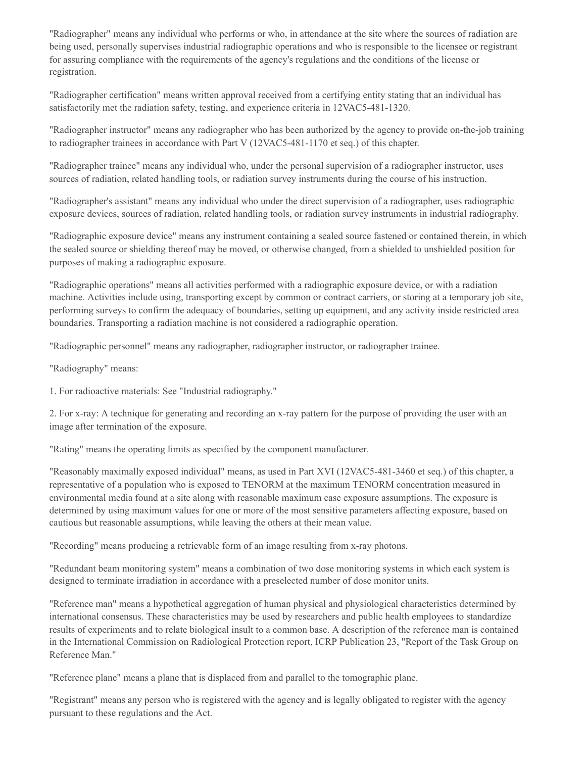"Radiographer" means any individual who performs or who, in attendance at the site where the sources of radiation are being used, personally supervises industrial radiographic operations and who is responsible to the licensee or registrant for assuring compliance with the requirements of the agency's regulations and the conditions of the license or registration.

"Radiographer certification" means written approval received from a certifying entity stating that an individual has satisfactorily met the radiation safety, testing, and experience criteria in 12VAC5-481-1320.

"Radiographer instructor" means any radiographer who has been authorized by the agency to provide on-the-job training to radiographer trainees in accordance with Part V (12VAC5-481-1170 et seq.) of this chapter.

"Radiographer trainee" means any individual who, under the personal supervision of a radiographer instructor, uses sources of radiation, related handling tools, or radiation survey instruments during the course of his instruction.

"Radiographer's assistant" means any individual who under the direct supervision of a radiographer, uses radiographic exposure devices, sources of radiation, related handling tools, or radiation survey instruments in industrial radiography.

"Radiographic exposure device" means any instrument containing a sealed source fastened or contained therein, in which the sealed source or shielding thereof may be moved, or otherwise changed, from a shielded to unshielded position for purposes of making a radiographic exposure.

"Radiographic operations" means all activities performed with a radiographic exposure device, or with a radiation machine. Activities include using, transporting except by common or contract carriers, or storing at a temporary job site, performing surveys to confirm the adequacy of boundaries, setting up equipment, and any activity inside restricted area boundaries. Transporting a radiation machine is not considered a radiographic operation.

"Radiographic personnel" means any radiographer, radiographer instructor, or radiographer trainee.

"Radiography" means:

1. For radioactive materials: See "Industrial radiography."

2. For x-ray: A technique for generating and recording an x-ray pattern for the purpose of providing the user with an image after termination of the exposure.

"Rating" means the operating limits as specified by the component manufacturer.

"Reasonably maximally exposed individual" means, as used in Part XVI (12VAC5-481-3460 et seq.) of this chapter, a representative of a population who is exposed to TENORM at the maximum TENORM concentration measured in environmental media found at a site along with reasonable maximum case exposure assumptions. The exposure is determined by using maximum values for one or more of the most sensitive parameters affecting exposure, based on cautious but reasonable assumptions, while leaving the others at their mean value.

"Recording" means producing a retrievable form of an image resulting from x-ray photons.

"Redundant beam monitoring system" means a combination of two dose monitoring systems in which each system is designed to terminate irradiation in accordance with a preselected number of dose monitor units.

"Reference man" means a hypothetical aggregation of human physical and physiological characteristics determined by international consensus. These characteristics may be used by researchers and public health employees to standardize results of experiments and to relate biological insult to a common base. A description of the reference man is contained in the International Commission on Radiological Protection report, ICRP Publication 23, "Report of the Task Group on Reference Man."

"Reference plane" means a plane that is displaced from and parallel to the tomographic plane.

"Registrant" means any person who is registered with the agency and is legally obligated to register with the agency pursuant to these regulations and the Act.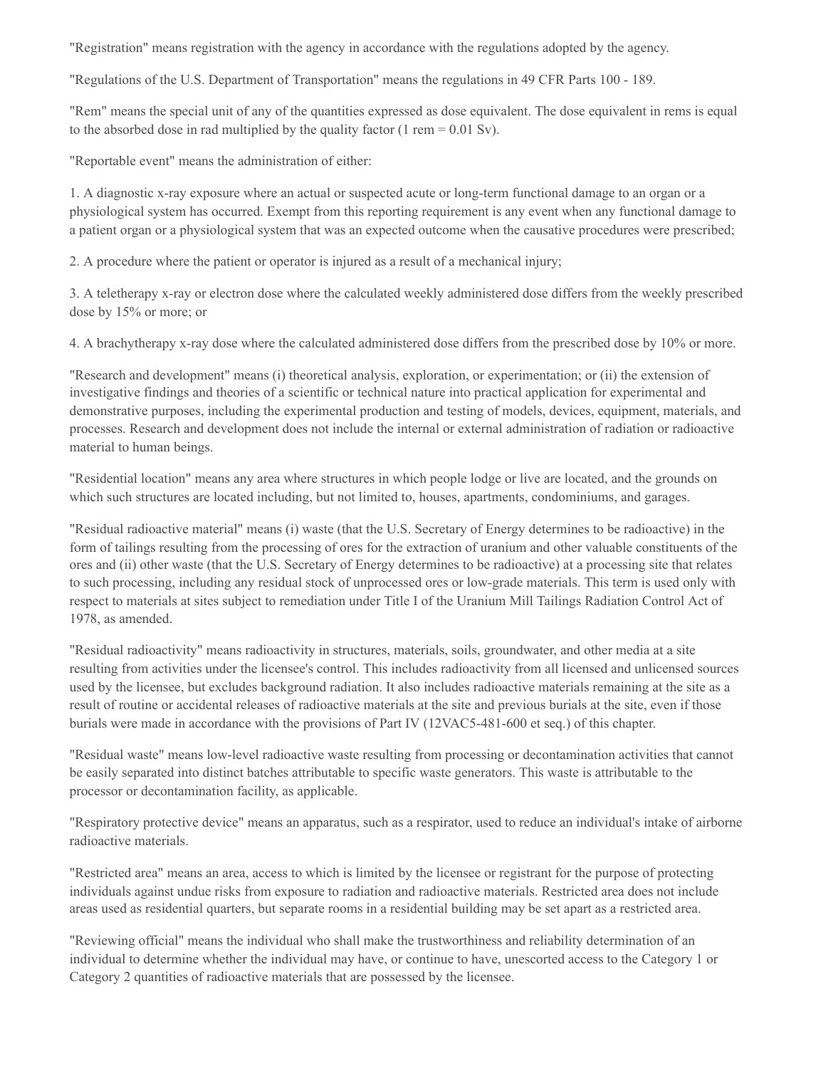"Registration" means registration with the agency in accordance with the regulations adopted by the agency.

"Regulations of the U.S. Department of Transportation" means the regulations in 49 CFR Parts 100 - 189.

"Rem" means the special unit of any of the quantities expressed as dose equivalent. The dose equivalent in rems is equal to the absorbed dose in rad multiplied by the quality factor (1 rem = 0.01 Sv).

"Reportable event" means the administration of either:

1. A diagnostic x-ray exposure where an actual or suspected acute or long-term functional damage to an organ or a physiological system has occurred. Exempt from this reporting requirement is any event when any functional damage to a patient organ or a physiological system that was an expected outcome when the causative procedures were prescribed;

2. A procedure where the patient or operator is injured as a result of a mechanical injury;

3. A teletherapy x-ray or electron dose where the calculated weekly administered dose differs from the weekly prescribed dose by 15% or more; or

4. A brachytherapy x-ray dose where the calculated administered dose differs from the prescribed dose by 10% or more.

"Research and development" means (i) theoretical analysis, exploration, or experimentation; or (ii) the extension of investigative findings and theories of a scientific or technical nature into practical application for experimental and demonstrative purposes, including the experimental production and testing of models, devices, equipment, materials, and processes. Research and development does not include the internal or external administration of radiation or radioactive material to human beings.

"Residential location" means any area where structures in which people lodge or live are located, and the grounds on which such structures are located including, but not limited to, houses, apartments, condominiums, and garages.

"Residual radioactive material" means (i) waste (that the U.S. Secretary of Energy determines to be radioactive) in the form of tailings resulting from the processing of ores for the extraction of uranium and other valuable constituents of the ores and (ii) other waste (that the U.S. Secretary of Energy determines to be radioactive) at a processing site that relates to such processing, including any residual stock of unprocessed ores or low-grade materials. This term is used only with respect to materials at sites subject to remediation under Title I of the Uranium Mill Tailings Radiation Control Act of 1978, as amended.

"Residual radioactivity" means radioactivity in structures, materials, soils, groundwater, and other media at a site resulting from activities under the licensee's control. This includes radioactivity from all licensed and unlicensed sources used by the licensee, but excludes background radiation. It also includes radioactive materials remaining at the site as a result of routine or accidental releases of radioactive materials at the site and previous burials at the site, even if those burials were made in accordance with the provisions of Part IV (12VAC5-481-600 et seq.) of this chapter.

"Residual waste" means low-level radioactive waste resulting from processing or decontamination activities that cannot be easily separated into distinct batches attributable to specific waste generators. This waste is attributable to the processor or decontamination facility, as applicable.

"Respiratory protective device" means an apparatus, such as a respirator, used to reduce an individual's intake of airborne radioactive materials.

"Restricted area" means an area, access to which is limited by the licensee or registrant for the purpose of protecting individuals against undue risks from exposure to radiation and radioactive materials. Restricted area does not include areas used as residential quarters, but separate rooms in a residential building may be set apart as a restricted area.

"Reviewing official" means the individual who shall make the trustworthiness and reliability determination of an individual to determine whether the individual may have, or continue to have, unescorted access to the Category 1 or Category 2 quantities of radioactive materials that are possessed by the licensee.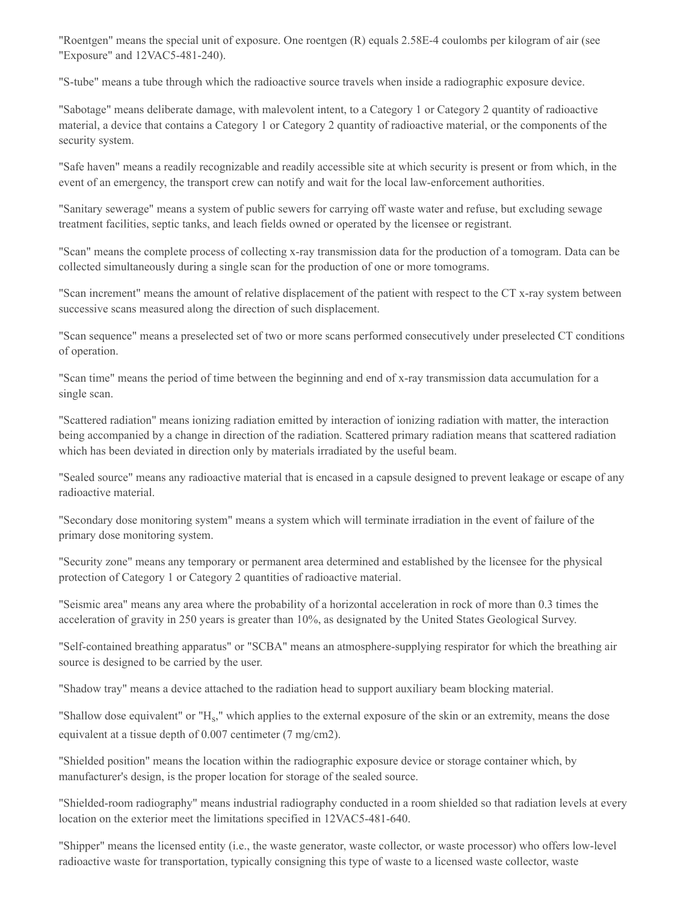"Roentgen" means the special unit of exposure. One roentgen (R) equals 2.58E-4 coulombs per kilogram of air (see "Exposure" and 12VAC5-481-240).

"S-tube" means a tube through which the radioactive source travels when inside a radiographic exposure device.

"Sabotage" means deliberate damage, with malevolent intent, to a Category 1 or Category 2 quantity of radioactive material, a device that contains a Category 1 or Category 2 quantity of radioactive material, or the components of the security system.

"Safe haven" means a readily recognizable and readily accessible site at which security is present or from which, in the event of an emergency, the transport crew can notify and wait for the local law-enforcement authorities.

"Sanitary sewerage" means a system of public sewers for carrying off waste water and refuse, but excluding sewage treatment facilities, septic tanks, and leach fields owned or operated by the licensee or registrant.

"Scan" means the complete process of collecting x-ray transmission data for the production of a tomogram. Data can be collected simultaneously during a single scan for the production of one or more tomograms.

"Scan increment" means the amount of relative displacement of the patient with respect to the CT x-ray system between successive scans measured along the direction of such displacement.

"Scan sequence" means a preselected set of two or more scans performed consecutively under preselected CT conditions of operation.

"Scan time" means the period of time between the beginning and end of x-ray transmission data accumulation for a single scan.

"Scattered radiation" means ionizing radiation emitted by interaction of ionizing radiation with matter, the interaction being accompanied by a change in direction of the radiation. Scattered primary radiation means that scattered radiation which has been deviated in direction only by materials irradiated by the useful beam.

"Sealed source" means any radioactive material that is encased in a capsule designed to prevent leakage or escape of any radioactive material.

"Secondary dose monitoring system" means a system which will terminate irradiation in the event of failure of the primary dose monitoring system.

"Security zone" means any temporary or permanent area determined and established by the licensee for the physical protection of Category 1 or Category 2 quantities of radioactive material.

"Seismic area" means any area where the probability of a horizontal acceleration in rock of more than 0.3 times the acceleration of gravity in 250 years is greater than 10%, as designated by the United States Geological Survey.

"Self-contained breathing apparatus" or "SCBA" means an atmosphere-supplying respirator for which the breathing air source is designed to be carried by the user.

"Shadow tray" means a device attached to the radiation head to support auxiliary beam blocking material.

"Shallow dose equivalent" or "$H_s$," which applies to the external exposure of the skin or an extremity, means the dose equivalent at a tissue depth of 0.007 centimeter (7 mg/cm2).

"Shielded position" means the location within the radiographic exposure device or storage container which, by manufacturer's design, is the proper location for storage of the sealed source.

"Shielded-room radiography" means industrial radiography conducted in a room shielded so that radiation levels at every location on the exterior meet the limitations specified in 12VAC5-481-640.

"Shipper" means the licensed entity (i.e., the waste generator, waste collector, or waste processor) who offers low-level radioactive waste for transportation, typically consigning this type of waste to a licensed waste collector, waste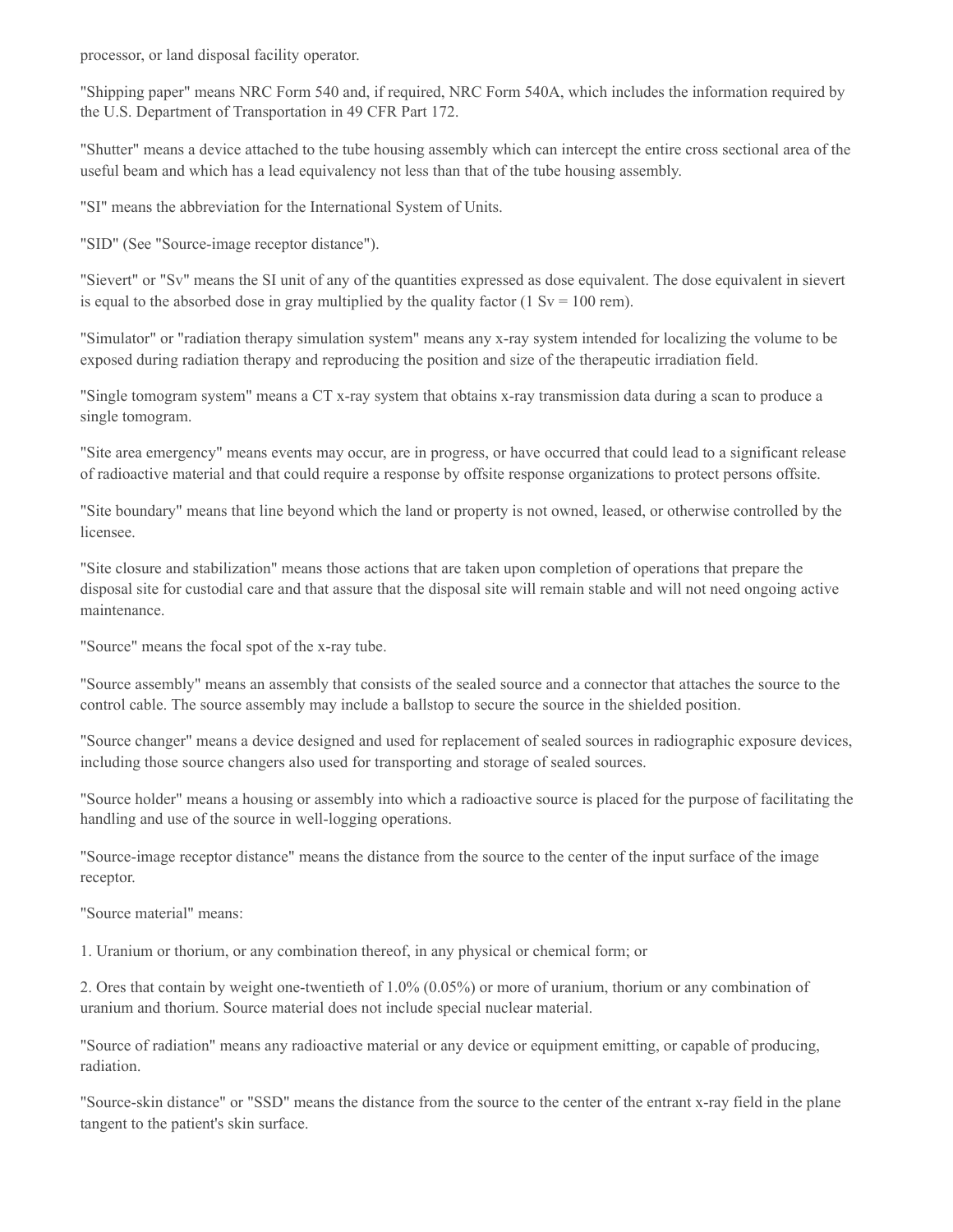processor, or land disposal facility operator.

"Shipping paper" means NRC Form 540 and, if required, NRC Form 540A, which includes the information required by the U.S. Department of Transportation in 49 CFR Part 172.

"Shutter" means a device attached to the tube housing assembly which can intercept the entire cross sectional area of the useful beam and which has a lead equivalency not less than that of the tube housing assembly.

"SI" means the abbreviation for the International System of Units.

"SID" (See "Source-image receptor distance").

"Sievert" or "Sv" means the SI unit of any of the quantities expressed as dose equivalent. The dose equivalent in sievert is equal to the absorbed dose in gray multiplied by the quality factor (1 Sv = 100 rem).

"Simulator" or "radiation therapy simulation system" means any x-ray system intended for localizing the volume to be exposed during radiation therapy and reproducing the position and size of the therapeutic irradiation field.

"Single tomogram system" means a CT x-ray system that obtains x-ray transmission data during a scan to produce a single tomogram.

"Site area emergency" means events may occur, are in progress, or have occurred that could lead to a significant release of radioactive material and that could require a response by offsite response organizations to protect persons offsite.

"Site boundary" means that line beyond which the land or property is not owned, leased, or otherwise controlled by the licensee.

"Site closure and stabilization" means those actions that are taken upon completion of operations that prepare the disposal site for custodial care and that assure that the disposal site will remain stable and will not need ongoing active maintenance.

"Source" means the focal spot of the x-ray tube.

"Source assembly" means an assembly that consists of the sealed source and a connector that attaches the source to the control cable. The source assembly may include a ballstop to secure the source in the shielded position.

"Source changer" means a device designed and used for replacement of sealed sources in radiographic exposure devices, including those source changers also used for transporting and storage of sealed sources.

"Source holder" means a housing or assembly into which a radioactive source is placed for the purpose of facilitating the handling and use of the source in well-logging operations.

"Source-image receptor distance" means the distance from the source to the center of the input surface of the image receptor.

"Source material" means:

1. Uranium or thorium, or any combination thereof, in any physical or chemical form; or

2. Ores that contain by weight one-twentieth of 1.0% (0.05%) or more of uranium, thorium or any combination of uranium and thorium. Source material does not include special nuclear material.

"Source of radiation" means any radioactive material or any device or equipment emitting, or capable of producing, radiation.

"Source-skin distance" or "SSD" means the distance from the source to the center of the entrant x-ray field in the plane tangent to the patient's skin surface.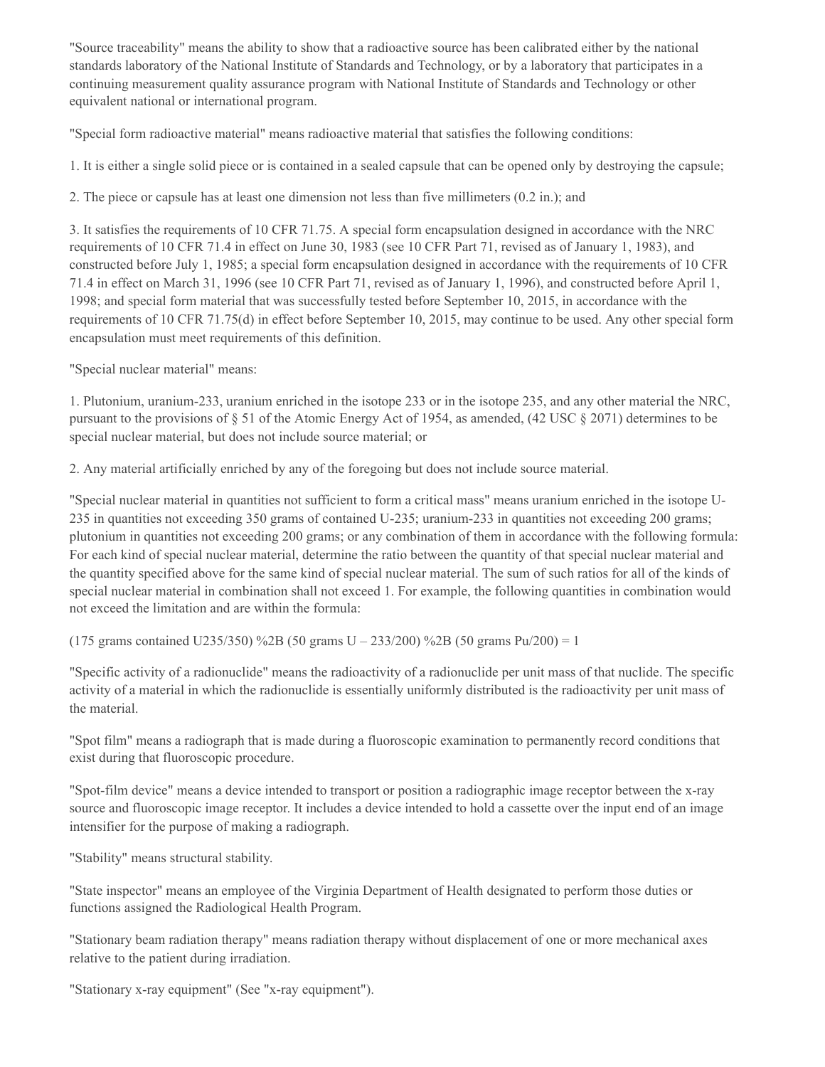"Source traceability" means the ability to show that a radioactive source has been calibrated either by the national standards laboratory of the National Institute of Standards and Technology, or by a laboratory that participates in a continuing measurement quality assurance program with National Institute of Standards and Technology or other equivalent national or international program.

"Special form radioactive material" means radioactive material that satisfies the following conditions:

1. It is either a single solid piece or is contained in a sealed capsule that can be opened only by destroying the capsule;

2. The piece or capsule has at least one dimension not less than five millimeters (0.2 in.); and

3. It satisfies the requirements of 10 CFR 71.75. A special form encapsulation designed in accordance with the NRC requirements of 10 CFR 71.4 in effect on June 30, 1983 (see 10 CFR Part 71, revised as of January 1, 1983), and constructed before July 1, 1985; a special form encapsulation designed in accordance with the requirements of 10 CFR 71.4 in effect on March 31, 1996 (see 10 CFR Part 71, revised as of January 1, 1996), and constructed before April 1, 1998; and special form material that was successfully tested before September 10, 2015, in accordance with the requirements of 10 CFR 71.75(d) in effect before September 10, 2015, may continue to be used. Any other special form encapsulation must meet requirements of this definition.

"Special nuclear material" means:

1. Plutonium, uranium-233, uranium enriched in the isotope 233 or in the isotope 235, and any other material the NRC, pursuant to the provisions of § 51 of the Atomic Energy Act of 1954, as amended, (42 USC § 2071) determines to be special nuclear material, but does not include source material; or

2. Any material artificially enriched by any of the foregoing but does not include source material.

"Special nuclear material in quantities not sufficient to form a critical mass" means uranium enriched in the isotope U-235 in quantities not exceeding 350 grams of contained U-235; uranium-233 in quantities not exceeding 200 grams; plutonium in quantities not exceeding 200 grams; or any combination of them in accordance with the following formula: For each kind of special nuclear material, determine the ratio between the quantity of that special nuclear material and the quantity specified above for the same kind of special nuclear material. The sum of such ratios for all of the kinds of special nuclear material in combination shall not exceed 1. For example, the following quantities in combination would not exceed the limitation and are within the formula:

(175 grams contained U235/350) %2B (50 grams U – 233/200) %2B (50 grams Pu/200) = 1

"Specific activity of a radionuclide" means the radioactivity of a radionuclide per unit mass of that nuclide. The specific activity of a material in which the radionuclide is essentially uniformly distributed is the radioactivity per unit mass of the material.

"Spot film" means a radiograph that is made during a fluoroscopic examination to permanently record conditions that exist during that fluoroscopic procedure.

"Spot-film device" means a device intended to transport or position a radiographic image receptor between the x-ray source and fluoroscopic image receptor. It includes a device intended to hold a cassette over the input end of an image intensifier for the purpose of making a radiograph.

"Stability" means structural stability.

"State inspector" means an employee of the Virginia Department of Health designated to perform those duties or functions assigned the Radiological Health Program.

"Stationary beam radiation therapy" means radiation therapy without displacement of one or more mechanical axes relative to the patient during irradiation.

"Stationary x-ray equipment" (See "x-ray equipment").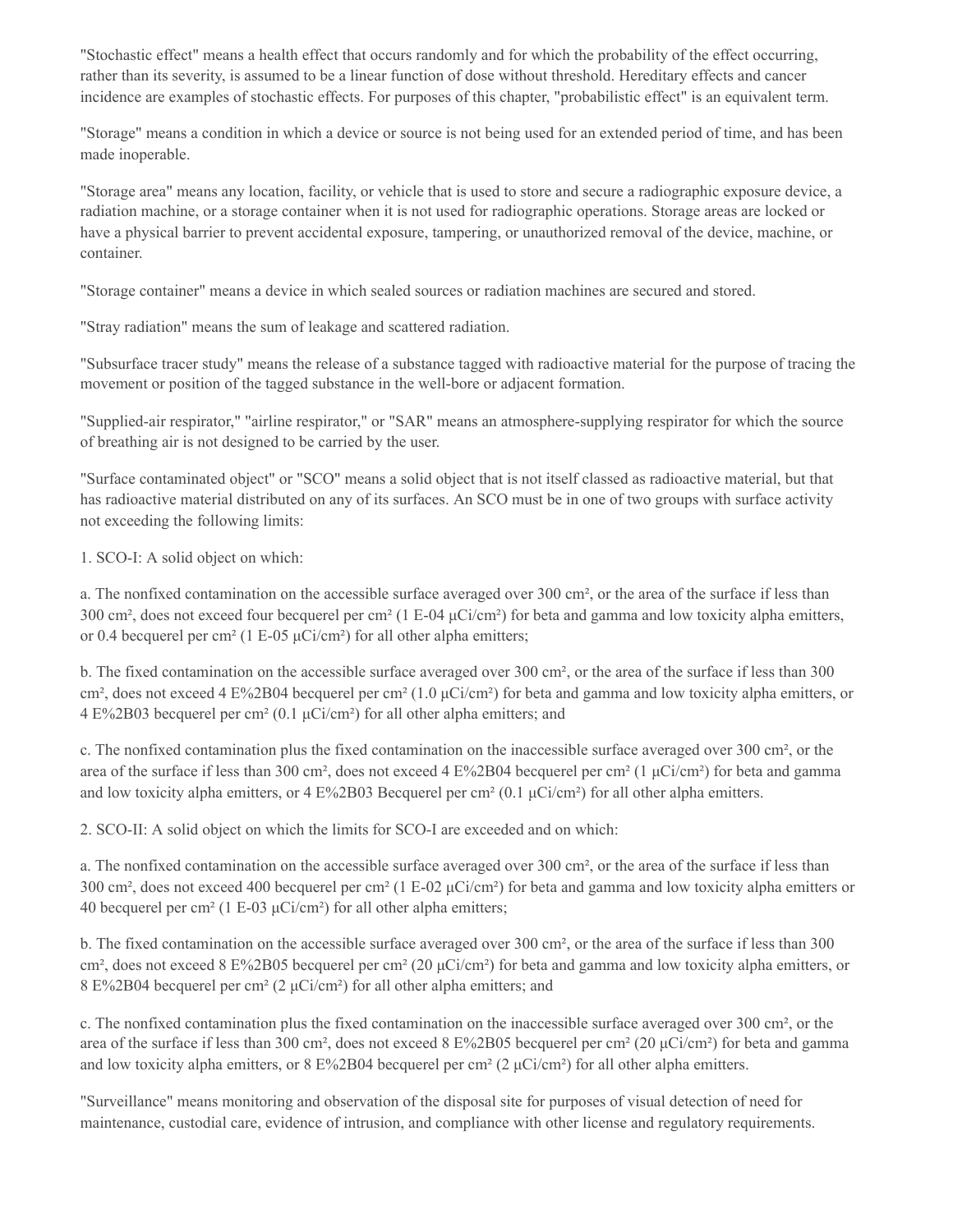"Stochastic effect" means a health effect that occurs randomly and for which the probability of the effect occurring, rather than its severity, is assumed to be a linear function of dose without threshold. Hereditary effects and cancer incidence are examples of stochastic effects. For purposes of this chapter, "probabilistic effect" is an equivalent term.

"Storage" means a condition in which a device or source is not being used for an extended period of time, and has been made inoperable.

"Storage area" means any location, facility, or vehicle that is used to store and secure a radiographic exposure device, a radiation machine, or a storage container when it is not used for radiographic operations. Storage areas are locked or have a physical barrier to prevent accidental exposure, tampering, or unauthorized removal of the device, machine, or container.

"Storage container" means a device in which sealed sources or radiation machines are secured and stored.

"Stray radiation" means the sum of leakage and scattered radiation.

"Subsurface tracer study" means the release of a substance tagged with radioactive material for the purpose of tracing the movement or position of the tagged substance in the well-bore or adjacent formation.

"Supplied-air respirator," "airline respirator," or "SAR" means an atmosphere-supplying respirator for which the source of breathing air is not designed to be carried by the user.

"Surface contaminated object" or "SCO" means a solid object that is not itself classed as radioactive material, but that has radioactive material distributed on any of its surfaces. An SCO must be in one of two groups with surface activity not exceeding the following limits:

1. SCO-I: A solid object on which:

a. The nonfixed contamination on the accessible surface averaged over 300 $cm^2$, or the area of the surface if less than 300 $cm^2$, does not exceed four becquerel per $cm^2$ (1 E-04 μCi/$cm^2$) for beta and gamma and low toxicity alpha emitters, or 0.4 becquerel per $cm^2$ (1 E-05 μCi/$cm^2$) for all other alpha emitters;

b. The fixed contamination on the accessible surface averaged over 300 $cm^2$, or the area of the surface if less than 300 $cm^2$, does not exceed 4 E%2B04 becquerel per $cm^2$ (1.0 μCi/$cm^2$) for beta and gamma and low toxicity alpha emitters, or 4 E%2B03 becquerel per $cm^2$ (0.1 μCi/$cm^2$) for all other alpha emitters; and

c. The nonfixed contamination plus the fixed contamination on the inaccessible surface averaged over 300 $cm^2$, or the area of the surface if less than 300 $cm^2$, does not exceed 4 E%2B04 becquerel per $cm^2$ (1 μCi/$cm^2$) for beta and gamma and low toxicity alpha emitters, or 4 E%2B03 Becquerel per $cm^2$ (0.1 μCi/$cm^2$) for all other alpha emitters.

2. SCO-II: A solid object on which the limits for SCO-I are exceeded and on which:

a. The nonfixed contamination on the accessible surface averaged over 300 $cm^2$, or the area of the surface if less than 300 $cm^2$, does not exceed 400 becquerel per $cm^2$ (1 E-02 μCi/$cm^2$) for beta and gamma and low toxicity alpha emitters or 40 becquerel per $cm^2$ (1 E-03 μCi/$cm^2$) for all other alpha emitters;

b. The fixed contamination on the accessible surface averaged over 300 $cm^2$, or the area of the surface if less than 300 $cm^2$, does not exceed 8 E%2B05 becquerel per $cm^2$ (20 μCi/$cm^2$) for beta and gamma and low toxicity alpha emitters, or 8 E%2B04 becquerel per $cm^2$ (2 μCi/$cm^2$) for all other alpha emitters; and

c. The nonfixed contamination plus the fixed contamination on the inaccessible surface averaged over 300 $cm^2$, or the area of the surface if less than 300 $cm^2$, does not exceed 8 E%2B05 becquerel per $cm^2$ (20 μCi/$cm^2$) for beta and gamma and low toxicity alpha emitters, or 8 E%2B04 becquerel per $cm^2$ (2 μCi/$cm^2$) for all other alpha emitters.

"Surveillance" means monitoring and observation of the disposal site for purposes of visual detection of need for maintenance, custodial care, evidence of intrusion, and compliance with other license and regulatory requirements.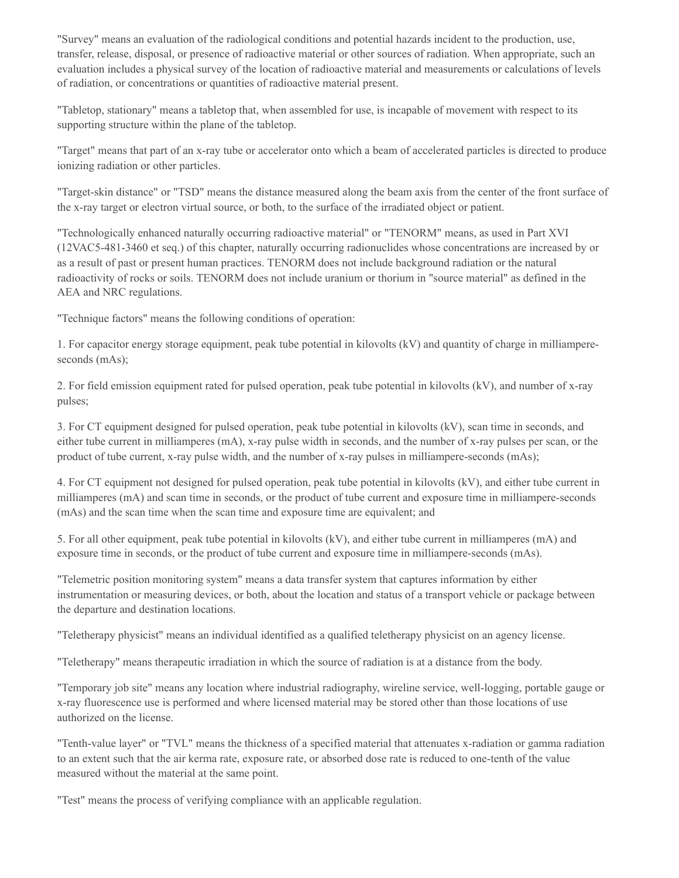"Survey" means an evaluation of the radiological conditions and potential hazards incident to the production, use, transfer, release, disposal, or presence of radioactive material or other sources of radiation. When appropriate, such an evaluation includes a physical survey of the location of radioactive material and measurements or calculations of levels of radiation, or concentrations or quantities of radioactive material present.

"Tabletop, stationary" means a tabletop that, when assembled for use, is incapable of movement with respect to its supporting structure within the plane of the tabletop.

"Target" means that part of an x-ray tube or accelerator onto which a beam of accelerated particles is directed to produce ionizing radiation or other particles.

"Target-skin distance" or "TSD" means the distance measured along the beam axis from the center of the front surface of the x-ray target or electron virtual source, or both, to the surface of the irradiated object or patient.

"Technologically enhanced naturally occurring radioactive material" or "TENORM" means, as used in Part XVI (12VAC5-481-3460 et seq.) of this chapter, naturally occurring radionuclides whose concentrations are increased by or as a result of past or present human practices. TENORM does not include background radiation or the natural radioactivity of rocks or soils. TENORM does not include uranium or thorium in "source material" as defined in the AEA and NRC regulations.

"Technique factors" means the following conditions of operation:

1. For capacitor energy storage equipment, peak tube potential in kilovolts (kV) and quantity of charge in milliampere-seconds (mAs);

2. For field emission equipment rated for pulsed operation, peak tube potential in kilovolts (kV), and number of x-ray pulses;

3. For CT equipment designed for pulsed operation, peak tube potential in kilovolts (kV), scan time in seconds, and either tube current in milliamperes (mA), x-ray pulse width in seconds, and the number of x-ray pulses per scan, or the product of tube current, x-ray pulse width, and the number of x-ray pulses in milliampere-seconds (mAs);

4. For CT equipment not designed for pulsed operation, peak tube potential in kilovolts (kV), and either tube current in milliamperes (mA) and scan time in seconds, or the product of tube current and exposure time in milliampere-seconds (mAs) and the scan time when the scan time and exposure time are equivalent; and

5. For all other equipment, peak tube potential in kilovolts (kV), and either tube current in milliamperes (mA) and exposure time in seconds, or the product of tube current and exposure time in milliampere-seconds (mAs).

"Telemetric position monitoring system" means a data transfer system that captures information by either instrumentation or measuring devices, or both, about the location and status of a transport vehicle or package between the departure and destination locations.

"Teletherapy physicist" means an individual identified as a qualified teletherapy physicist on an agency license.

"Teletherapy" means therapeutic irradiation in which the source of radiation is at a distance from the body.

"Temporary job site" means any location where industrial radiography, wireline service, well-logging, portable gauge or x-ray fluorescence use is performed and where licensed material may be stored other than those locations of use authorized on the license.

"Tenth-value layer" or "TVL" means the thickness of a specified material that attenuates x-radiation or gamma radiation to an extent such that the air kerma rate, exposure rate, or absorbed dose rate is reduced to one-tenth of the value measured without the material at the same point.

"Test" means the process of verifying compliance with an applicable regulation.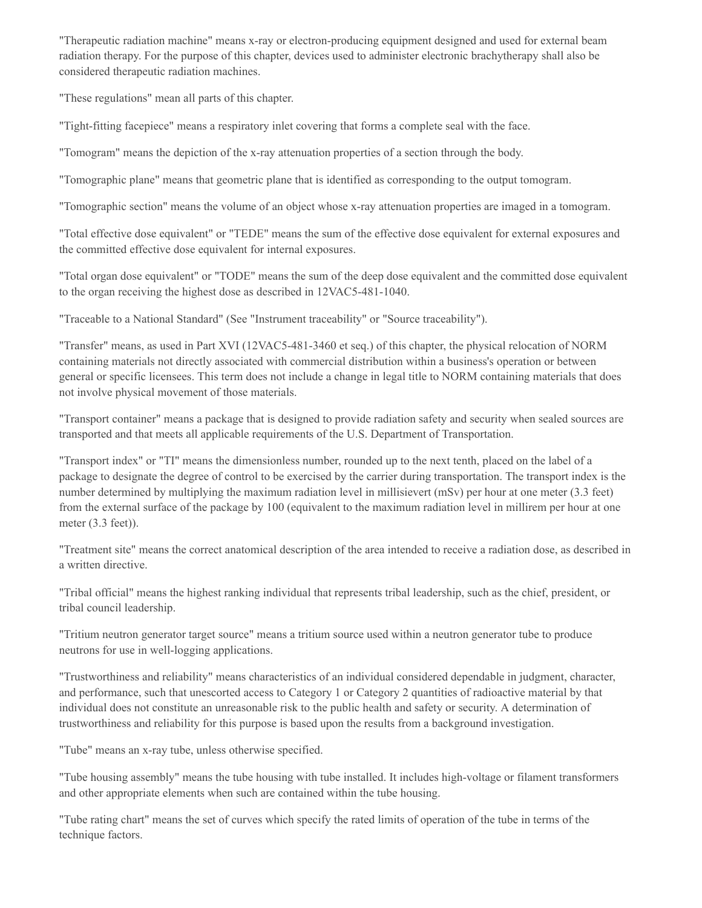"Therapeutic radiation machine" means x-ray or electron-producing equipment designed and used for external beam radiation therapy. For the purpose of this chapter, devices used to administer electronic brachytherapy shall also be considered therapeutic radiation machines.

"These regulations" mean all parts of this chapter.

"Tight-fitting facepiece" means a respiratory inlet covering that forms a complete seal with the face.

"Tomogram" means the depiction of the x-ray attenuation properties of a section through the body.

"Tomographic plane" means that geometric plane that is identified as corresponding to the output tomogram.

"Tomographic section" means the volume of an object whose x-ray attenuation properties are imaged in a tomogram.

"Total effective dose equivalent" or "TEDE" means the sum of the effective dose equivalent for external exposures and the committed effective dose equivalent for internal exposures.

"Total organ dose equivalent" or "TODE" means the sum of the deep dose equivalent and the committed dose equivalent to the organ receiving the highest dose as described in 12VAC5-481-1040.

"Traceable to a National Standard" (See "Instrument traceability" or "Source traceability").

"Transfer" means, as used in Part XVI (12VAC5-481-3460 et seq.) of this chapter, the physical relocation of NORM containing materials not directly associated with commercial distribution within a business's operation or between general or specific licensees. This term does not include a change in legal title to NORM containing materials that does not involve physical movement of those materials.

"Transport container" means a package that is designed to provide radiation safety and security when sealed sources are transported and that meets all applicable requirements of the U.S. Department of Transportation.

"Transport index" or "TI" means the dimensionless number, rounded up to the next tenth, placed on the label of a package to designate the degree of control to be exercised by the carrier during transportation. The transport index is the number determined by multiplying the maximum radiation level in millisievert (mSv) per hour at one meter (3.3 feet) from the external surface of the package by 100 (equivalent to the maximum radiation level in millirem per hour at one meter (3.3 feet)).

"Treatment site" means the correct anatomical description of the area intended to receive a radiation dose, as described in a written directive.

"Tribal official" means the highest ranking individual that represents tribal leadership, such as the chief, president, or tribal council leadership.

"Tritium neutron generator target source" means a tritium source used within a neutron generator tube to produce neutrons for use in well-logging applications.

"Trustworthiness and reliability" means characteristics of an individual considered dependable in judgment, character, and performance, such that unescorted access to Category 1 or Category 2 quantities of radioactive material by that individual does not constitute an unreasonable risk to the public health and safety or security. A determination of trustworthiness and reliability for this purpose is based upon the results from a background investigation.

"Tube" means an x-ray tube, unless otherwise specified.

"Tube housing assembly" means the tube housing with tube installed. It includes high-voltage or filament transformers and other appropriate elements when such are contained within the tube housing.

"Tube rating chart" means the set of curves which specify the rated limits of operation of the tube in terms of the technique factors.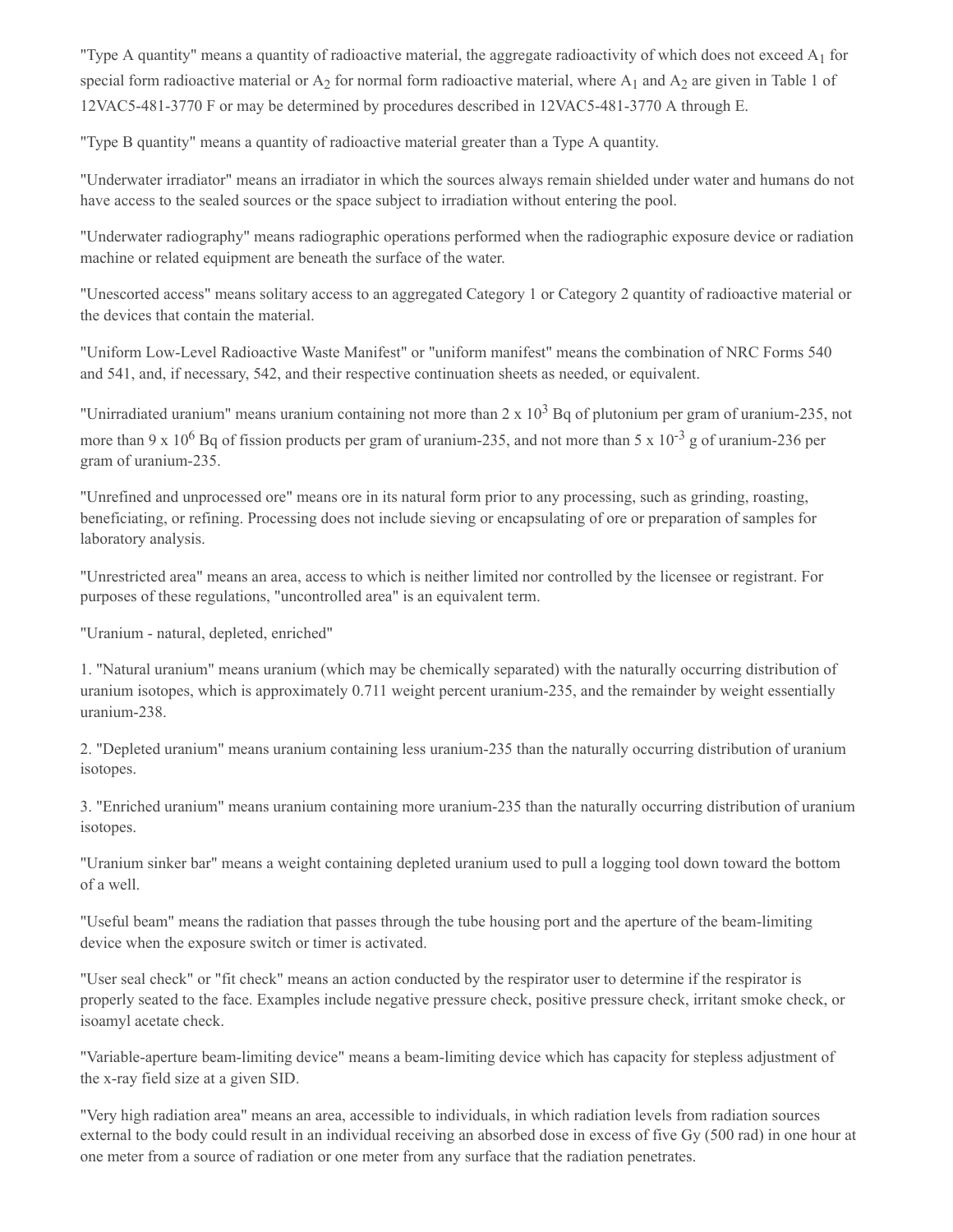"Type A quantity" means a quantity of radioactive material, the aggregate radioactivity of which does not exceed $A_1$ for special form radioactive material or $A_2$ for normal form radioactive material, where $A_1$ and $A_2$ are given in Table 1 of 12VAC5-481-3770 F or may be determined by procedures described in 12VAC5-481-3770 A through E.

"Type B quantity" means a quantity of radioactive material greater than a Type A quantity.

"Underwater irradiator" means an irradiator in which the sources always remain shielded under water and humans do not have access to the sealed sources or the space subject to irradiation without entering the pool.

"Underwater radiography" means radiographic operations performed when the radiographic exposure device or radiation machine or related equipment are beneath the surface of the water.

"Unescorted access" means solitary access to an aggregated Category 1 or Category 2 quantity of radioactive material or the devices that contain the material.

"Uniform Low-Level Radioactive Waste Manifest" or "uniform manifest" means the combination of NRC Forms 540 and 541, and, if necessary, 542, and their respective continuation sheets as needed, or equivalent.

"Unirradiated uranium" means uranium containing not more than $2 \times 10^3$ Bq of plutonium per gram of uranium-235, not more than $9 \times 10^6$ Bq of fission products per gram of uranium-235, and not more than $5 \times 10^{-3}$ g of uranium-236 per gram of uranium-235.

"Unrefined and unprocessed ore" means ore in its natural form prior to any processing, such as grinding, roasting, beneficiating, or refining. Processing does not include sieving or encapsulating of ore or preparation of samples for laboratory analysis.

"Unrestricted area" means an area, access to which is neither limited nor controlled by the licensee or registrant. For purposes of these regulations, "uncontrolled area" is an equivalent term.

"Uranium - natural, depleted, enriched"

1. "Natural uranium" means uranium (which may be chemically separated) with the naturally occurring distribution of uranium isotopes, which is approximately 0.711 weight percent uranium-235, and the remainder by weight essentially uranium-238.

2. "Depleted uranium" means uranium containing less uranium-235 than the naturally occurring distribution of uranium isotopes.

3. "Enriched uranium" means uranium containing more uranium-235 than the naturally occurring distribution of uranium isotopes.

"Uranium sinker bar" means a weight containing depleted uranium used to pull a logging tool down toward the bottom of a well.

"Useful beam" means the radiation that passes through the tube housing port and the aperture of the beam-limiting device when the exposure switch or timer is activated.

"User seal check" or "fit check" means an action conducted by the respirator user to determine if the respirator is properly seated to the face. Examples include negative pressure check, positive pressure check, irritant smoke check, or isoamyl acetate check.

"Variable-aperture beam-limiting device" means a beam-limiting device which has capacity for stepless adjustment of the x-ray field size at a given SID.

"Very high radiation area" means an area, accessible to individuals, in which radiation levels from radiation sources external to the body could result in an individual receiving an absorbed dose in excess of five Gy (500 rad) in one hour at one meter from a source of radiation or one meter from any surface that the radiation penetrates.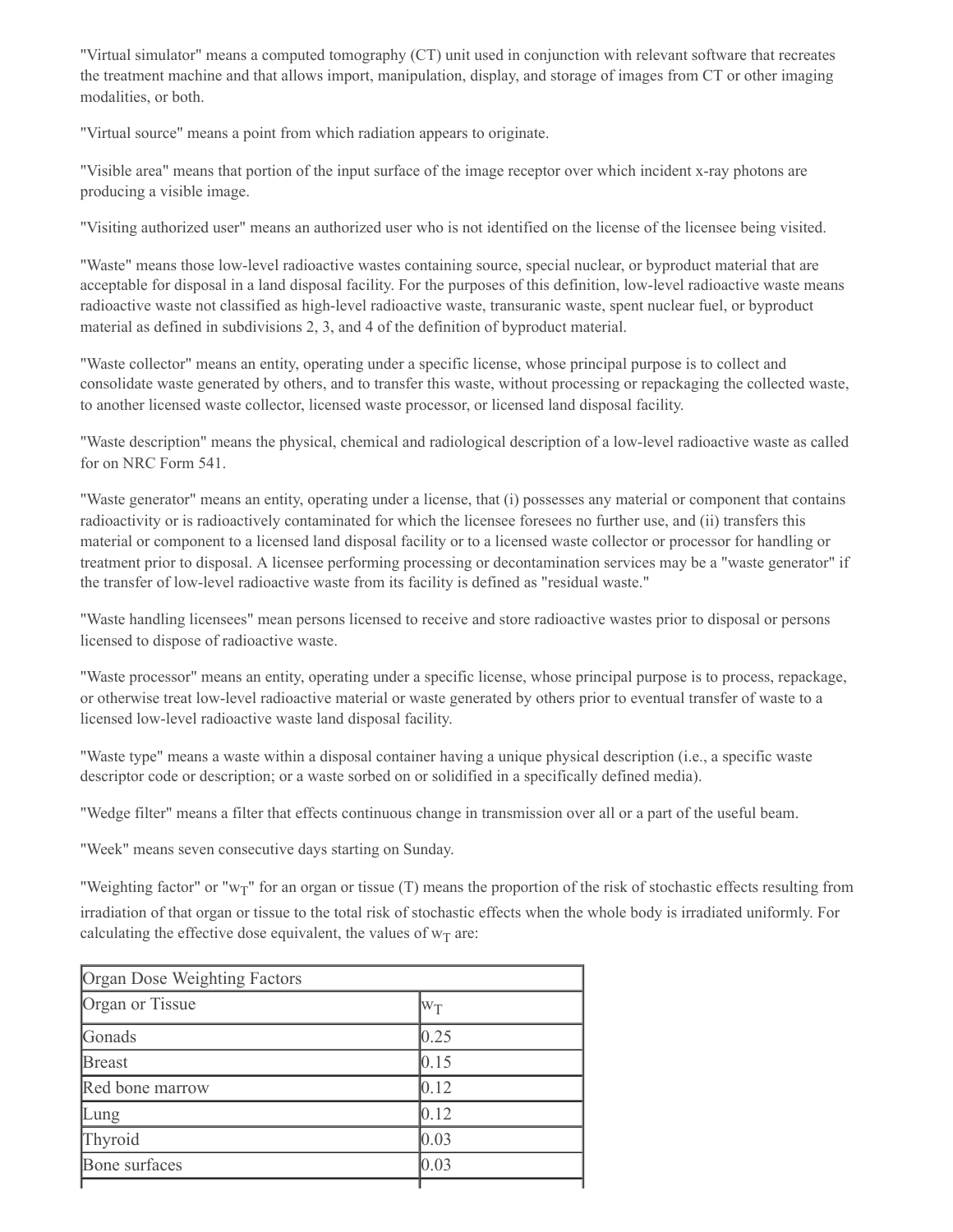"Virtual simulator" means a computed tomography (CT) unit used in conjunction with relevant software that recreates the treatment machine and that allows import, manipulation, display, and storage of images from CT or other imaging modalities, or both.

"Virtual source" means a point from which radiation appears to originate.

"Visible area" means that portion of the input surface of the image receptor over which incident x-ray photons are producing a visible image.

"Visiting authorized user" means an authorized user who is not identified on the license of the licensee being visited.

"Waste" means those low-level radioactive wastes containing source, special nuclear, or byproduct material that are acceptable for disposal in a land disposal facility. For the purposes of this definition, low-level radioactive waste means radioactive waste not classified as high-level radioactive waste, transuranic waste, spent nuclear fuel, or byproduct material as defined in subdivisions 2, 3, and 4 of the definition of byproduct material.

"Waste collector" means an entity, operating under a specific license, whose principal purpose is to collect and consolidate waste generated by others, and to transfer this waste, without processing or repackaging the collected waste, to another licensed waste collector, licensed waste processor, or licensed land disposal facility.

"Waste description" means the physical, chemical and radiological description of a low-level radioactive waste as called for on NRC Form 541.

"Waste generator" means an entity, operating under a license, that (i) possesses any material or component that contains radioactivity or is radioactively contaminated for which the licensee foresees no further use, and (ii) transfers this material or component to a licensed land disposal facility or to a licensed waste collector or processor for handling or treatment prior to disposal. A licensee performing processing or decontamination services may be a "waste generator" if the transfer of low-level radioactive waste from its facility is defined as "residual waste."

"Waste handling licensees" mean persons licensed to receive and store radioactive wastes prior to disposal or persons licensed to dispose of radioactive waste.

"Waste processor" means an entity, operating under a specific license, whose principal purpose is to process, repackage, or otherwise treat low-level radioactive material or waste generated by others prior to eventual transfer of waste to a licensed low-level radioactive waste land disposal facility.

"Waste type" means a waste within a disposal container having a unique physical description (i.e., a specific waste descriptor code or description; or a waste sorbed on or solidified in a specifically defined media).

"Wedge filter" means a filter that effects continuous change in transmission over all or a part of the useful beam.

"Week" means seven consecutive days starting on Sunday.

"Weighting factor" or "$w_T$" for an organ or tissue (T) means the proportion of the risk of stochastic effects resulting from irradiation of that organ or tissue to the total risk of stochastic effects when the whole body is irradiated uniformly. For calculating the effective dose equivalent, the values of $w_T$ are:

| Organ Dose Weighting Factors | |
|---|---|
| Organ or Tissue | $w_T$ |
| Gonads | 0.25 |
| Breast | 0.15 |
| Red bone marrow | 0.12 |
| Lung | 0.12 |
| Thyroid | 0.03 |
| Bone surfaces | 0.03 |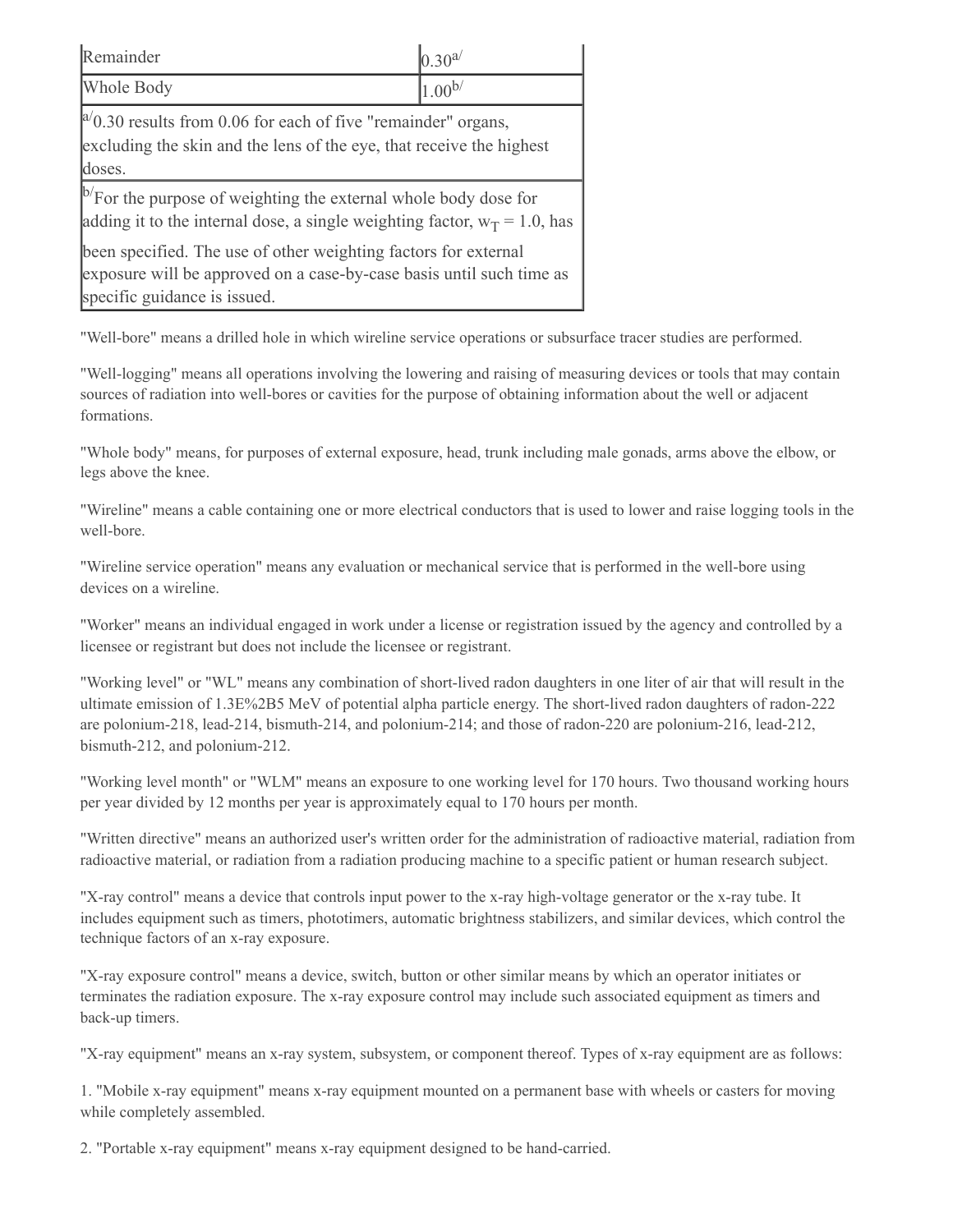| Remainder | 0.30[a/] |
| --- | --- |
| Whole Body | 1.00[b/] |

[a/]0.30 results from 0.06 for each of five "remainder" organs, excluding the skin and the lens of the eye, that receive the highest doses.

[b/]For the purpose of weighting the external whole body dose for adding it to the internal dose, a single weighting factor, $w_T = 1.0$, has been specified. The use of other weighting factors for external exposure will be approved on a case-by-case basis until such time as specific guidance is issued.

"Well-bore" means a drilled hole in which wireline service operations or subsurface tracer studies are performed.

"Well-logging" means all operations involving the lowering and raising of measuring devices or tools that may contain sources of radiation into well-bores or cavities for the purpose of obtaining information about the well or adjacent formations.

"Whole body" means, for purposes of external exposure, head, trunk including male gonads, arms above the elbow, or legs above the knee.

"Wireline" means a cable containing one or more electrical conductors that is used to lower and raise logging tools in the well-bore.

"Wireline service operation" means any evaluation or mechanical service that is performed in the well-bore using devices on a wireline.

"Worker" means an individual engaged in work under a license or registration issued by the agency and controlled by a licensee or registrant but does not include the licensee or registrant.

"Working level" or "WL" means any combination of short-lived radon daughters in one liter of air that will result in the ultimate emission of 1.3E%2B5 MeV of potential alpha particle energy. The short-lived radon daughters of radon-222 are polonium-218, lead-214, bismuth-214, and polonium-214; and those of radon-220 are polonium-216, lead-212, bismuth-212, and polonium-212.

"Working level month" or "WLM" means an exposure to one working level for 170 hours. Two thousand working hours per year divided by 12 months per year is approximately equal to 170 hours per month.

"Written directive" means an authorized user's written order for the administration of radioactive material, radiation from radioactive material, or radiation from a radiation producing machine to a specific patient or human research subject.

"X-ray control" means a device that controls input power to the x-ray high-voltage generator or the x-ray tube. It includes equipment such as timers, phototimers, automatic brightness stabilizers, and similar devices, which control the technique factors of an x-ray exposure.

"X-ray exposure control" means a device, switch, button or other similar means by which an operator initiates or terminates the radiation exposure. The x-ray exposure control may include such associated equipment as timers and back-up timers.

"X-ray equipment" means an x-ray system, subsystem, or component thereof. Types of x-ray equipment are as follows:

1. "Mobile x-ray equipment" means x-ray equipment mounted on a permanent base with wheels or casters for moving while completely assembled.

2. "Portable x-ray equipment" means x-ray equipment designed to be hand-carried.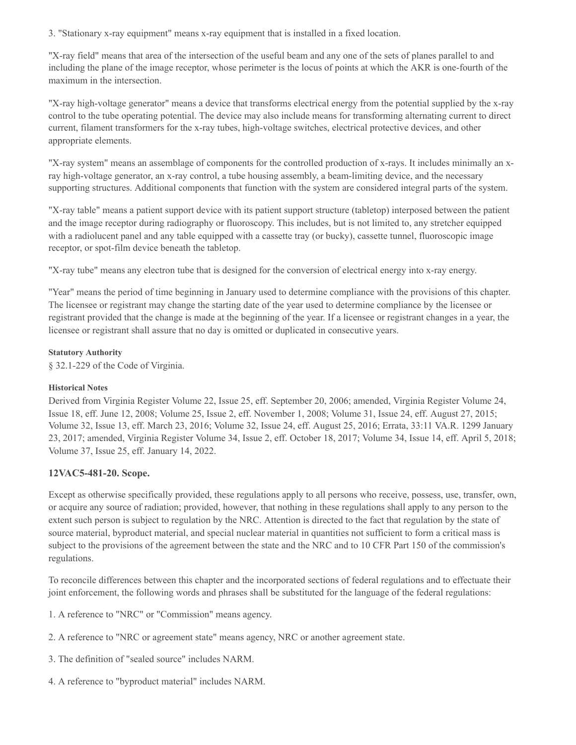3. "Stationary x-ray equipment" means x-ray equipment that is installed in a fixed location.

"X-ray field" means that area of the intersection of the useful beam and any one of the sets of planes parallel to and including the plane of the image receptor, whose perimeter is the locus of points at which the AKR is one-fourth of the maximum in the intersection.

"X-ray high-voltage generator" means a device that transforms electrical energy from the potential supplied by the x-ray control to the tube operating potential. The device may also include means for transforming alternating current to direct current, filament transformers for the x-ray tubes, high-voltage switches, electrical protective devices, and other appropriate elements.

"X-ray system" means an assemblage of components for the controlled production of x-rays. It includes minimally an x-ray high-voltage generator, an x-ray control, a tube housing assembly, a beam-limiting device, and the necessary supporting structures. Additional components that function with the system are considered integral parts of the system.

"X-ray table" means a patient support device with its patient support structure (tabletop) interposed between the patient and the image receptor during radiography or fluoroscopy. This includes, but is not limited to, any stretcher equipped with a radiolucent panel and any table equipped with a cassette tray (or bucky), cassette tunnel, fluoroscopic image receptor, or spot-film device beneath the tabletop.

"X-ray tube" means any electron tube that is designed for the conversion of electrical energy into x-ray energy.

"Year" means the period of time beginning in January used to determine compliance with the provisions of this chapter. The licensee or registrant may change the starting date of the year used to determine compliance by the licensee or registrant provided that the change is made at the beginning of the year. If a licensee or registrant changes in a year, the licensee or registrant shall assure that no day is omitted or duplicated in consecutive years.

**Statutory Authority**

§ 32.1-229 of the Code of Virginia.

**Historical Notes**

Derived from Virginia Register Volume 22, Issue 25, eff. September 20, 2006; amended, Virginia Register Volume 24, Issue 18, eff. June 12, 2008; Volume 25, Issue 2, eff. November 1, 2008; Volume 31, Issue 24, eff. August 27, 2015; Volume 32, Issue 13, eff. March 23, 2016; Volume 32, Issue 24, eff. August 25, 2016; Errata, 33:11 VA.R. 1299 January 23, 2017; amended, Virginia Register Volume 34, Issue 2, eff. October 18, 2017; Volume 34, Issue 14, eff. April 5, 2018; Volume 37, Issue 25, eff. January 14, 2022.

### 12VAC5-481-20. Scope.

Except as otherwise specifically provided, these regulations apply to all persons who receive, possess, use, transfer, own, or acquire any source of radiation; provided, however, that nothing in these regulations shall apply to any person to the extent such person is subject to regulation by the NRC. Attention is directed to the fact that regulation by the state of source material, byproduct material, and special nuclear material in quantities not sufficient to form a critical mass is subject to the provisions of the agreement between the state and the NRC and to 10 CFR Part 150 of the commission's regulations.

To reconcile differences between this chapter and the incorporated sections of federal regulations and to effectuate their joint enforcement, the following words and phrases shall be substituted for the language of the federal regulations:

1. A reference to "NRC" or "Commission" means agency.

2. A reference to "NRC or agreement state" means agency, NRC or another agreement state.

3. The definition of "sealed source" includes NARM.

4. A reference to "byproduct material" includes NARM.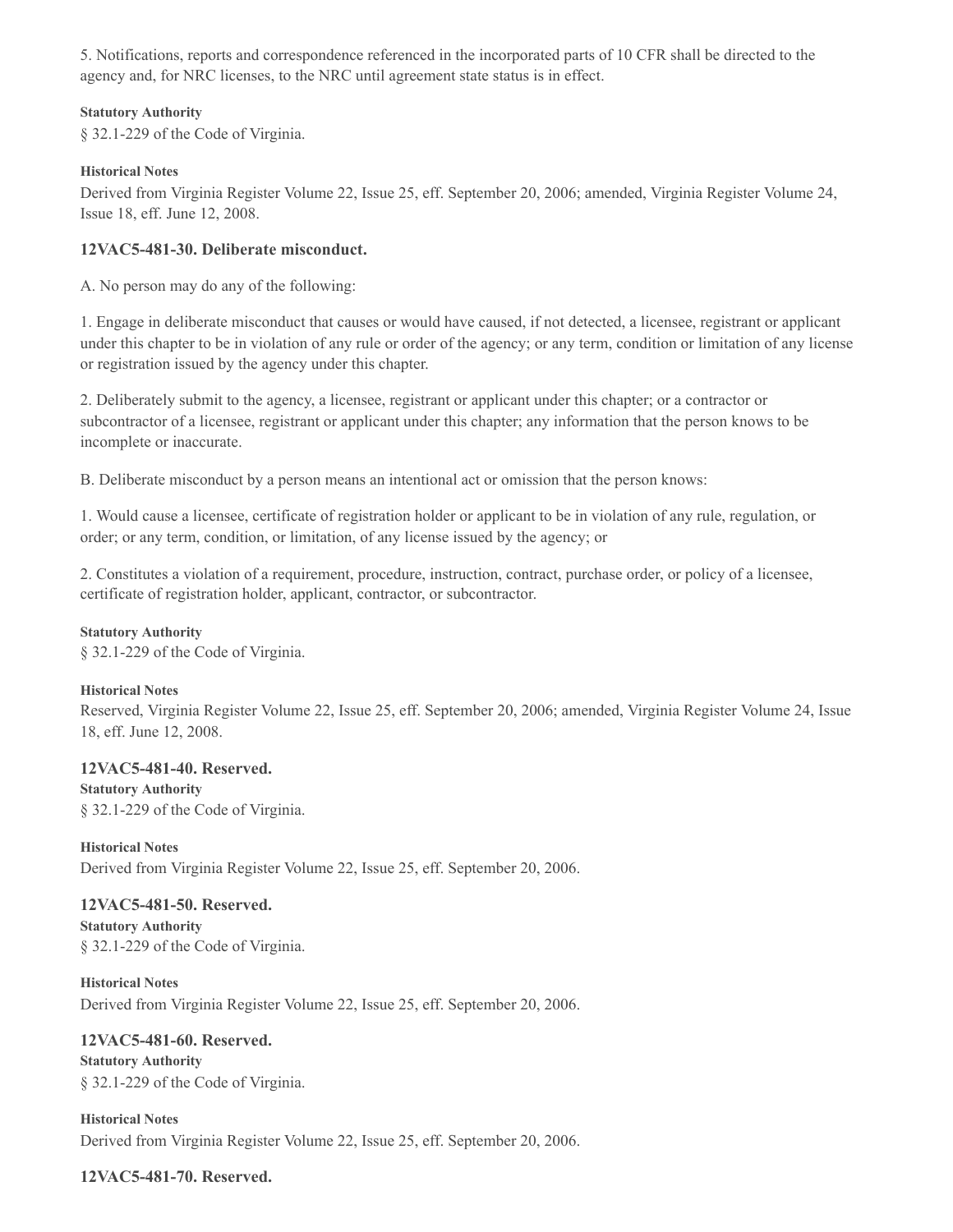5. Notifications, reports and correspondence referenced in the incorporated parts of 10 CFR shall be directed to the agency and, for NRC licenses, to the NRC until agreement state status is in effect.

**Statutory Authority**

§ 32.1-229 of the Code of Virginia.

**Historical Notes**

Derived from Virginia Register Volume 22, Issue 25, eff. September 20, 2006; amended, Virginia Register Volume 24, Issue 18, eff. June 12, 2008.

### 12VAC5-481-30. Deliberate misconduct.

A. No person may do any of the following:

1. Engage in deliberate misconduct that causes or would have caused, if not detected, a licensee, registrant or applicant under this chapter to be in violation of any rule or order of the agency; or any term, condition or limitation of any license or registration issued by the agency under this chapter.

2. Deliberately submit to the agency, a licensee, registrant or applicant under this chapter; or a contractor or subcontractor of a licensee, registrant or applicant under this chapter; any information that the person knows to be incomplete or inaccurate.

B. Deliberate misconduct by a person means an intentional act or omission that the person knows:

1. Would cause a licensee, certificate of registration holder or applicant to be in violation of any rule, regulation, or order; or any term, condition, or limitation, of any license issued by the agency; or

2. Constitutes a violation of a requirement, procedure, instruction, contract, purchase order, or policy of a licensee, certificate of registration holder, applicant, contractor, or subcontractor.

**Statutory Authority**

§ 32.1-229 of the Code of Virginia.

**Historical Notes**

Reserved, Virginia Register Volume 22, Issue 25, eff. September 20, 2006; amended, Virginia Register Volume 24, Issue 18, eff. June 12, 2008.

### 12VAC5-481-40. Reserved.

**Statutory Authority**

§ 32.1-229 of the Code of Virginia.

**Historical Notes**

Derived from Virginia Register Volume 22, Issue 25, eff. September 20, 2006.

### 12VAC5-481-50. Reserved.

**Statutory Authority**

§ 32.1-229 of the Code of Virginia.

**Historical Notes**

Derived from Virginia Register Volume 22, Issue 25, eff. September 20, 2006.

### 12VAC5-481-60. Reserved.

**Statutory Authority**

§ 32.1-229 of the Code of Virginia.

**Historical Notes**

Derived from Virginia Register Volume 22, Issue 25, eff. September 20, 2006.

### 12VAC5-481-70. Reserved.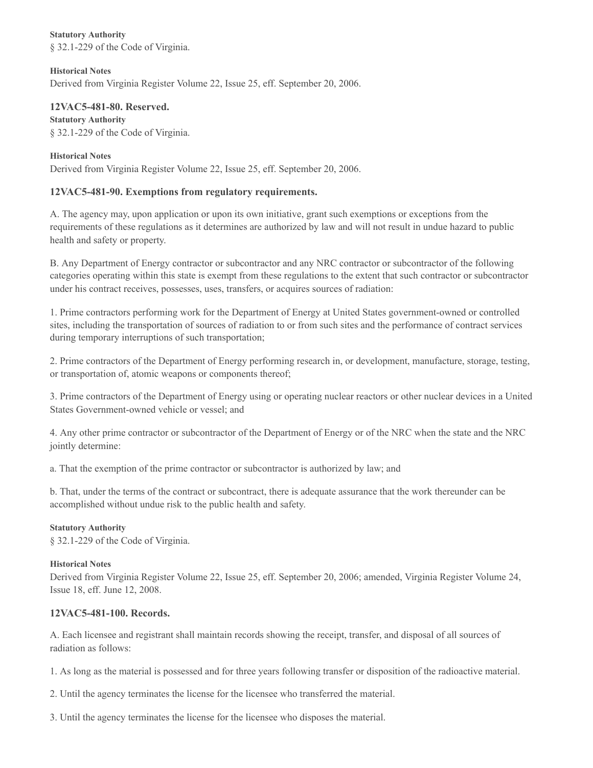**Statutory Authority**

§ 32.1-229 of the Code of Virginia.

**Historical Notes**

Derived from Virginia Register Volume 22, Issue 25, eff. September 20, 2006.

### 12VAC5-481-80. Reserved.

**Statutory Authority**

§ 32.1-229 of the Code of Virginia.

**Historical Notes**

Derived from Virginia Register Volume 22, Issue 25, eff. September 20, 2006.

### 12VAC5-481-90. Exemptions from regulatory requirements.

A. The agency may, upon application or upon its own initiative, grant such exemptions or exceptions from the requirements of these regulations as it determines are authorized by law and will not result in undue hazard to public health and safety or property.

B. Any Department of Energy contractor or subcontractor and any NRC contractor or subcontractor of the following categories operating within this state is exempt from these regulations to the extent that such contractor or subcontractor under his contract receives, possesses, uses, transfers, or acquires sources of radiation:

1. Prime contractors performing work for the Department of Energy at United States government-owned or controlled sites, including the transportation of sources of radiation to or from such sites and the performance of contract services during temporary interruptions of such transportation;

2. Prime contractors of the Department of Energy performing research in, or development, manufacture, storage, testing, or transportation of, atomic weapons or components thereof;

3. Prime contractors of the Department of Energy using or operating nuclear reactors or other nuclear devices in a United States Government-owned vehicle or vessel; and

4. Any other prime contractor or subcontractor of the Department of Energy or of the NRC when the state and the NRC jointly determine:

a. That the exemption of the prime contractor or subcontractor is authorized by law; and

b. That, under the terms of the contract or subcontract, there is adequate assurance that the work thereunder can be accomplished without undue risk to the public health and safety.

**Statutory Authority**

§ 32.1-229 of the Code of Virginia.

**Historical Notes**

Derived from Virginia Register Volume 22, Issue 25, eff. September 20, 2006; amended, Virginia Register Volume 24, Issue 18, eff. June 12, 2008.

### 12VAC5-481-100. Records.

A. Each licensee and registrant shall maintain records showing the receipt, transfer, and disposal of all sources of radiation as follows:

1. As long as the material is possessed and for three years following transfer or disposition of the radioactive material.

2. Until the agency terminates the license for the licensee who transferred the material.

3. Until the agency terminates the license for the licensee who disposes the material.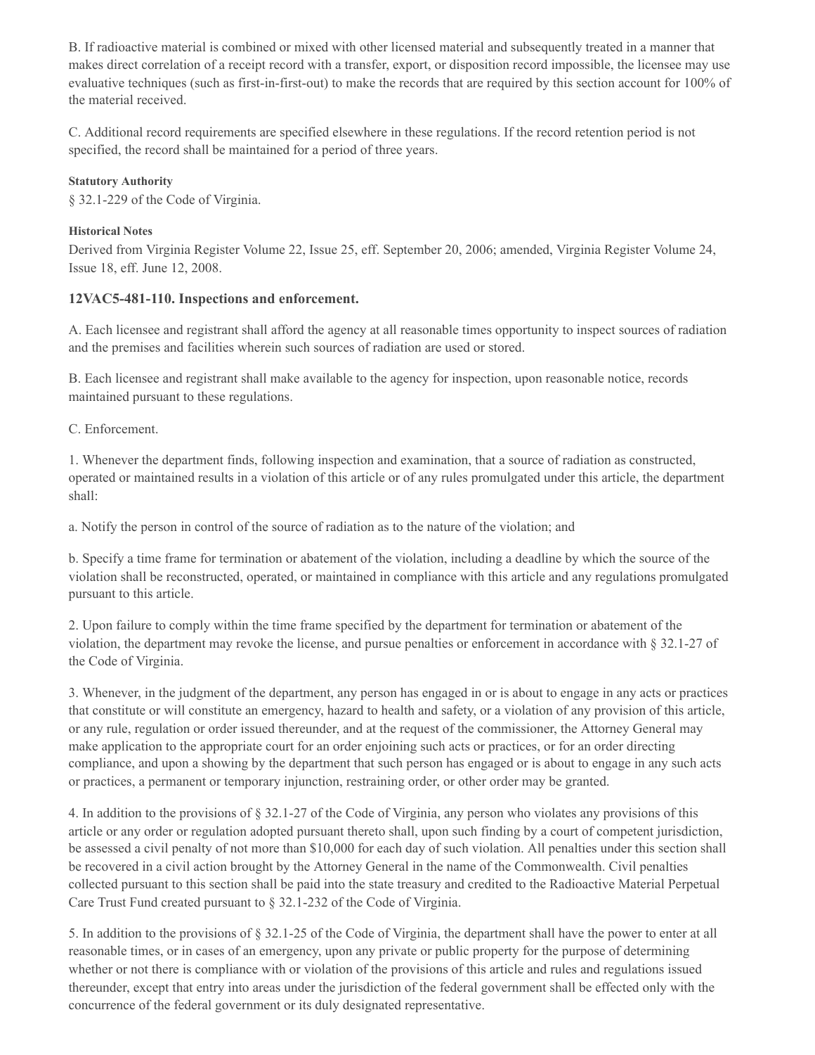B. If radioactive material is combined or mixed with other licensed material and subsequently treated in a manner that makes direct correlation of a receipt record with a transfer, export, or disposition record impossible, the licensee may use evaluative techniques (such as first-in-first-out) to make the records that are required by this section account for 100% of the material received.

C. Additional record requirements are specified elsewhere in these regulations. If the record retention period is not specified, the record shall be maintained for a period of three years.

**Statutory Authority**

§ 32.1-229 of the Code of Virginia.

**Historical Notes**

Derived from Virginia Register Volume 22, Issue 25, eff. September 20, 2006; amended, Virginia Register Volume 24, Issue 18, eff. June 12, 2008.

### 12VAC5-481-110. Inspections and enforcement.

A. Each licensee and registrant shall afford the agency at all reasonable times opportunity to inspect sources of radiation and the premises and facilities wherein such sources of radiation are used or stored.

B. Each licensee and registrant shall make available to the agency for inspection, upon reasonable notice, records maintained pursuant to these regulations.

C. Enforcement.

1. Whenever the department finds, following inspection and examination, that a source of radiation as constructed, operated or maintained results in a violation of this article or of any rules promulgated under this article, the department shall:

a. Notify the person in control of the source of radiation as to the nature of the violation; and

b. Specify a time frame for termination or abatement of the violation, including a deadline by which the source of the violation shall be reconstructed, operated, or maintained in compliance with this article and any regulations promulgated pursuant to this article.

2. Upon failure to comply within the time frame specified by the department for termination or abatement of the violation, the department may revoke the license, and pursue penalties or enforcement in accordance with § 32.1-27 of the Code of Virginia.

3. Whenever, in the judgment of the department, any person has engaged in or is about to engage in any acts or practices that constitute or will constitute an emergency, hazard to health and safety, or a violation of any provision of this article, or any rule, regulation or order issued thereunder, and at the request of the commissioner, the Attorney General may make application to the appropriate court for an order enjoining such acts or practices, or for an order directing compliance, and upon a showing by the department that such person has engaged or is about to engage in any such acts or practices, a permanent or temporary injunction, restraining order, or other order may be granted.

4. In addition to the provisions of § 32.1-27 of the Code of Virginia, any person who violates any provisions of this article or any order or regulation adopted pursuant thereto shall, upon such finding by a court of competent jurisdiction, be assessed a civil penalty of not more than $10,000 for each day of such violation. All penalties under this section shall be recovered in a civil action brought by the Attorney General in the name of the Commonwealth. Civil penalties collected pursuant to this section shall be paid into the state treasury and credited to the Radioactive Material Perpetual Care Trust Fund created pursuant to § 32.1-232 of the Code of Virginia.

5. In addition to the provisions of § 32.1-25 of the Code of Virginia, the department shall have the power to enter at all reasonable times, or in cases of an emergency, upon any private or public property for the purpose of determining whether or not there is compliance with or violation of the provisions of this article and rules and regulations issued thereunder, except that entry into areas under the jurisdiction of the federal government shall be effected only with the concurrence of the federal government or its duly designated representative.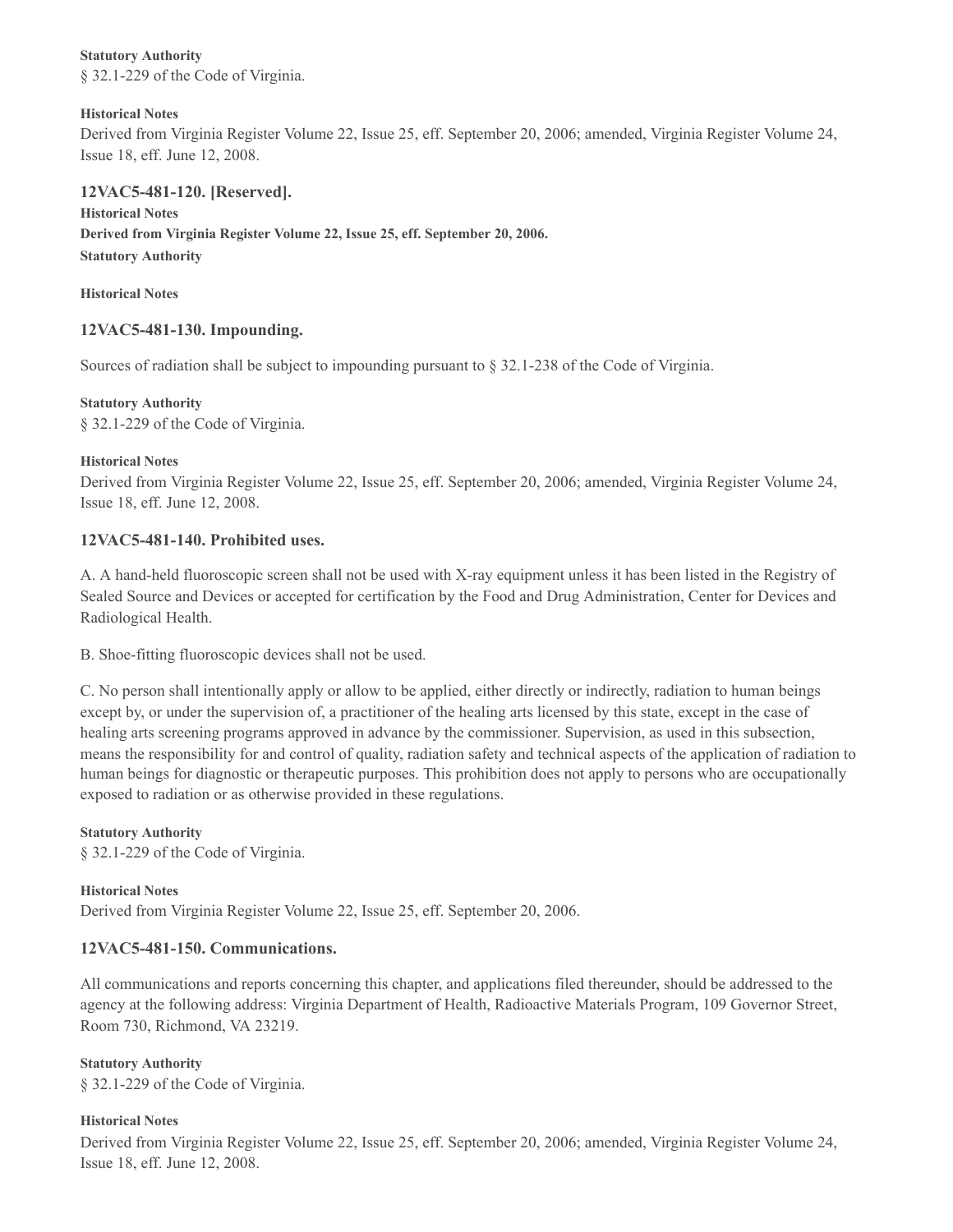**Statutory Authority**

§ 32.1-229 of the Code of Virginia.

**Historical Notes**

Derived from Virginia Register Volume 22, Issue 25, eff. September 20, 2006; amended, Virginia Register Volume 24, Issue 18, eff. June 12, 2008.

### 12VAC5-481-120. [Reserved].

**Historical Notes**

**Derived from Virginia Register Volume 22, Issue 25, eff. September 20, 2006.**

**Statutory Authority**

**Historical Notes**

### 12VAC5-481-130. Impounding.

Sources of radiation shall be subject to impounding pursuant to § 32.1-238 of the Code of Virginia.

**Statutory Authority**

§ 32.1-229 of the Code of Virginia.

**Historical Notes**

Derived from Virginia Register Volume 22, Issue 25, eff. September 20, 2006; amended, Virginia Register Volume 24, Issue 18, eff. June 12, 2008.

### 12VAC5-481-140. Prohibited uses.

A. A hand-held fluoroscopic screen shall not be used with X-ray equipment unless it has been listed in the Registry of Sealed Source and Devices or accepted for certification by the Food and Drug Administration, Center for Devices and Radiological Health.

B. Shoe-fitting fluoroscopic devices shall not be used.

C. No person shall intentionally apply or allow to be applied, either directly or indirectly, radiation to human beings except by, or under the supervision of, a practitioner of the healing arts licensed by this state, except in the case of healing arts screening programs approved in advance by the commissioner. Supervision, as used in this subsection, means the responsibility for and control of quality, radiation safety and technical aspects of the application of radiation to human beings for diagnostic or therapeutic purposes. This prohibition does not apply to persons who are occupationally exposed to radiation or as otherwise provided in these regulations.

**Statutory Authority**

§ 32.1-229 of the Code of Virginia.

**Historical Notes**

Derived from Virginia Register Volume 22, Issue 25, eff. September 20, 2006.

### 12VAC5-481-150. Communications.

All communications and reports concerning this chapter, and applications filed thereunder, should be addressed to the agency at the following address: Virginia Department of Health, Radioactive Materials Program, 109 Governor Street, Room 730, Richmond, VA 23219.

**Statutory Authority**

§ 32.1-229 of the Code of Virginia.

**Historical Notes**

Derived from Virginia Register Volume 22, Issue 25, eff. September 20, 2006; amended, Virginia Register Volume 24, Issue 18, eff. June 12, 2008.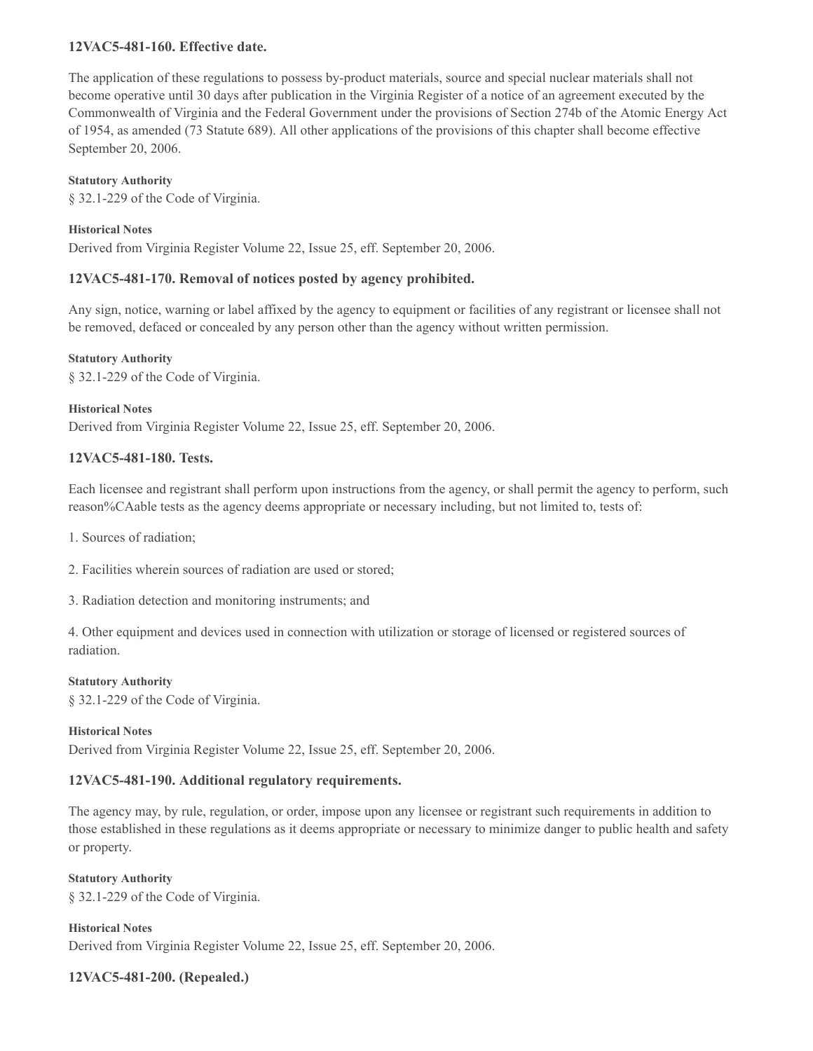### 12VAC5-481-160. Effective date.

The application of these regulations to possess by-product materials, source and special nuclear materials shall not become operative until 30 days after publication in the Virginia Register of a notice of an agreement executed by the Commonwealth of Virginia and the Federal Government under the provisions of Section 274b of the Atomic Energy Act of 1954, as amended (73 Statute 689). All other applications of the provisions of this chapter shall become effective September 20, 2006.

**Statutory Authority**

§ 32.1-229 of the Code of Virginia.

**Historical Notes**

Derived from Virginia Register Volume 22, Issue 25, eff. September 20, 2006.

### 12VAC5-481-170. Removal of notices posted by agency prohibited.

Any sign, notice, warning or label affixed by the agency to equipment or facilities of any registrant or licensee shall not be removed, defaced or concealed by any person other than the agency without written permission.

**Statutory Authority**

§ 32.1-229 of the Code of Virginia.

**Historical Notes**

Derived from Virginia Register Volume 22, Issue 25, eff. September 20, 2006.

### 12VAC5-481-180. Tests.

Each licensee and registrant shall perform upon instructions from the agency, or shall permit the agency to perform, such reason%CAable tests as the agency deems appropriate or necessary including, but not limited to, tests of:

1. Sources of radiation;

2. Facilities wherein sources of radiation are used or stored;

3. Radiation detection and monitoring instruments; and

4. Other equipment and devices used in connection with utilization or storage of licensed or registered sources of radiation.

**Statutory Authority**

§ 32.1-229 of the Code of Virginia.

**Historical Notes**

Derived from Virginia Register Volume 22, Issue 25, eff. September 20, 2006.

### 12VAC5-481-190. Additional regulatory requirements.

The agency may, by rule, regulation, or order, impose upon any licensee or registrant such requirements in addition to those established in these regulations as it deems appropriate or necessary to minimize danger to public health and safety or property.

**Statutory Authority**

§ 32.1-229 of the Code of Virginia.

**Historical Notes**

Derived from Virginia Register Volume 22, Issue 25, eff. September 20, 2006.

### 12VAC5-481-200. (Repealed.)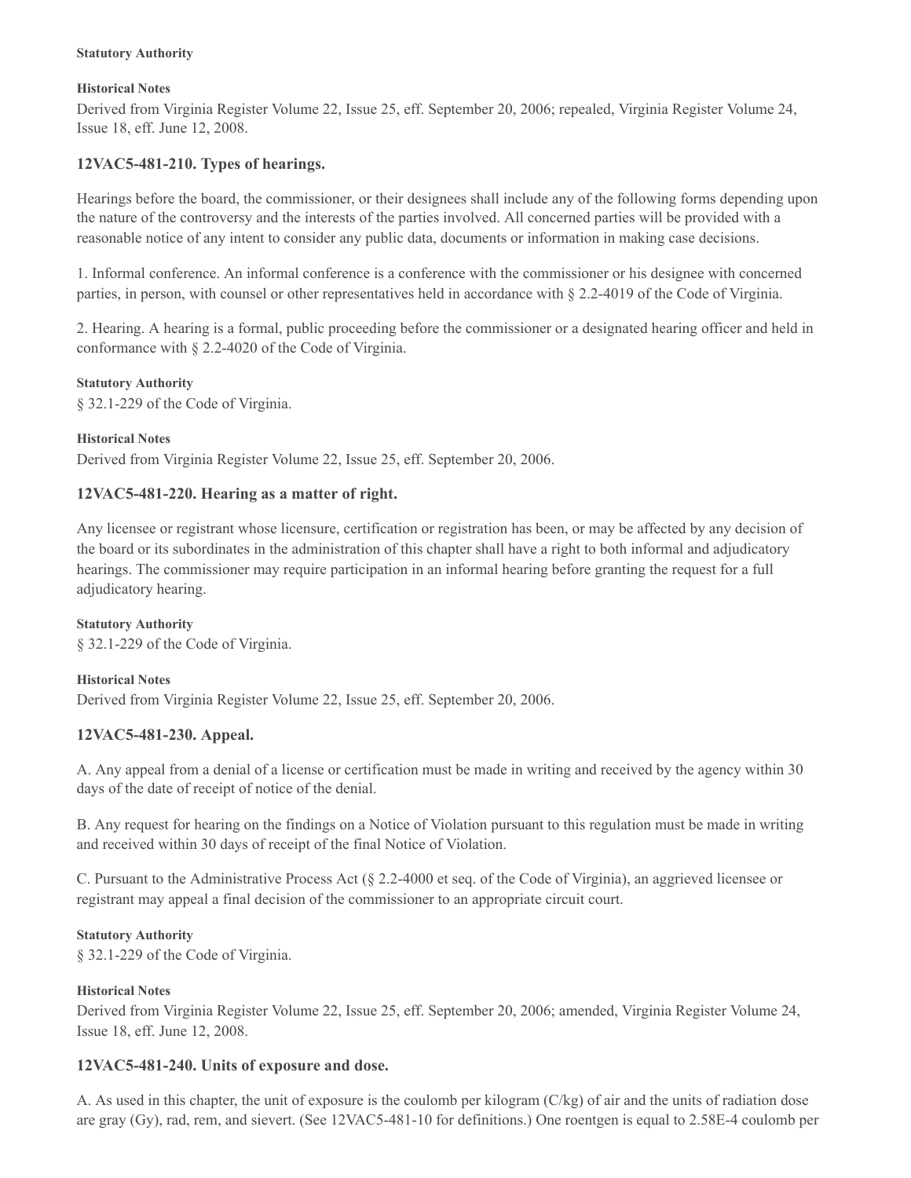**Statutory Authority**

**Historical Notes**

Derived from Virginia Register Volume 22, Issue 25, eff. September 20, 2006; repealed, Virginia Register Volume 24, Issue 18, eff. June 12, 2008.

### 12VAC5-481-210. Types of hearings.

Hearings before the board, the commissioner, or their designees shall include any of the following forms depending upon the nature of the controversy and the interests of the parties involved. All concerned parties will be provided with a reasonable notice of any intent to consider any public data, documents or information in making case decisions.

1. Informal conference. An informal conference is a conference with the commissioner or his designee with concerned parties, in person, with counsel or other representatives held in accordance with § 2.2-4019 of the Code of Virginia.

2. Hearing. A hearing is a formal, public proceeding before the commissioner or a designated hearing officer and held in conformance with § 2.2-4020 of the Code of Virginia.

**Statutory Authority**

§ 32.1-229 of the Code of Virginia.

**Historical Notes**

Derived from Virginia Register Volume 22, Issue 25, eff. September 20, 2006.

### 12VAC5-481-220. Hearing as a matter of right.

Any licensee or registrant whose licensure, certification or registration has been, or may be affected by any decision of the board or its subordinates in the administration of this chapter shall have a right to both informal and adjudicatory hearings. The commissioner may require participation in an informal hearing before granting the request for a full adjudicatory hearing.

**Statutory Authority**

§ 32.1-229 of the Code of Virginia.

**Historical Notes**

Derived from Virginia Register Volume 22, Issue 25, eff. September 20, 2006.

### 12VAC5-481-230. Appeal.

A. Any appeal from a denial of a license or certification must be made in writing and received by the agency within 30 days of the date of receipt of notice of the denial.

B. Any request for hearing on the findings on a Notice of Violation pursuant to this regulation must be made in writing and received within 30 days of receipt of the final Notice of Violation.

C. Pursuant to the Administrative Process Act (§ 2.2-4000 et seq. of the Code of Virginia), an aggrieved licensee or registrant may appeal a final decision of the commissioner to an appropriate circuit court.

**Statutory Authority**

§ 32.1-229 of the Code of Virginia.

**Historical Notes**

Derived from Virginia Register Volume 22, Issue 25, eff. September 20, 2006; amended, Virginia Register Volume 24, Issue 18, eff. June 12, 2008.

### 12VAC5-481-240. Units of exposure and dose.

A. As used in this chapter, the unit of exposure is the coulomb per kilogram (C/kg) of air and the units of radiation dose are gray (Gy), rad, rem, and sievert. (See 12VAC5-481-10 for definitions.) One roentgen is equal to 2.58E-4 coulomb per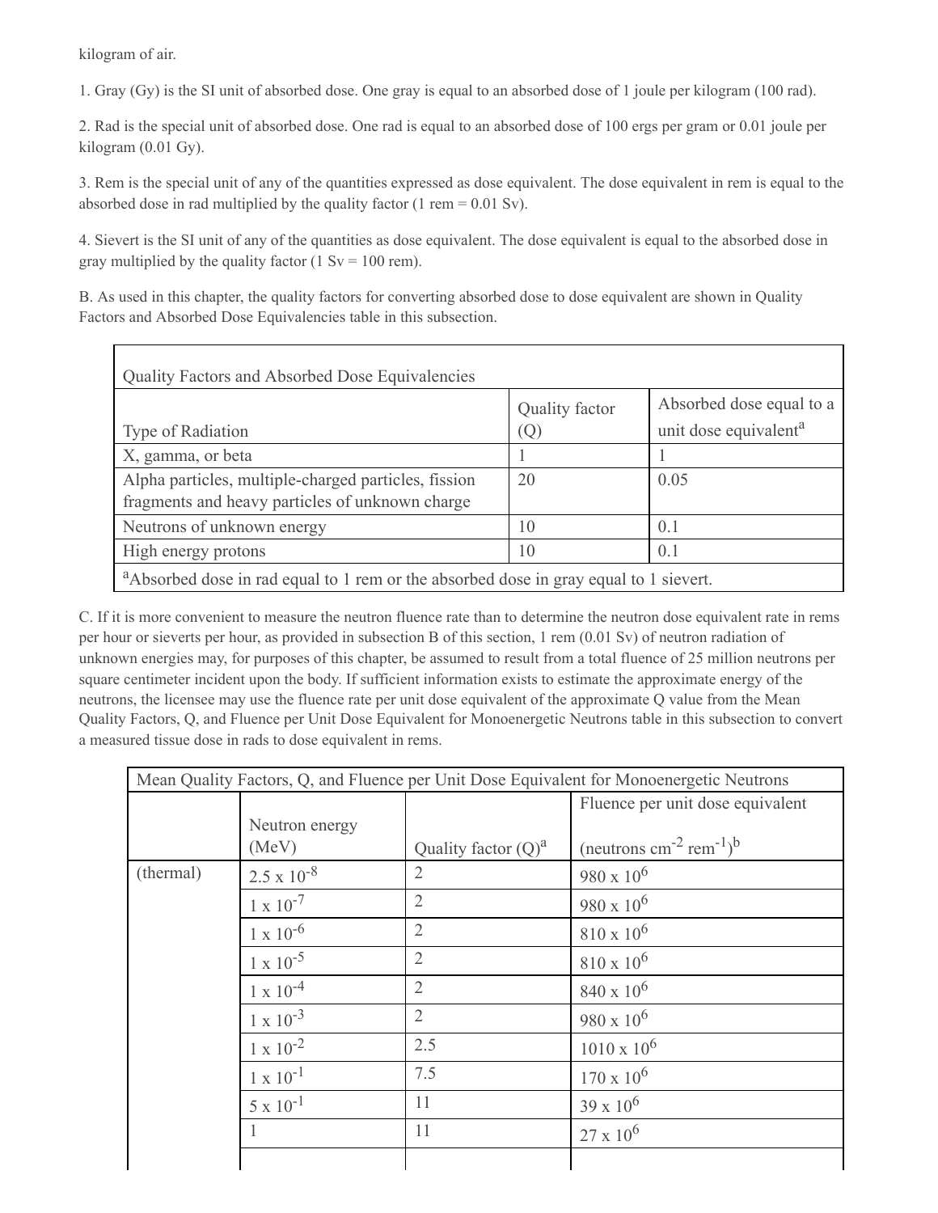kilogram of air.

1. Gray (Gy) is the SI unit of absorbed dose. One gray is equal to an absorbed dose of 1 joule per kilogram (100 rad).

2. Rad is the special unit of absorbed dose. One rad is equal to an absorbed dose of 100 ergs per gram or 0.01 joule per kilogram (0.01 Gy).

3. Rem is the special unit of any of the quantities expressed as dose equivalent. The dose equivalent in rem is equal to the absorbed dose in rad multiplied by the quality factor (1 rem = 0.01 Sv).

4. Sievert is the SI unit of any of the quantities as dose equivalent. The dose equivalent is equal to the absorbed dose in gray multiplied by the quality factor (1 Sv = 100 rem).

B. As used in this chapter, the quality factors for converting absorbed dose to dose equivalent are shown in Quality Factors and Absorbed Dose Equivalencies table in this subsection.

| Quality Factors and Absorbed Dose Equivalencies | | |
|---|---|---|
| Type of Radiation | Quality factor (Q) | Absorbed dose equal to a unit dose equivalent[a] |
| X, gamma, or beta | 1 | 1 |
| Alpha particles, multiple-charged particles, fission fragments and heavy particles of unknown charge | 20 | 0.05 |
| Neutrons of unknown energy | 10 | 0.1 |
| High energy protons | 10 | 0.1 |
| [a]Absorbed dose in rad equal to 1 rem or the absorbed dose in gray equal to 1 sievert. | | |

C. If it is more convenient to measure the neutron fluence rate than to determine the neutron dose equivalent rate in rems per hour or sieverts per hour, as provided in subsection B of this section, 1 rem (0.01 Sv) of neutron radiation of unknown energies may, for purposes of this chapter, be assumed to result from a total fluence of 25 million neutrons per square centimeter incident upon the body. If sufficient information exists to estimate the approximate energy of the neutrons, the licensee may use the fluence rate per unit dose equivalent of the approximate Q value from the Mean Quality Factors, Q, and Fluence per Unit Dose Equivalent for Monoenergetic Neutrons table in this subsection to convert a measured tissue dose in rads to dose equivalent in rems.

| Mean Quality Factors, Q, and Fluence per Unit Dose Equivalent for Monoenergetic Neutrons | | | |
|---|---|---|---|
| | Neutron energy (MeV) | Quality factor (Q)[a] | Fluence per unit dose equivalent (neutrons $cm^{-2}$ $rem^{-1}$)[b] |
| (thermal) | $2.5 \times 10^{-8}$ | 2 | $980 \times 10^{6}$ |
| | $1 \times 10^{-7}$ | 2 | $980 \times 10^{6}$ |
| | $1 \times 10^{-6}$ | 2 | $810 \times 10^{6}$ |
| | $1 \times 10^{-5}$ | 2 | $810 \times 10^{6}$ |
| | $1 \times 10^{-4}$ | 2 | $840 \times 10^{6}$ |
| | $1 \times 10^{-3}$ | 2 | $980 \times 10^{6}$ |
| | $1 \times 10^{-2}$ | 2.5 | $1010 \times 10^{6}$ |
| | $1 \times 10^{-1}$ | 7.5 | $170 \times 10^{6}$ |
| | $5 \times 10^{-1}$ | 11 | $39 \times 10^{6}$ |
| | 1 | 11 | $27 \times 10^{6}$ |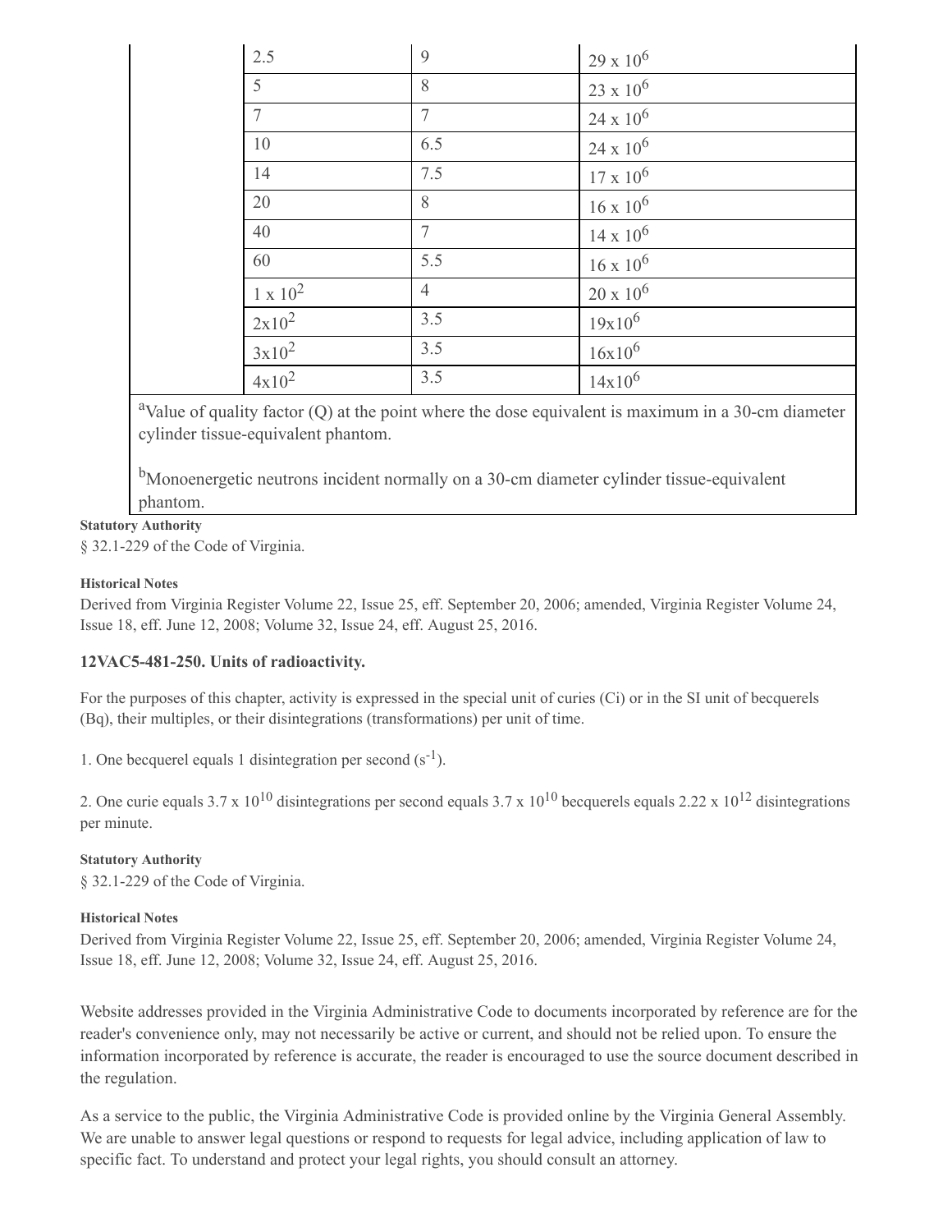| | | |
|---|---|---|
| 2.5 | 9 | $29 \times 10^6$ |
| 5 | 8 | $23 \times 10^6$ |
| 7 | 7 | $24 \times 10^6$ |
| 10 | 6.5 | $24 \times 10^6$ |
| 14 | 7.5 | $17 \times 10^6$ |
| 20 | 8 | $16 \times 10^6$ |
| 40 | 7 | $14 \times 10^6$ |
| 60 | 5.5 | $16 \times 10^6$ |
| $1 \times 10^2$ | 4 | $20 \times 10^6$ |
| $2 \times 10^2$ | 3.5 | $19 \times 10^6$ |
| $3 \times 10^2$ | 3.5 | $16 \times 10^6$ |
| $4 \times 10^2$ | 3.5 | $14 \times 10^6$ |

[a]Value of quality factor (Q) at the point where the dose equivalent is maximum in a 30-cm diameter cylinder tissue-equivalent phantom.

[b]Monoenergetic neutrons incident normally on a 30-cm diameter cylinder tissue-equivalent phantom.

**Statutory Authority**

§ 32.1-229 of the Code of Virginia.

**Historical Notes**

Derived from Virginia Register Volume 22, Issue 25, eff. September 20, 2006; amended, Virginia Register Volume 24, Issue 18, eff. June 12, 2008; Volume 32, Issue 24, eff. August 25, 2016.

### 12VAC5-481-250. Units of radioactivity.

For the purposes of this chapter, activity is expressed in the special unit of curies (Ci) or in the SI unit of becquerels (Bq), their multiples, or their disintegrations (transformations) per unit of time.

1. One becquerel equals 1 disintegration per second ($s^{-1}$).

2. One curie equals $3.7 \times 10^{10}$ disintegrations per second equals $3.7 \times 10^{10}$ becquerels equals $2.22 \times 10^{12}$ disintegrations per minute.

**Statutory Authority**

§ 32.1-229 of the Code of Virginia.

**Historical Notes**

Derived from Virginia Register Volume 22, Issue 25, eff. September 20, 2006; amended, Virginia Register Volume 24, Issue 18, eff. June 12, 2008; Volume 32, Issue 24, eff. August 25, 2016.

Website addresses provided in the Virginia Administrative Code to documents incorporated by reference are for the reader's convenience only, may not necessarily be active or current, and should not be relied upon. To ensure the information incorporated by reference is accurate, the reader is encouraged to use the source document described in the regulation.

As a service to the public, the Virginia Administrative Code is provided online by the Virginia General Assembly. We are unable to answer legal questions or respond to requests for legal advice, including application of law to specific fact. To understand and protect your legal rights, you should consult an attorney.